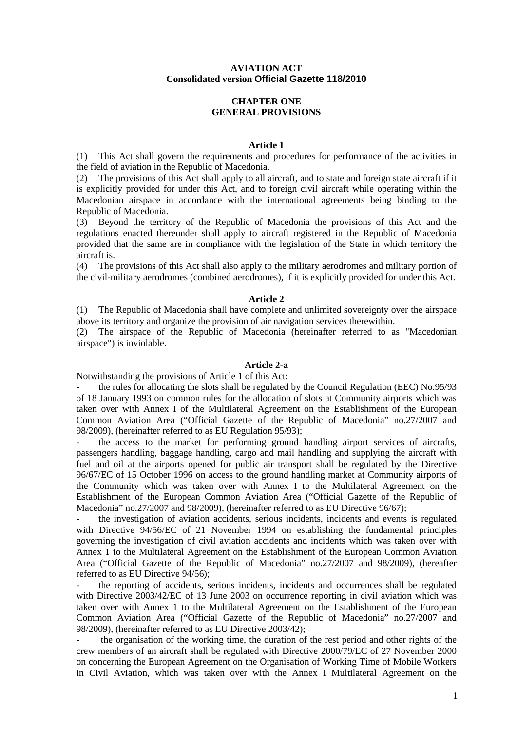# AVIATION ACT
## Consolidated version Official Gazette 118/2010

## CHAPTER ONE
## GENERAL PROVISIONS

### Article 1

(1) This Act shall govern the requirements and procedures for performance of the activities in the field of aviation in the Republic of Macedonia.

(2) The provisions of this Act shall apply to all aircraft, and to state and foreign state aircraft if it is explicitly provided for under this Act, and to foreign civil aircraft while operating within the Macedonian airspace in accordance with the international agreements being binding to the Republic of Macedonia.

(3) Beyond the territory of the Republic of Macedonia the provisions of this Act and the regulations enacted thereunder shall apply to aircraft registered in the Republic of Macedonia provided that the same are in compliance with the legislation of the State in which territory the aircraft is.

(4) The provisions of this Act shall also apply to the military aerodromes and military portion of the civil-military aerodromes (combined aerodromes), if it is explicitly provided for under this Act.

### Article 2

(1) The Republic of Macedonia shall have complete and unlimited sovereignty over the airspace above its territory and organize the provision of air navigation services therewithin.

(2) The airspace of the Republic of Macedonia (hereinafter referred to as "Macedonian airspace") is inviolable.

### Article 2-a

Notwithstanding the provisions of Article 1 of this Act:

- the rules for allocating the slots shall be regulated by the Council Regulation (EEC) No.95/93 of 18 January 1993 on common rules for the allocation of slots at Community airports which was taken over with Annex I of the Multilateral Agreement on the Establishment of the European Common Aviation Area ("Official Gazette of the Republic of Macedonia" no.27/2007 and 98/2009), (hereinafter referred to as EU Regulation 95/93);
- the access to the market for performing ground handling airport services of aircrafts, passengers handling, baggage handling, cargo and mail handling and supplying the aircraft with fuel and oil at the airports opened for public air transport shall be regulated by the Directive 96/67/EC of 15 October 1996 on access to the ground handling market at Community airports of the Community which was taken over with Annex I to the Multilateral Agreement on the Establishment of the European Common Aviation Area ("Official Gazette of the Republic of Macedonia" no.27/2007 and 98/2009), (hereinafter referred to as EU Directive 96/67);
- the investigation of aviation accidents, serious incidents, incidents and events is regulated with Directive 94/56/EC of 21 November 1994 on establishing the fundamental principles governing the investigation of civil aviation accidents and incidents which was taken over with Annex 1 to the Multilateral Agreement on the Establishment of the European Common Aviation Area ("Official Gazette of the Republic of Macedonia" no.27/2007 and 98/2009), (hereafter referred to as EU Directive 94/56);
- the reporting of accidents, serious incidents, incidents and occurrences shall be regulated with Directive 2003/42/EC of 13 June 2003 on occurrence reporting in civil aviation which was taken over with Annex 1 to the Multilateral Agreement on the Establishment of the European Common Aviation Area ("Official Gazette of the Republic of Macedonia" no.27/2007 and 98/2009), (hereinafter referred to as EU Directive 2003/42);
- the organisation of the working time, the duration of the rest period and other rights of the crew members of an aircraft shall be regulated with Directive 2000/79/EC of 27 November 2000 on concerning the European Agreement on the Organisation of Working Time of Mobile Workers in Civil Aviation, which was taken over with the Annex I Multilateral Agreement on the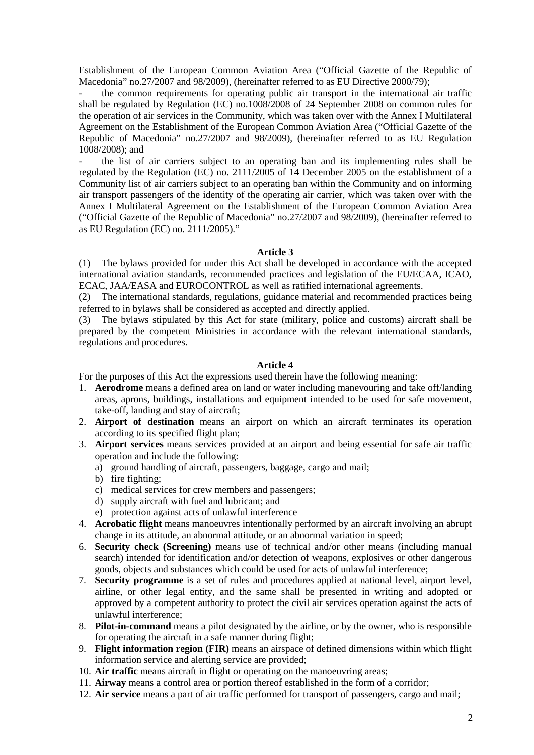Establishment of the European Common Aviation Area ("Official Gazette of the Republic of Macedonia" no.27/2007 and 98/2009), (hereinafter referred to as EU Directive 2000/79);

- the common requirements for operating public air transport in the international air traffic shall be regulated by Regulation (EC) no.1008/2008 of 24 September 2008 on common rules for the operation of air services in the Community, which was taken over with the Annex I Multilateral Agreement on the Establishment of the European Common Aviation Area ("Official Gazette of the Republic of Macedonia" no.27/2007 and 98/2009), (hereinafter referred to as EU Regulation 1008/2008); and

- the list of air carriers subject to an operating ban and its implementing rules shall be regulated by the Regulation (EC) no. 2111/2005 of 14 December 2005 on the establishment of a Community list of air carriers subject to an operating ban within the Community and on informing air transport passengers of the identity of the operating air carrier, which was taken over with the Annex I Multilateral Agreement on the Establishment of the European Common Aviation Area ("Official Gazette of the Republic of Macedonia" no.27/2007 and 98/2009), (hereinafter referred to as EU Regulation (EC) no. 2111/2005)."

**Article 3**

(1) The bylaws provided for under this Act shall be developed in accordance with the accepted international aviation standards, recommended practices and legislation of the EU/ECAA, ICAO, ECAC, JAA/EASA and EUROCONTROL as well as ratified international agreements.

(2) The international standards, regulations, guidance material and recommended practices being referred to in bylaws shall be considered as accepted and directly applied.

(3) The bylaws stipulated by this Act for state (military, police and customs) aircraft shall be prepared by the competent Ministries in accordance with the relevant international standards, regulations and procedures.

**Article 4**

For the purposes of this Act the expressions used therein have the following meaning:

1. **Aerodrome** means a defined area on land or water including manevouring and take off/landing areas, aprons, buildings, installations and equipment intended to be used for safe movement, take-off, landing and stay of aircraft;
2. **Airport of destination** means an airport on which an aircraft terminates its operation according to its specified flight plan;
3. **Airport services** means services provided at an airport and being essential for safe air traffic operation and include the following:
   a) ground handling of aircraft, passengers, baggage, cargo and mail;
   b) fire fighting;
   c) medical services for crew members and passengers;
   d) supply aircraft with fuel and lubricant; and
   e) protection against acts of unlawful interference
4. **Acrobatic flight** means manoeuvres intentionally performed by an aircraft involving an abrupt change in its attitude, an abnormal attitude, or an abnormal variation in speed;
6. **Security check (Screening)** means use of technical and/or other means (including manual search) intended for identification and/or detection of weapons, explosives or other dangerous goods, objects and substances which could be used for acts of unlawful interference;
7. **Security programme** is a set of rules and procedures applied at national level, airport level, airline, or other legal entity, and the same shall be presented in writing and adopted or approved by a competent authority to protect the civil air services operation against the acts of unlawful interference;
8. **Pilot-in-command** means a pilot designated by the airline, or by the owner, who is responsible for operating the aircraft in a safe manner during flight;
9. **Flight information region (FIR)** means an airspace of defined dimensions within which flight information service and alerting service are provided;
10. **Air traffic** means aircraft in flight or operating on the manoeuvring areas;
11. **Airway** means a control area or portion thereof established in the form of a corridor;
12. **Air service** means a part of air traffic performed for transport of passengers, cargo and mail;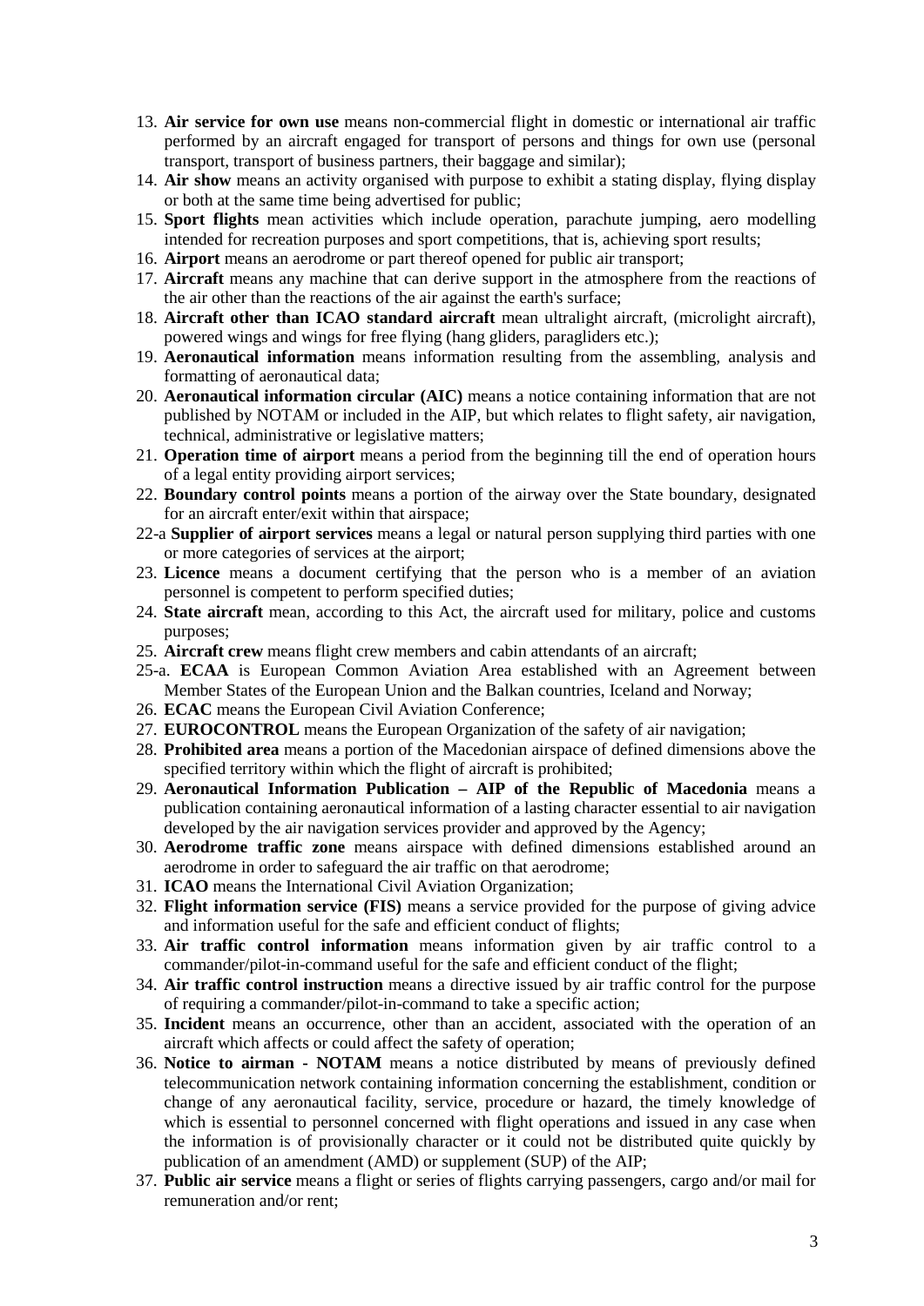13. **Air service for own use** means non-commercial flight in domestic or international air traffic performed by an aircraft engaged for transport of persons and things for own use (personal transport, transport of business partners, their baggage and similar);
14. **Air show** means an activity organised with purpose to exhibit a stating display, flying display or both at the same time being advertised for public;
15. **Sport flights** mean activities which include operation, parachute jumping, aero modelling intended for recreation purposes and sport competitions, that is, achieving sport results;
16. **Airport** means an aerodrome or part thereof opened for public air transport;
17. **Aircraft** means any machine that can derive support in the atmosphere from the reactions of the air other than the reactions of the air against the earth's surface;
18. **Aircraft other than ICAO standard aircraft** mean ultralight aircraft, (microlight aircraft), powered wings and wings for free flying (hang gliders, paragliders etc.);
19. **Aeronautical information** means information resulting from the assembling, analysis and formatting of aeronautical data;
20. **Aeronautical information circular (AIC)** means a notice containing information that are not published by NOTAM or included in the AIP, but which relates to flight safety, air navigation, technical, administrative or legislative matters;
21. **Operation time of airport** means a period from the beginning till the end of operation hours of a legal entity providing airport services;
22. **Boundary control points** means a portion of the airway over the State boundary, designated for an aircraft enter/exit within that airspace;

22-a **Supplier of airport services** means a legal or natural person supplying third parties with one or more categories of services at the airport;

23. **Licence** means a document certifying that the person who is a member of an aviation personnel is competent to perform specified duties;
24. **State aircraft** mean, according to this Act, the aircraft used for military, police and customs purposes;
25. **Aircraft crew** means flight crew members and cabin attendants of an aircraft;

25-a. **ECAA** is European Common Aviation Area established with an Agreement between Member States of the European Union and the Balkan countries, Iceland and Norway;

26. **ECAC** means the European Civil Aviation Conference;
27. **EUROCONTROL** means the European Organization of the safety of air navigation;
28. **Prohibited area** means a portion of the Macedonian airspace of defined dimensions above the specified territory within which the flight of aircraft is prohibited;
29. **Aeronautical Information Publication – AIP of the Republic of Macedonia** means a publication containing aeronautical information of a lasting character essential to air navigation developed by the air navigation services provider and approved by the Agency;
30. **Aerodrome traffic zone** means airspace with defined dimensions established around an aerodrome in order to safeguard the air traffic on that aerodrome;
31. **ICAO** means the International Civil Aviation Organization;
32. **Flight information service (FIS)** means a service provided for the purpose of giving advice and information useful for the safe and efficient conduct of flights;
33. **Air traffic control information** means information given by air traffic control to a commander/pilot-in-command useful for the safe and efficient conduct of the flight;
34. **Air traffic control instruction** means a directive issued by air traffic control for the purpose of requiring a commander/pilot-in-command to take a specific action;
35. **Incident** means an occurrence, other than an accident, associated with the operation of an aircraft which affects or could affect the safety of operation;
36. **Notice to airman - NOTAM** means a notice distributed by means of previously defined telecommunication network containing information concerning the establishment, condition or change of any aeronautical facility, service, procedure or hazard, the timely knowledge of which is essential to personnel concerned with flight operations and issued in any case when the information is of provisionally character or it could not be distributed quite quickly by publication of an amendment (AMD) or supplement (SUP) of the AIP;
37. **Public air service** means a flight or series of flights carrying passengers, cargo and/or mail for remuneration and/or rent;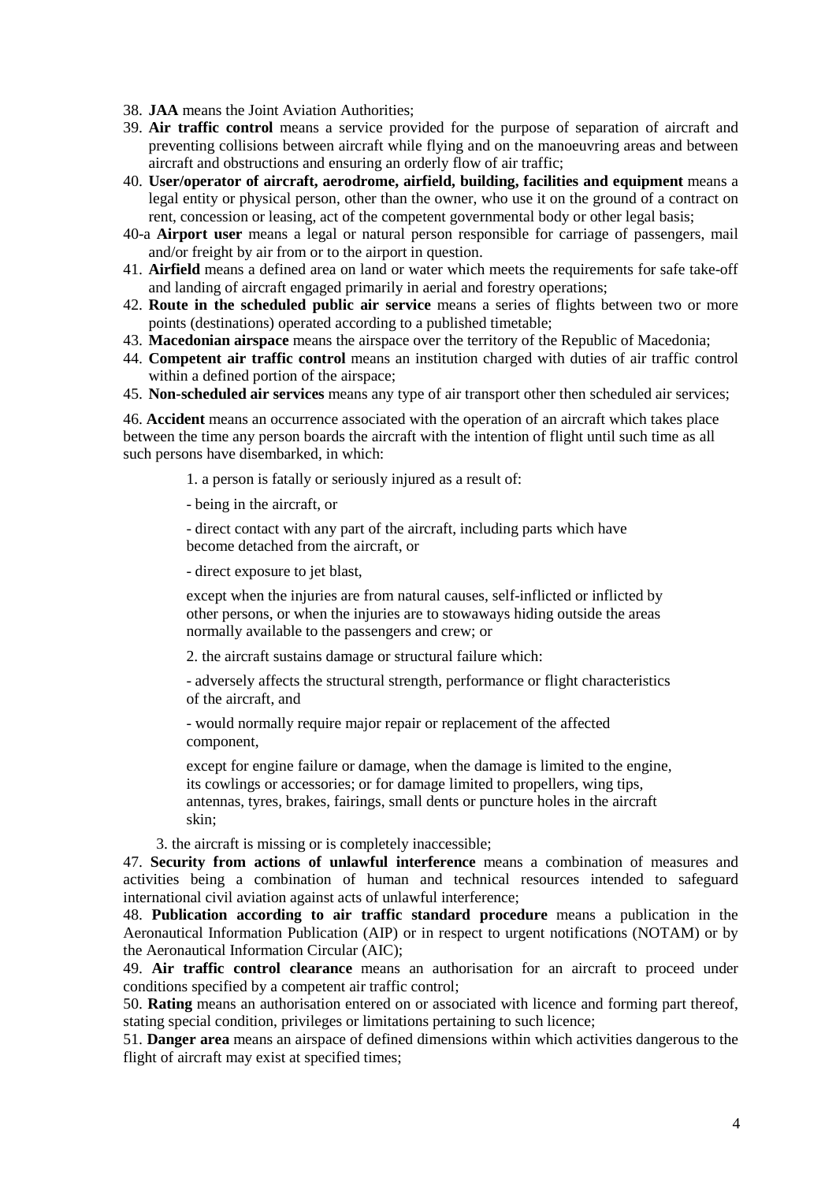38. **JAA** means the Joint Aviation Authorities;
39. **Air traffic control** means a service provided for the purpose of separation of aircraft and preventing collisions between aircraft while flying and on the manoeuvring areas and between aircraft and obstructions and ensuring an orderly flow of air traffic;
40. **User/operator of aircraft, aerodrome, airfield, building, facilities and equipment** means a legal entity or physical person, other than the owner, who use it on the ground of a contract on rent, concession or leasing, act of the competent governmental body or other legal basis;

40-a **Airport user** means a legal or natural person responsible for carriage of passengers, mail and/or freight by air from or to the airport in question.

41. **Airfield** means a defined area on land or water which meets the requirements for safe take-off and landing of aircraft engaged primarily in aerial and forestry operations;
42. **Route in the scheduled public air service** means a series of flights between two or more points (destinations) operated according to a published timetable;
43. **Macedonian airspace** means the airspace over the territory of the Republic of Macedonia;
44. **Competent air traffic control** means an institution charged with duties of air traffic control within a defined portion of the airspace;
45. **Non-scheduled air services** means any type of air transport other then scheduled air services;

46. **Accident** means an occurrence associated with the operation of an aircraft which takes place between the time any person boards the aircraft with the intention of flight until such time as all such persons have disembarked, in which:

1. a person is fatally or seriously injured as a result of:

- being in the aircraft, or

- direct contact with any part of the aircraft, including parts which have become detached from the aircraft, or

- direct exposure to jet blast,

except when the injuries are from natural causes, self-inflicted or inflicted by other persons, or when the injuries are to stowaways hiding outside the areas normally available to the passengers and crew; or

2. the aircraft sustains damage or structural failure which:

- adversely affects the structural strength, performance or flight characteristics of the aircraft, and

- would normally require major repair or replacement of the affected component,

except for engine failure or damage, when the damage is limited to the engine, its cowlings or accessories; or for damage limited to propellers, wing tips, antennas, tyres, brakes, fairings, small dents or puncture holes in the aircraft skin;

3. the aircraft is missing or is completely inaccessible;

47. **Security from actions of unlawful interference** means a combination of measures and activities being a combination of human and technical resources intended to safeguard international civil aviation against acts of unlawful interference;

48. **Publication according to air traffic standard procedure** means a publication in the Aeronautical Information Publication (AIP) or in respect to urgent notifications (NOTAM) or by the Aeronautical Information Circular (AIC);

49. **Air traffic control clearance** means an authorisation for an aircraft to proceed under conditions specified by a competent air traffic control;

50. **Rating** means an authorisation entered on or associated with licence and forming part thereof, stating special condition, privileges or limitations pertaining to such licence;

51. **Danger area** means an airspace of defined dimensions within which activities dangerous to the flight of aircraft may exist at specified times;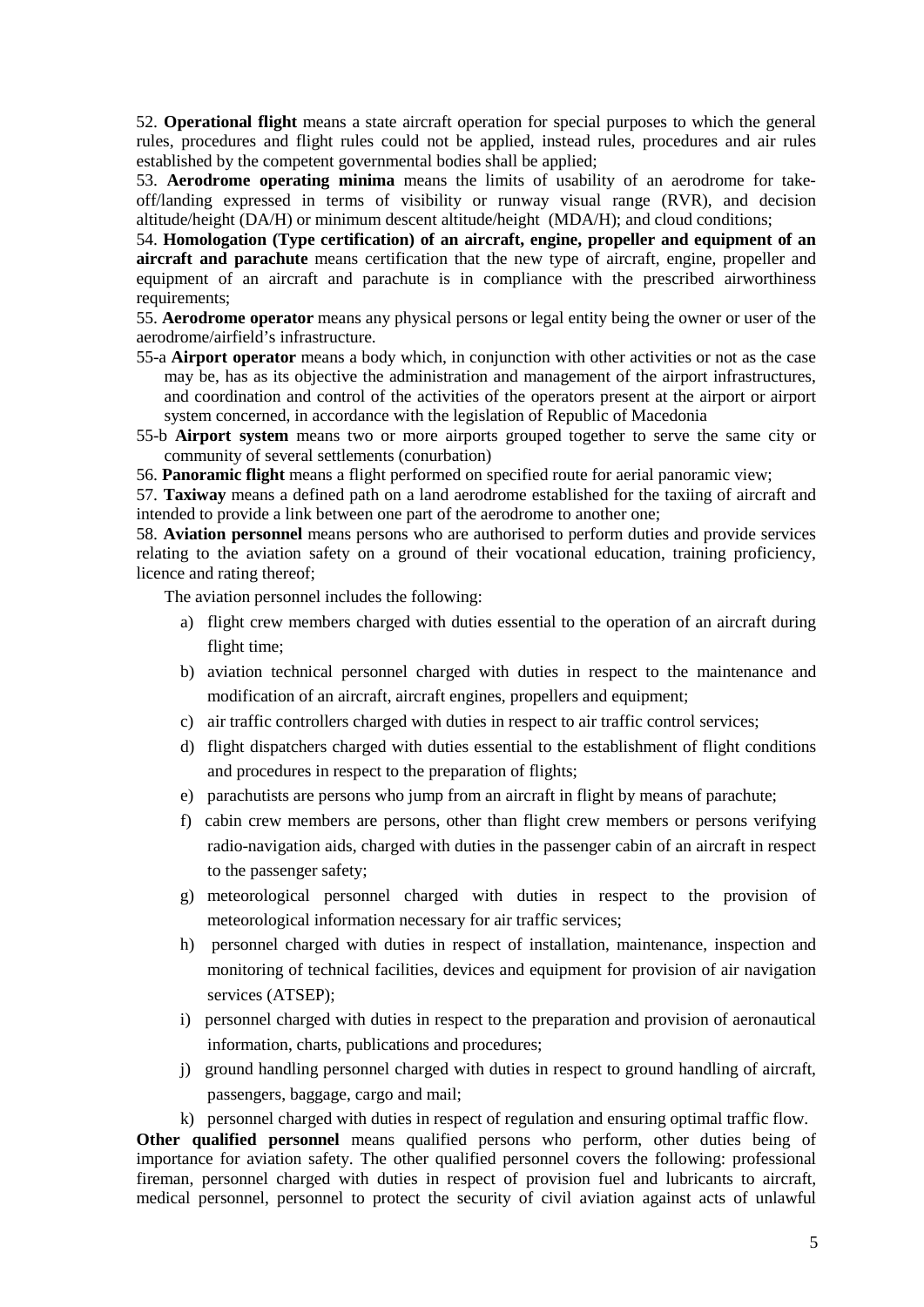52. **Operational flight** means a state aircraft operation for special purposes to which the general rules, procedures and flight rules could not be applied, instead rules, procedures and air rules established by the competent governmental bodies shall be applied;

53. **Aerodrome operating minima** means the limits of usability of an aerodrome for take-off/landing expressed in terms of visibility or runway visual range (RVR), and decision altitude/height (DA/H) or minimum descent altitude/height (MDA/H); and cloud conditions;

54. **Homologation (Type certification) of an aircraft, engine, propeller and equipment of an aircraft and parachute** means certification that the new type of aircraft, engine, propeller and equipment of an aircraft and parachute is in compliance with the prescribed airworthiness requirements;

55. **Aerodrome operator** means any physical persons or legal entity being the owner or user of the aerodrome/airfield's infrastructure.

55-a **Airport operator** means a body which, in conjunction with other activities or not as the case may be, has as its objective the administration and management of the airport infrastructures, and coordination and control of the activities of the operators present at the airport or airport system concerned, in accordance with the legislation of Republic of Macedonia

55-b **Airport system** means two or more airports grouped together to serve the same city or community of several settlements (conurbation)

56. **Panoramic flight** means a flight performed on specified route for aerial panoramic view;

57. **Taxiway** means a defined path on a land aerodrome established for the taxiing of aircraft and intended to provide a link between one part of the aerodrome to another one;

58. **Aviation personnel** means persons who are authorised to perform duties and provide services relating to the aviation safety on a ground of their vocational education, training proficiency, licence and rating thereof;

The aviation personnel includes the following:

a) flight crew members charged with duties essential to the operation of an aircraft during flight time;
b) aviation technical personnel charged with duties in respect to the maintenance and modification of an aircraft, aircraft engines, propellers and equipment;
c) air traffic controllers charged with duties in respect to air traffic control services;
d) flight dispatchers charged with duties essential to the establishment of flight conditions and procedures in respect to the preparation of flights;
e) parachutists are persons who jump from an aircraft in flight by means of parachute;
f) cabin crew members are persons, other than flight crew members or persons verifying radio-navigation aids, charged with duties in the passenger cabin of an aircraft in respect to the passenger safety;
g) meteorological personnel charged with duties in respect to the provision of meteorological information necessary for air traffic services;
h) personnel charged with duties in respect of installation, maintenance, inspection and monitoring of technical facilities, devices and equipment for provision of air navigation services (ATSEP);
i) personnel charged with duties in respect to the preparation and provision of aeronautical information, charts, publications and procedures;
j) ground handling personnel charged with duties in respect to ground handling of aircraft, passengers, baggage, cargo and mail;
k) personnel charged with duties in respect of regulation and ensuring optimal traffic flow.

**Other qualified personnel** means qualified persons who perform, other duties being of importance for aviation safety. The other qualified personnel covers the following: professional fireman, personnel charged with duties in respect of provision fuel and lubricants to aircraft, medical personnel, personnel to protect the security of civil aviation against acts of unlawful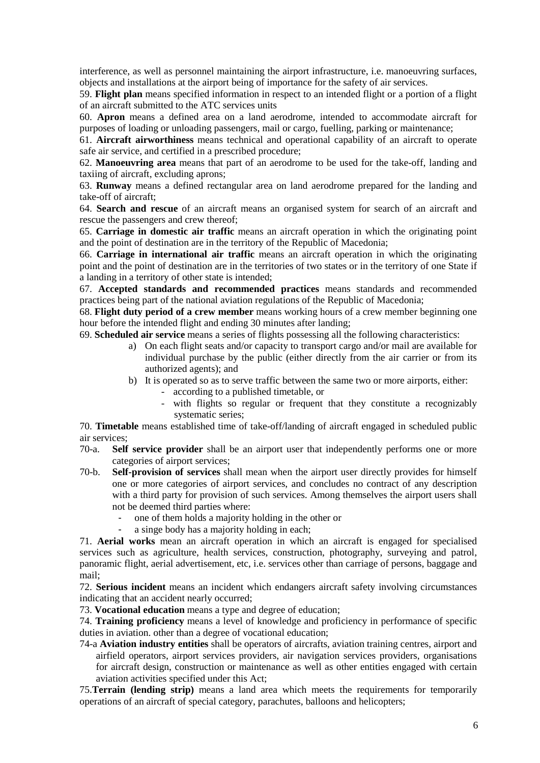interference, as well as personnel maintaining the airport infrastructure, i.e. manoeuvring surfaces, objects and installations at the airport being of importance for the safety of air services.

59. **Flight plan** means specified information in respect to an intended flight or a portion of a flight of an aircraft submitted to the ATC services units

60. **Apron** means a defined area on a land aerodrome, intended to accommodate aircraft for purposes of loading or unloading passengers, mail or cargo, fuelling, parking or maintenance;

61. **Aircraft airworthiness** means technical and operational capability of an aircraft to operate safe air service, and certified in a prescribed procedure;

62. **Manoeuvring area** means that part of an aerodrome to be used for the take-off, landing and taxiing of aircraft, excluding aprons;

63. **Runway** means a defined rectangular area on land aerodrome prepared for the landing and take-off of aircraft;

64. **Search and rescue** of an aircraft means an organised system for search of an aircraft and rescue the passengers and crew thereof;

65. **Carriage in domestic air traffic** means an aircraft operation in which the originating point and the point of destination are in the territory of the Republic of Macedonia;

66. **Carriage in international air traffic** means an aircraft operation in which the originating point and the point of destination are in the territories of two states or in the territory of one State if a landing in a territory of other state is intended;

67. **Accepted standards and recommended practices** means standards and recommended practices being part of the national aviation regulations of the Republic of Macedonia;

68. **Flight duty period of a crew member** means working hours of a crew member beginning one hour before the intended flight and ending 30 minutes after landing;

69. **Scheduled air service** means a series of flights possessing all the following characteristics:

a) On each flight seats and/or capacity to transport cargo and/or mail are available for individual purchase by the public (either directly from the air carrier or from its authorized agents); and

b) It is operated so as to serve traffic between the same two or more airports, either:
   - according to a published timetable, or
   - with flights so regular or frequent that they constitute a recognizably systematic series;

70. **Timetable** means established time of take-off/landing of aircraft engaged in scheduled public air services;

70-a. **Self service provider** shall be an airport user that independently performs one or more categories of airport services;

70-b. **Self-provision of services** shall mean when the airport user directly provides for himself one or more categories of airport services, and concludes no contract of any description with a third party for provision of such services. Among themselves the airport users shall not be deemed third parties where:
   - one of them holds a majority holding in the other or
   - a singe body has a majority holding in each;

71. **Aerial works** mean an aircraft operation in which an aircraft is engaged for specialised services such as agriculture, health services, construction, photography, surveying and patrol, panoramic flight, aerial advertisement, etc, i.e. services other than carriage of persons, baggage and mail;

72. **Serious incident** means an incident which endangers aircraft safety involving circumstances indicating that an accident nearly occurred;

73. **Vocational education** means a type and degree of education;

74. **Training proficiency** means a level of knowledge and proficiency in performance of specific duties in aviation. other than a degree of vocational education;

74-a **Aviation industry entities** shall be operators of aircrafts, aviation training centres, airport and airfield operators, airport services providers, air navigation services providers, organisations for aircraft design, construction or maintenance as well as other entities engaged with certain aviation activities specified under this Act;

75.**Terrain (lending strip)** means a land area which meets the requirements for temporarily operations of an aircraft of special category, parachutes, balloons and helicopters;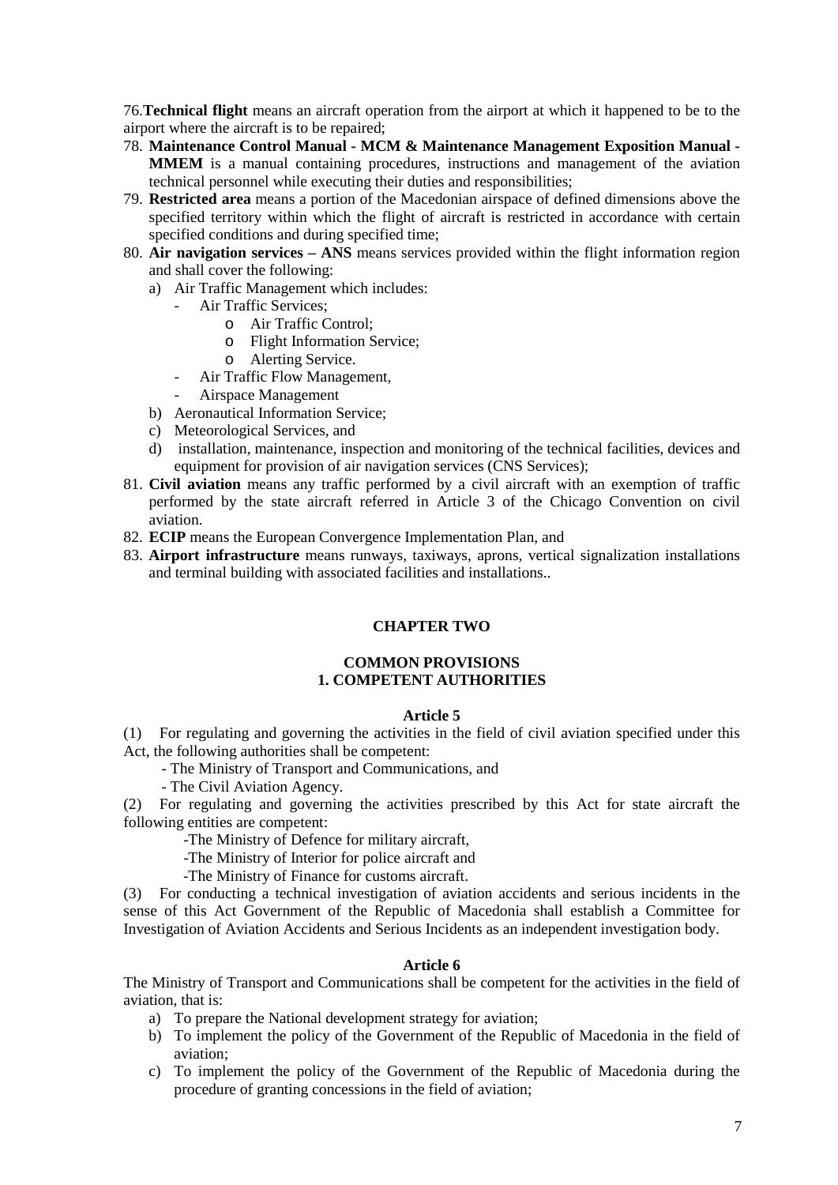76.**Technical flight** means an aircraft operation from the airport at which it happened to be to the airport where the aircraft is to be repaired;

78. **Maintenance Control Manual - MCM & Maintenance Management Exposition Manual - MMEM** is a manual containing procedures, instructions and management of the aviation technical personnel while executing their duties and responsibilities;
79. **Restricted area** means a portion of the Macedonian airspace of defined dimensions above the specified territory within which the flight of aircraft is restricted in accordance with certain specified conditions and during specified time;
80. **Air navigation services – ANS** means services provided within the flight information region and shall cover the following:
    a) Air Traffic Management which includes:
        - Air Traffic Services;
            - Air Traffic Control;
            - Flight Information Service;
            - Alerting Service.
        - Air Traffic Flow Management,
        - Airspace Management
    b) Aeronautical Information Service;
    c) Meteorological Services, and
    d) installation, maintenance, inspection and monitoring of the technical facilities, devices and equipment for provision of air navigation services (CNS Services);
81. **Civil aviation** means any traffic performed by a civil aircraft with an exemption of traffic performed by the state aircraft referred in Article 3 of the Chicago Convention on civil aviation.
82. **ECIP** means the European Convergence Implementation Plan, and
83. **Airport infrastructure** means runways, taxiways, aprons, vertical signalization installations and terminal building with associated facilities and installations..

## CHAPTER TWO

### COMMON PROVISIONS
### 1. COMPETENT AUTHORITIES

#### Article 5

(1) For regulating and governing the activities in the field of civil aviation specified under this Act, the following authorities shall be competent:

- The Ministry of Transport and Communications, and
- The Civil Aviation Agency.

(2) For regulating and governing the activities prescribed by this Act for state aircraft the following entities are competent:

- The Ministry of Defence for military aircraft,
- The Ministry of Interior for police aircraft and
- The Ministry of Finance for customs aircraft.

(3) For conducting a technical investigation of aviation accidents and serious incidents in the sense of this Act Government of the Republic of Macedonia shall establish a Committee for Investigation of Aviation Accidents and Serious Incidents as an independent investigation body.

#### Article 6

The Ministry of Transport and Communications shall be competent for the activities in the field of aviation, that is:

a) To prepare the National development strategy for aviation;
b) To implement the policy of the Government of the Republic of Macedonia in the field of aviation;
c) To implement the policy of the Government of the Republic of Macedonia during the procedure of granting concessions in the field of aviation;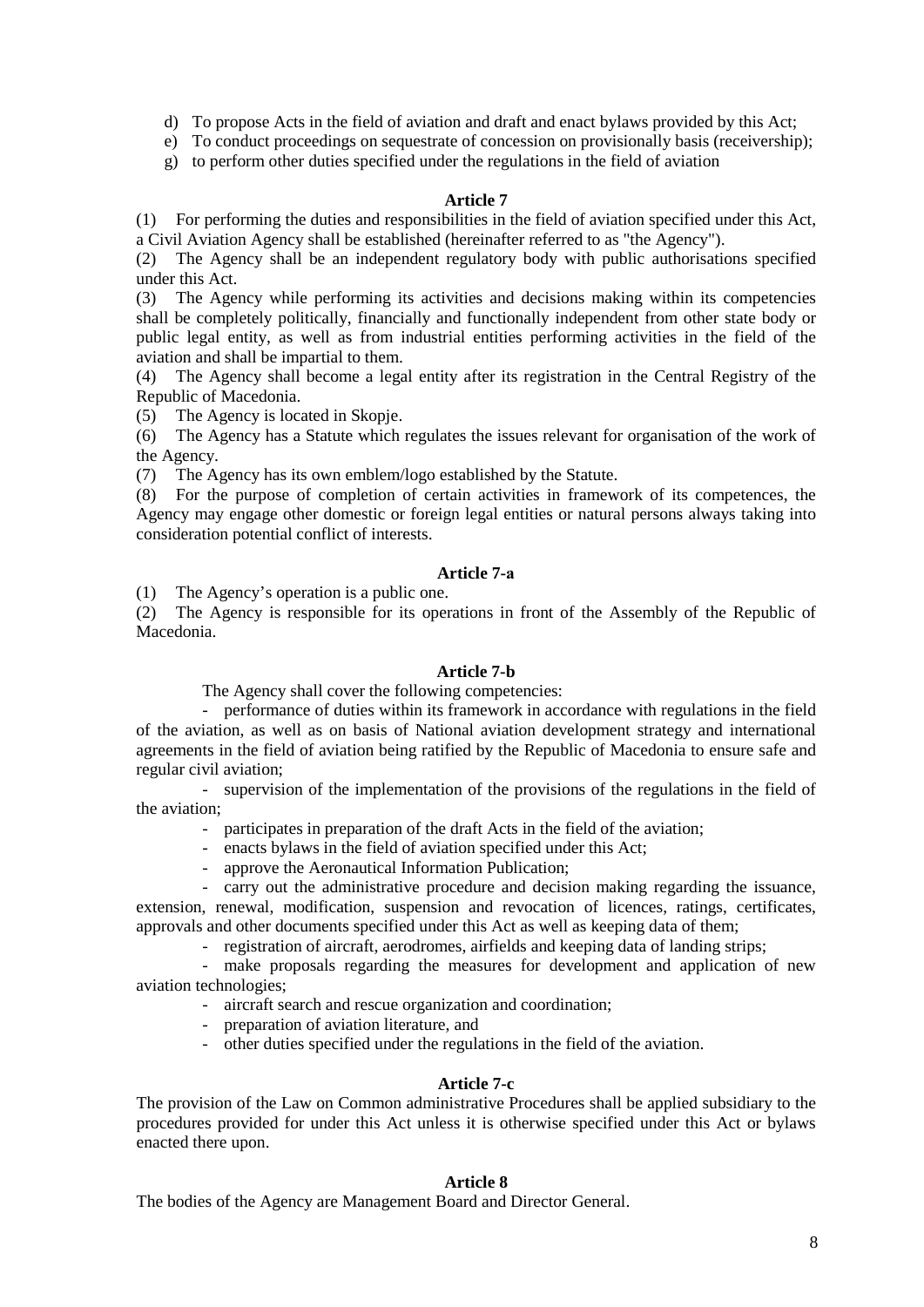d) To propose Acts in the field of aviation and draft and enact bylaws provided by this Act;
e) To conduct proceedings on sequestrate of concession on provisionally basis (receivership);
g) to perform other duties specified under the regulations in the field of aviation

**Article 7**

(1) For performing the duties and responsibilities in the field of aviation specified under this Act, a Civil Aviation Agency shall be established (hereinafter referred to as "the Agency").
(2) The Agency shall be an independent regulatory body with public authorisations specified under this Act.
(3) The Agency while performing its activities and decisions making within its competencies shall be completely politically, financially and functionally independent from other state body or public legal entity, as well as from industrial entities performing activities in the field of the aviation and shall be impartial to them.
(4) The Agency shall become a legal entity after its registration in the Central Registry of the Republic of Macedonia.
(5) The Agency is located in Skopje.
(6) The Agency has a Statute which regulates the issues relevant for organisation of the work of the Agency.
(7) The Agency has its own emblem/logo established by the Statute.
(8) For the purpose of completion of certain activities in framework of its competences, the Agency may engage other domestic or foreign legal entities or natural persons always taking into consideration potential conflict of interests.

**Article 7-a**

(1) The Agency's operation is a public one.
(2) The Agency is responsible for its operations in front of the Assembly of the Republic of Macedonia.

**Article 7-b**

The Agency shall cover the following competencies:

- performance of duties within its framework in accordance with regulations in the field of the aviation, as well as on basis of National aviation development strategy and international agreements in the field of aviation being ratified by the Republic of Macedonia to ensure safe and regular civil aviation;
- supervision of the implementation of the provisions of the regulations in the field of the aviation;
- participates in preparation of the draft Acts in the field of the aviation;
- enacts bylaws in the field of aviation specified under this Act;
- approve the Aeronautical Information Publication;
- carry out the administrative procedure and decision making regarding the issuance, extension, renewal, modification, suspension and revocation of licences, ratings, certificates, approvals and other documents specified under this Act as well as keeping data of them;
- registration of aircraft, aerodromes, airfields and keeping data of landing strips;
- make proposals regarding the measures for development and application of new aviation technologies;
- aircraft search and rescue organization and coordination;
- preparation of aviation literature, and
- other duties specified under the regulations in the field of the aviation.

**Article 7-c**

The provision of the Law on Common administrative Procedures shall be applied subsidiary to the procedures provided for under this Act unless it is otherwise specified under this Act or bylaws enacted there upon.

**Article 8**

The bodies of the Agency are Management Board and Director General.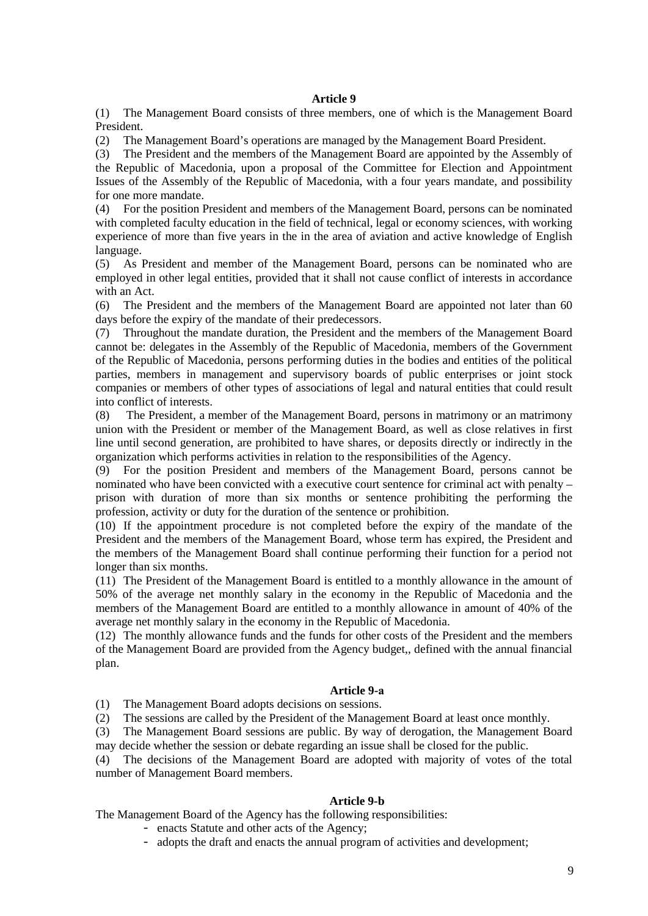**Article 9**

(1) The Management Board consists of three members, one of which is the Management Board President.

(2) The Management Board's operations are managed by the Management Board President.

(3) The President and the members of the Management Board are appointed by the Assembly of the Republic of Macedonia, upon a proposal of the Committee for Election and Appointment Issues of the Assembly of the Republic of Macedonia, with a four years mandate, and possibility for one more mandate.

(4) For the position President and members of the Management Board, persons can be nominated with completed faculty education in the field of technical, legal or economy sciences, with working experience of more than five years in the in the area of aviation and active knowledge of English language.

(5) As President and member of the Management Board, persons can be nominated who are employed in other legal entities, provided that it shall not cause conflict of interests in accordance with an Act.

(6) The President and the members of the Management Board are appointed not later than 60 days before the expiry of the mandate of their predecessors.

(7) Throughout the mandate duration, the President and the members of the Management Board cannot be: delegates in the Assembly of the Republic of Macedonia, members of the Government of the Republic of Macedonia, persons performing duties in the bodies and entities of the political parties, members in management and supervisory boards of public enterprises or joint stock companies or members of other types of associations of legal and natural entities that could result into conflict of interests.

(8) The President, a member of the Management Board, persons in matrimony or an matrimony union with the President or member of the Management Board, as well as close relatives in first line until second generation, are prohibited to have shares, or deposits directly or indirectly in the organization which performs activities in relation to the responsibilities of the Agency.

(9) For the position President and members of the Management Board, persons cannot be nominated who have been convicted with a executive court sentence for criminal act with penalty – prison with duration of more than six months or sentence prohibiting the performing the profession, activity or duty for the duration of the sentence or prohibition.

(10) If the appointment procedure is not completed before the expiry of the mandate of the President and the members of the Management Board, whose term has expired, the President and the members of the Management Board shall continue performing their function for a period not longer than six months.

(11) The President of the Management Board is entitled to a monthly allowance in the amount of 50% of the average net monthly salary in the economy in the Republic of Macedonia and the members of the Management Board are entitled to a monthly allowance in amount of 40% of the average net monthly salary in the economy in the Republic of Macedonia.

(12) The monthly allowance funds and the funds for other costs of the President and the members of the Management Board are provided from the Agency budget,, defined with the annual financial plan.

**Article 9-a**

(1) The Management Board adopts decisions on sessions.

(2) The sessions are called by the President of the Management Board at least once monthly.

(3) The Management Board sessions are public. By way of derogation, the Management Board may decide whether the session or debate regarding an issue shall be closed for the public.

(4) The decisions of the Management Board are adopted with majority of votes of the total number of Management Board members.

**Article 9-b**

The Management Board of the Agency has the following responsibilities:

- enacts Statute and other acts of the Agency;
- adopts the draft and enacts the annual program of activities and development;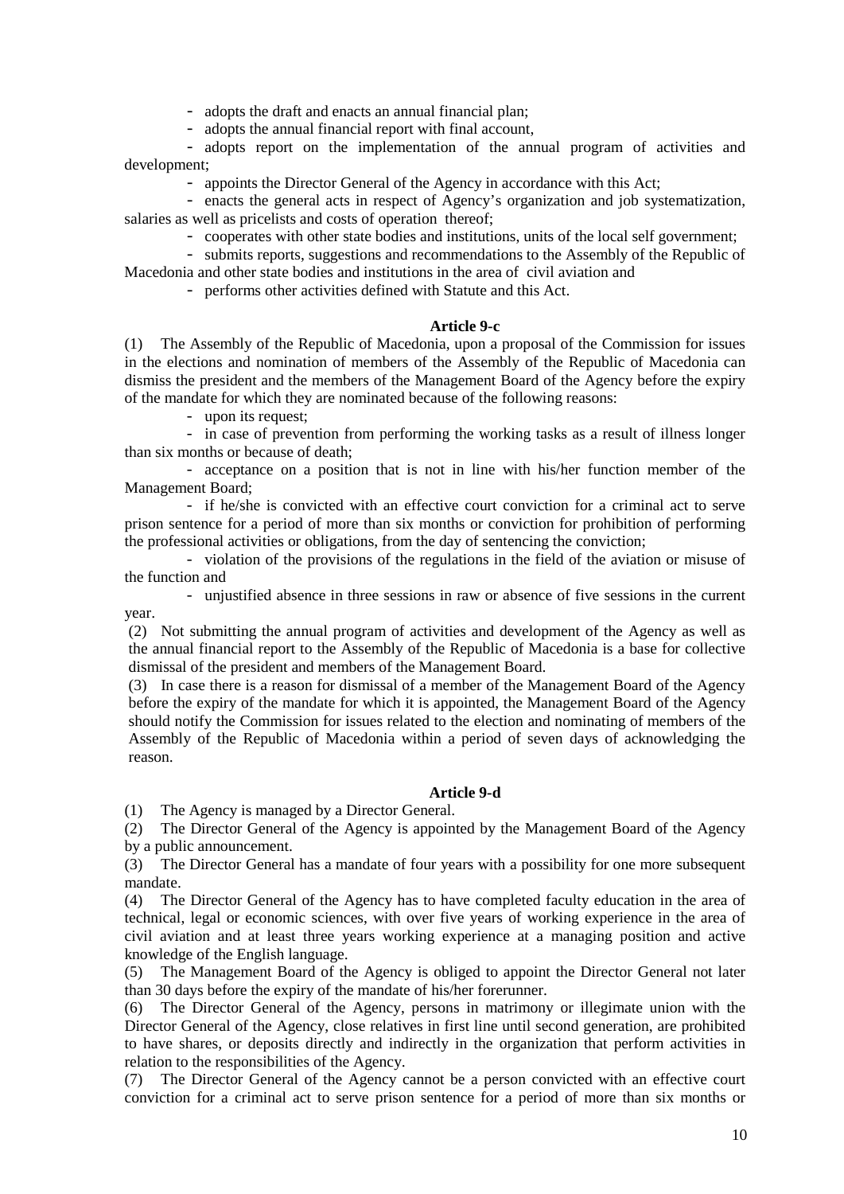- adopts the draft and enacts an annual financial plan;
- adopts the annual financial report with final account,
- adopts report on the implementation of the annual program of activities and development;
- appoints the Director General of the Agency in accordance with this Act;
- enacts the general acts in respect of Agency's organization and job systematization, salaries as well as pricelists and costs of operation thereof;
- cooperates with other state bodies and institutions, units of the local self government;
- submits reports, suggestions and recommendations to the Assembly of the Republic of Macedonia and other state bodies and institutions in the area of civil aviation and
- performs other activities defined with Statute and this Act.

**Article 9-c**

(1) The Assembly of the Republic of Macedonia, upon a proposal of the Commission for issues in the elections and nomination of members of the Assembly of the Republic of Macedonia can dismiss the president and the members of the Management Board of the Agency before the expiry of the mandate for which they are nominated because of the following reasons:

- upon its request;
- in case of prevention from performing the working tasks as a result of illness longer than six months or because of death;
- acceptance on a position that is not in line with his/her function member of the Management Board;
- if he/she is convicted with an effective court conviction for a criminal act to serve prison sentence for a period of more than six months or conviction for prohibition of performing the professional activities or obligations, from the day of sentencing the conviction;
- violation of the provisions of the regulations in the field of the aviation or misuse of the function and
- unjustified absence in three sessions in raw or absence of five sessions in the current year.

(2) Not submitting the annual program of activities and development of the Agency as well as the annual financial report to the Assembly of the Republic of Macedonia is a base for collective dismissal of the president and members of the Management Board.

(3) In case there is a reason for dismissal of a member of the Management Board of the Agency before the expiry of the mandate for which it is appointed, the Management Board of the Agency should notify the Commission for issues related to the election and nominating of members of the Assembly of the Republic of Macedonia within a period of seven days of acknowledging the reason.

**Article 9-d**

(1) The Agency is managed by a Director General.

(2) The Director General of the Agency is appointed by the Management Board of the Agency by a public announcement.

(3) The Director General has a mandate of four years with a possibility for one more subsequent mandate.

(4) The Director General of the Agency has to have completed faculty education in the area of technical, legal or economic sciences, with over five years of working experience in the area of civil aviation and at least three years working experience at a managing position and active knowledge of the English language.

(5) The Management Board of the Agency is obliged to appoint the Director General not later than 30 days before the expiry of the mandate of his/her forerunner.

(6) The Director General of the Agency, persons in matrimony or illegimate union with the Director General of the Agency, close relatives in first line until second generation, are prohibited to have shares, or deposits directly and indirectly in the organization that perform activities in relation to the responsibilities of the Agency.

(7) The Director General of the Agency cannot be a person convicted with an effective court conviction for a criminal act to serve prison sentence for a period of more than six months or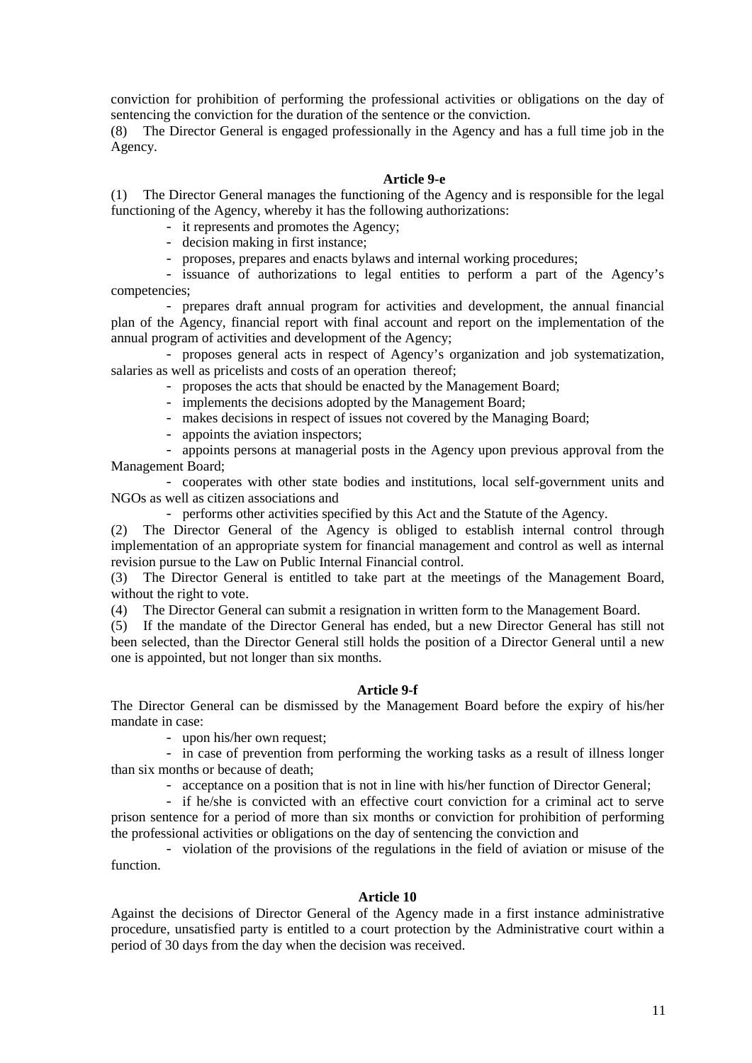conviction for prohibition of performing the professional activities or obligations on the day of sentencing the conviction for the duration of the sentence or the conviction.

(8) The Director General is engaged professionally in the Agency and has a full time job in the Agency.

**Article 9-e**

(1) The Director General manages the functioning of the Agency and is responsible for the legal functioning of the Agency, whereby it has the following authorizations:

- it represents and promotes the Agency;
- decision making in first instance;
- proposes, prepares and enacts bylaws and internal working procedures;
- issuance of authorizations to legal entities to perform a part of the Agency's competencies;
- prepares draft annual program for activities and development, the annual financial plan of the Agency, financial report with final account and report on the implementation of the annual program of activities and development of the Agency;
- proposes general acts in respect of Agency's organization and job systematization, salaries as well as pricelists and costs of an operation thereof;
- proposes the acts that should be enacted by the Management Board;
- implements the decisions adopted by the Management Board;
- makes decisions in respect of issues not covered by the Managing Board;
- appoints the aviation inspectors;
- appoints persons at managerial posts in the Agency upon previous approval from the Management Board;
- cooperates with other state bodies and institutions, local self-government units and NGOs as well as citizen associations and
- performs other activities specified by this Act and the Statute of the Agency.

(2) The Director General of the Agency is obliged to establish internal control through implementation of an appropriate system for financial management and control as well as internal revision pursue to the Law on Public Internal Financial control.

(3) The Director General is entitled to take part at the meetings of the Management Board, without the right to vote.

(4) The Director General can submit a resignation in written form to the Management Board.

(5) If the mandate of the Director General has ended, but a new Director General has still not been selected, than the Director General still holds the position of a Director General until a new one is appointed, but not longer than six months.

**Article 9-f**

The Director General can be dismissed by the Management Board before the expiry of his/her mandate in case:

- upon his/her own request;
- in case of prevention from performing the working tasks as a result of illness longer than six months or because of death;
- acceptance on a position that is not in line with his/her function of Director General;
- if he/she is convicted with an effective court conviction for a criminal act to serve prison sentence for a period of more than six months or conviction for prohibition of performing the professional activities or obligations on the day of sentencing the conviction and
- violation of the provisions of the regulations in the field of aviation or misuse of the function.

**Article 10**

Against the decisions of Director General of the Agency made in a first instance administrative procedure, unsatisfied party is entitled to a court protection by the Administrative court within a period of 30 days from the day when the decision was received.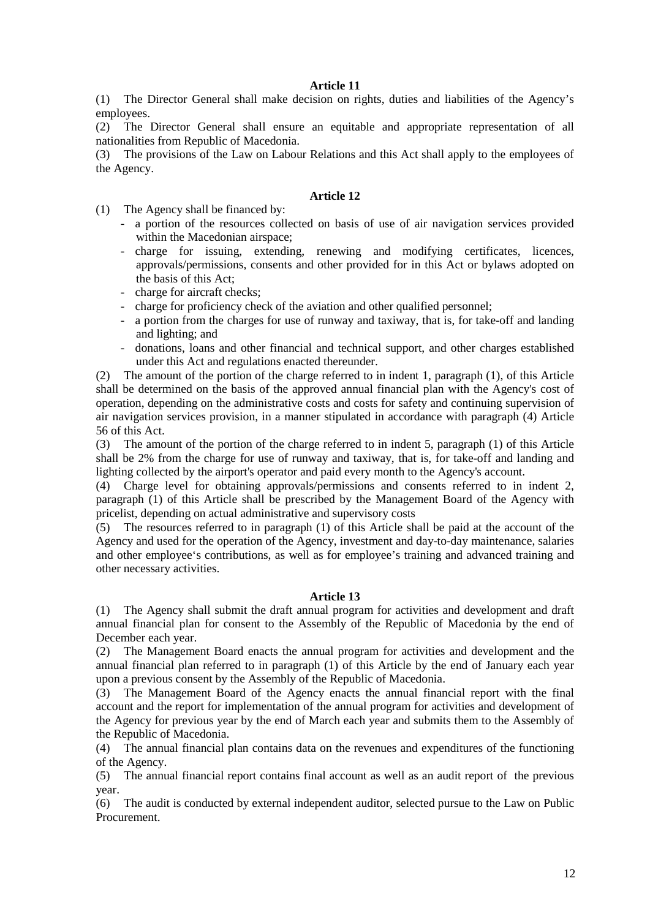**Article 11**

(1) The Director General shall make decision on rights, duties and liabilities of the Agency's employees.

(2) The Director General shall ensure an equitable and appropriate representation of all nationalities from Republic of Macedonia.

(3) The provisions of the Law on Labour Relations and this Act shall apply to the employees of the Agency.

**Article 12**

(1) The Agency shall be financed by:

- a portion of the resources collected on basis of use of air navigation services provided within the Macedonian airspace;
- charge for issuing, extending, renewing and modifying certificates, licences, approvals/permissions, consents and other provided for in this Act or bylaws adopted on the basis of this Act;
- charge for aircraft checks;
- charge for proficiency check of the aviation and other qualified personnel;
- a portion from the charges for use of runway and taxiway, that is, for take-off and landing and lighting; and
- donations, loans and other financial and technical support, and other charges established under this Act and regulations enacted thereunder.

(2) The amount of the portion of the charge referred to in indent 1, paragraph (1), of this Article shall be determined on the basis of the approved annual financial plan with the Agency's cost of operation, depending on the administrative costs and costs for safety and continuing supervision of air navigation services provision, in a manner stipulated in accordance with paragraph (4) Article 56 of this Act.

(3) The amount of the portion of the charge referred to in indent 5, paragraph (1) of this Article shall be 2% from the charge for use of runway and taxiway, that is, for take-off and landing and lighting collected by the airport's operator and paid every month to the Agency's account.

(4) Charge level for obtaining approvals/permissions and consents referred to in indent 2, paragraph (1) of this Article shall be prescribed by the Management Board of the Agency with pricelist, depending on actual administrative and supervisory costs

(5) The resources referred to in paragraph (1) of this Article shall be paid at the account of the Agency and used for the operation of the Agency, investment and day-to-day maintenance, salaries and other employee's contributions, as well as for employee's training and advanced training and other necessary activities.

**Article 13**

(1) The Agency shall submit the draft annual program for activities and development and draft annual financial plan for consent to the Assembly of the Republic of Macedonia by the end of December each year.

(2) The Management Board enacts the annual program for activities and development and the annual financial plan referred to in paragraph (1) of this Article by the end of January each year upon a previous consent by the Assembly of the Republic of Macedonia.

(3) The Management Board of the Agency enacts the annual financial report with the final account and the report for implementation of the annual program for activities and development of the Agency for previous year by the end of March each year and submits them to the Assembly of the Republic of Macedonia.

(4) The annual financial plan contains data on the revenues and expenditures of the functioning of the Agency.

(5) The annual financial report contains final account as well as an audit report of the previous year.

(6) The audit is conducted by external independent auditor, selected pursue to the Law on Public Procurement.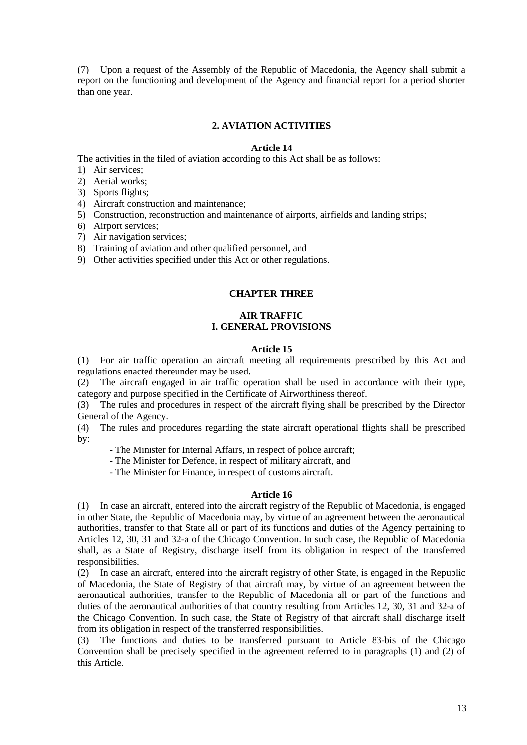(7) Upon a request of the Assembly of the Republic of Macedonia, the Agency shall submit a report on the functioning and development of the Agency and financial report for a period shorter than one year.

### 2. AVIATION ACTIVITIES

#### Article 14

The activities in the filed of aviation according to this Act shall be as follows:

1) Air services;
2) Aerial works;
3) Sports flights;
4) Aircraft construction and maintenance;
5) Construction, reconstruction and maintenance of airports, airfields and landing strips;
6) Airport services;
7) Air navigation services;
8) Training of aviation and other qualified personnel, and
9) Other activities specified under this Act or other regulations.

## CHAPTER THREE

## AIR TRAFFIC
## I. GENERAL PROVISIONS

#### Article 15

(1) For air traffic operation an aircraft meeting all requirements prescribed by this Act and regulations enacted thereunder may be used.

(2) The aircraft engaged in air traffic operation shall be used in accordance with their type, category and purpose specified in the Certificate of Airworthiness thereof.

(3) The rules and procedures in respect of the aircraft flying shall be prescribed by the Director General of the Agency.

(4) The rules and procedures regarding the state aircraft operational flights shall be prescribed by:

- The Minister for Internal Affairs, in respect of police aircraft;
- The Minister for Defence, in respect of military aircraft, and
- The Minister for Finance, in respect of customs aircraft.

#### Article 16

(1) In case an aircraft, entered into the aircraft registry of the Republic of Macedonia, is engaged in other State, the Republic of Macedonia may, by virtue of an agreement between the aeronautical authorities, transfer to that State all or part of its functions and duties of the Agency pertaining to Articles 12, 30, 31 and 32-a of the Chicago Convention. In such case, the Republic of Macedonia shall, as a State of Registry, discharge itself from its obligation in respect of the transferred responsibilities.

(2) In case an aircraft, entered into the aircraft registry of other State, is engaged in the Republic of Macedonia, the State of Registry of that aircraft may, by virtue of an agreement between the aeronautical authorities, transfer to the Republic of Macedonia all or part of the functions and duties of the aeronautical authorities of that country resulting from Articles 12, 30, 31 and 32-a of the Chicago Convention. In such case, the State of Registry of that aircraft shall discharge itself from its obligation in respect of the transferred responsibilities.

(3) The functions and duties to be transferred pursuant to Article 83-bis of the Chicago Convention shall be precisely specified in the agreement referred to in paragraphs (1) and (2) of this Article.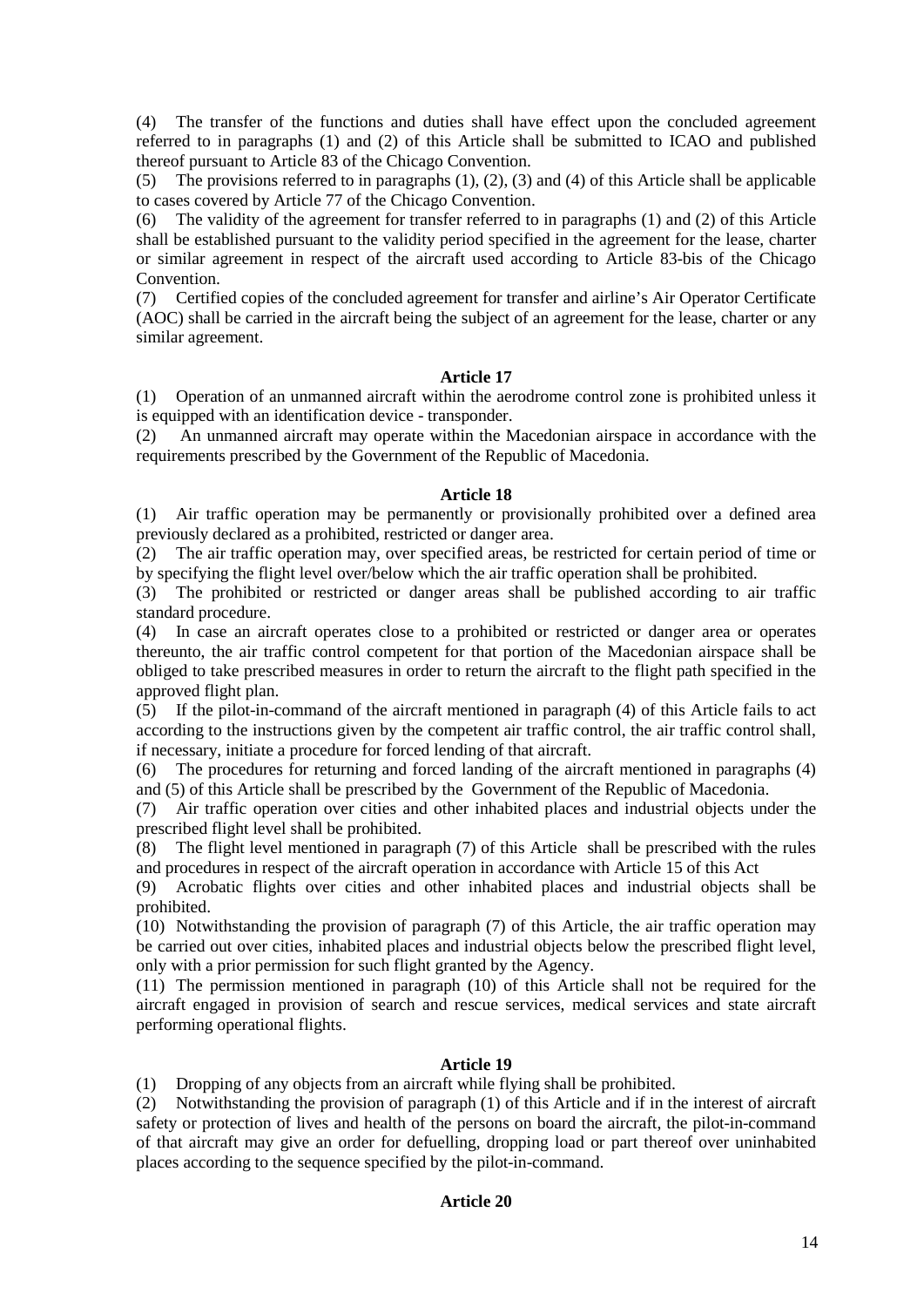(4) The transfer of the functions and duties shall have effect upon the concluded agreement referred to in paragraphs (1) and (2) of this Article shall be submitted to ICAO and published thereof pursuant to Article 83 of the Chicago Convention.

(5) The provisions referred to in paragraphs (1), (2), (3) and (4) of this Article shall be applicable to cases covered by Article 77 of the Chicago Convention.

(6) The validity of the agreement for transfer referred to in paragraphs (1) and (2) of this Article shall be established pursuant to the validity period specified in the agreement for the lease, charter or similar agreement in respect of the aircraft used according to Article 83-bis of the Chicago Convention.

(7) Certified copies of the concluded agreement for transfer and airline's Air Operator Certificate (AOC) shall be carried in the aircraft being the subject of an agreement for the lease, charter or any similar agreement.

**Article 17**

(1) Operation of an unmanned aircraft within the aerodrome control zone is prohibited unless it is equipped with an identification device - transponder.

(2) An unmanned aircraft may operate within the Macedonian airspace in accordance with the requirements prescribed by the Government of the Republic of Macedonia.

**Article 18**

(1) Air traffic operation may be permanently or provisionally prohibited over a defined area previously declared as a prohibited, restricted or danger area.

(2) The air traffic operation may, over specified areas, be restricted for certain period of time or by specifying the flight level over/below which the air traffic operation shall be prohibited.

(3) The prohibited or restricted or danger areas shall be published according to air traffic standard procedure.

(4) In case an aircraft operates close to a prohibited or restricted or danger area or operates thereunto, the air traffic control competent for that portion of the Macedonian airspace shall be obliged to take prescribed measures in order to return the aircraft to the flight path specified in the approved flight plan.

(5) If the pilot-in-command of the aircraft mentioned in paragraph (4) of this Article fails to act according to the instructions given by the competent air traffic control, the air traffic control shall, if necessary, initiate a procedure for forced lending of that aircraft.

(6) The procedures for returning and forced landing of the aircraft mentioned in paragraphs (4) and (5) of this Article shall be prescribed by the Government of the Republic of Macedonia.

(7) Air traffic operation over cities and other inhabited places and industrial objects under the prescribed flight level shall be prohibited.

(8) The flight level mentioned in paragraph (7) of this Article shall be prescribed with the rules and procedures in respect of the aircraft operation in accordance with Article 15 of this Act

(9) Acrobatic flights over cities and other inhabited places and industrial objects shall be prohibited.

(10) Notwithstanding the provision of paragraph (7) of this Article, the air traffic operation may be carried out over cities, inhabited places and industrial objects below the prescribed flight level, only with a prior permission for such flight granted by the Agency.

(11) The permission mentioned in paragraph (10) of this Article shall not be required for the aircraft engaged in provision of search and rescue services, medical services and state aircraft performing operational flights.

**Article 19**

(1) Dropping of any objects from an aircraft while flying shall be prohibited.

(2) Notwithstanding the provision of paragraph (1) of this Article and if in the interest of aircraft safety or protection of lives and health of the persons on board the aircraft, the pilot-in-command of that aircraft may give an order for defuelling, dropping load or part thereof over uninhabited places according to the sequence specified by the pilot-in-command.

**Article 20**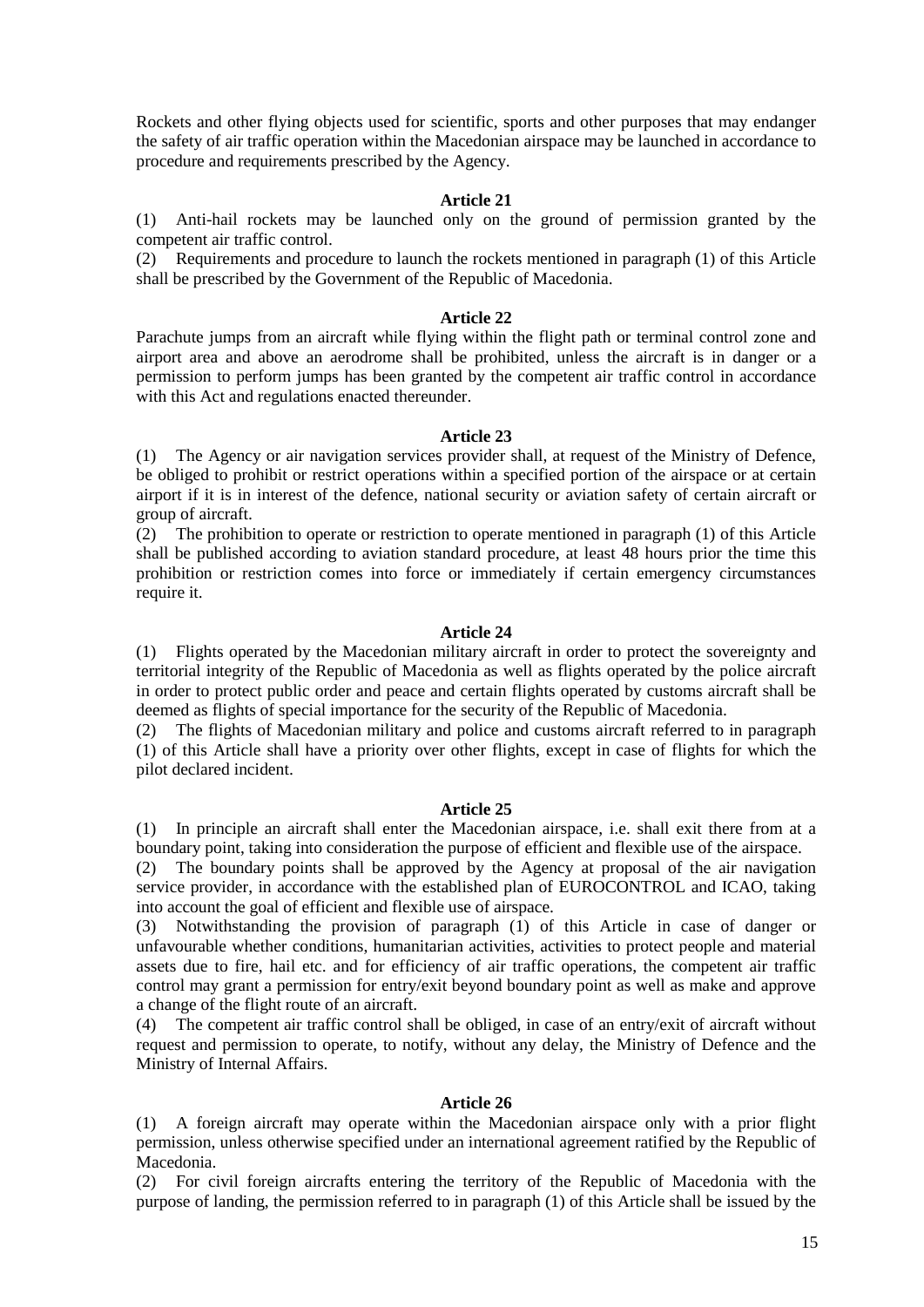Rockets and other flying objects used for scientific, sports and other purposes that may endanger the safety of air traffic operation within the Macedonian airspace may be launched in accordance to procedure and requirements prescribed by the Agency.

**Article 21**

(1) Anti-hail rockets may be launched only on the ground of permission granted by the competent air traffic control.

(2) Requirements and procedure to launch the rockets mentioned in paragraph (1) of this Article shall be prescribed by the Government of the Republic of Macedonia.

**Article 22**

Parachute jumps from an aircraft while flying within the flight path or terminal control zone and airport area and above an aerodrome shall be prohibited, unless the aircraft is in danger or a permission to perform jumps has been granted by the competent air traffic control in accordance with this Act and regulations enacted thereunder.

**Article 23**

(1) The Agency or air navigation services provider shall, at request of the Ministry of Defence, be obliged to prohibit or restrict operations within a specified portion of the airspace or at certain airport if it is in interest of the defence, national security or aviation safety of certain aircraft or group of aircraft.

(2) The prohibition to operate or restriction to operate mentioned in paragraph (1) of this Article shall be published according to aviation standard procedure, at least 48 hours prior the time this prohibition or restriction comes into force or immediately if certain emergency circumstances require it.

**Article 24**

(1) Flights operated by the Macedonian military aircraft in order to protect the sovereignty and territorial integrity of the Republic of Macedonia as well as flights operated by the police aircraft in order to protect public order and peace and certain flights operated by customs aircraft shall be deemed as flights of special importance for the security of the Republic of Macedonia.

(2) The flights of Macedonian military and police and customs aircraft referred to in paragraph (1) of this Article shall have a priority over other flights, except in case of flights for which the pilot declared incident.

**Article 25**

(1) In principle an aircraft shall enter the Macedonian airspace, i.e. shall exit there from at a boundary point, taking into consideration the purpose of efficient and flexible use of the airspace.

(2) The boundary points shall be approved by the Agency at proposal of the air navigation service provider, in accordance with the established plan of EUROCONTROL and ICAO, taking into account the goal of efficient and flexible use of airspace.

(3) Notwithstanding the provision of paragraph (1) of this Article in case of danger or unfavourable whether conditions, humanitarian activities, activities to protect people and material assets due to fire, hail etc. and for efficiency of air traffic operations, the competent air traffic control may grant a permission for entry/exit beyond boundary point as well as make and approve a change of the flight route of an aircraft.

(4) The competent air traffic control shall be obliged, in case of an entry/exit of aircraft without request and permission to operate, to notify, without any delay, the Ministry of Defence and the Ministry of Internal Affairs.

**Article 26**

(1) A foreign aircraft may operate within the Macedonian airspace only with a prior flight permission, unless otherwise specified under an international agreement ratified by the Republic of Macedonia.

(2) For civil foreign aircrafts entering the territory of the Republic of Macedonia with the purpose of landing, the permission referred to in paragraph (1) of this Article shall be issued by the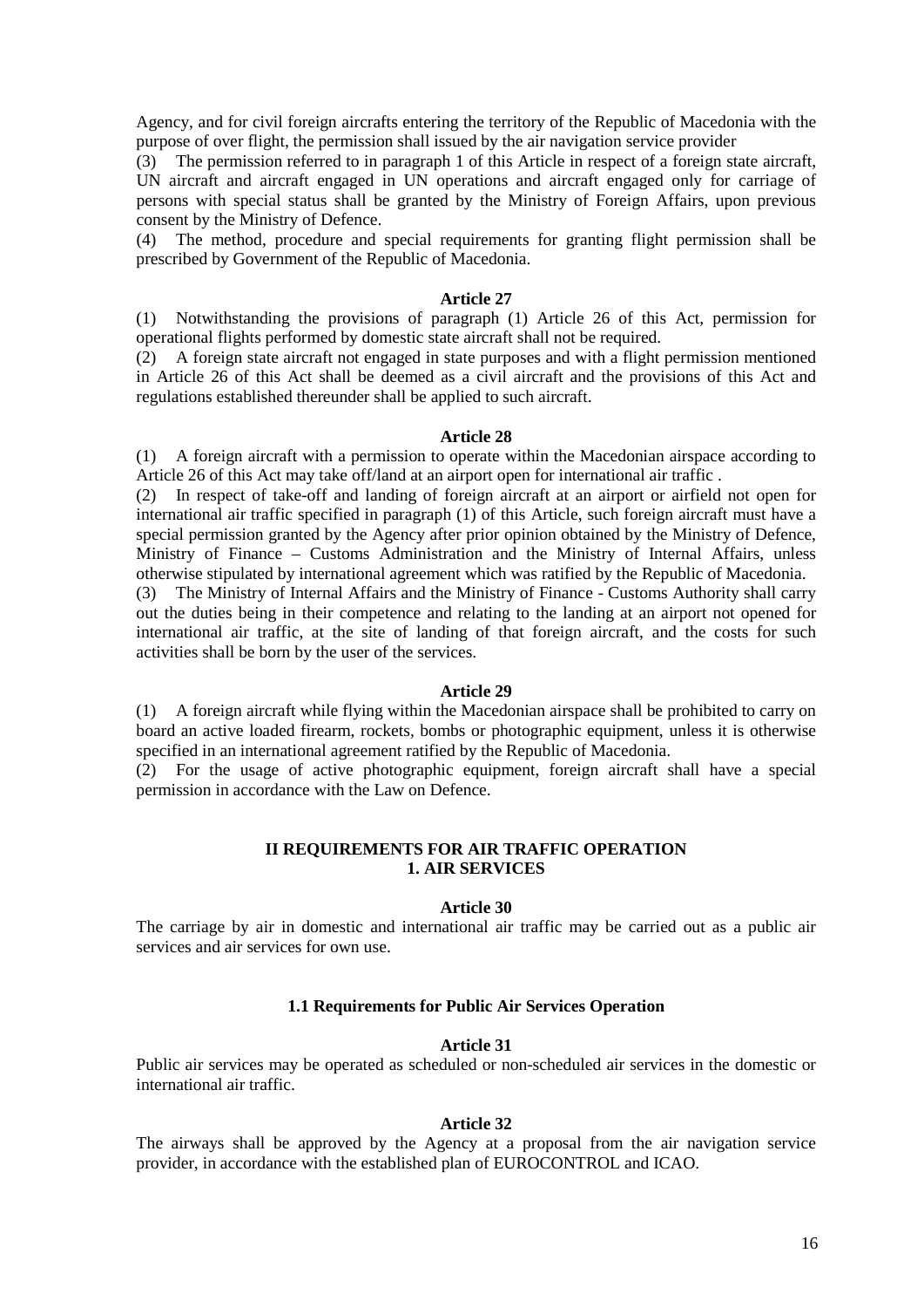Agency, and for civil foreign aircrafts entering the territory of the Republic of Macedonia with the purpose of over flight, the permission shall issued by the air navigation service provider

(3) The permission referred to in paragraph 1 of this Article in respect of a foreign state aircraft, UN aircraft and aircraft engaged in UN operations and aircraft engaged only for carriage of persons with special status shall be granted by the Ministry of Foreign Affairs, upon previous consent by the Ministry of Defence.

(4) The method, procedure and special requirements for granting flight permission shall be prescribed by Government of the Republic of Macedonia.

**Article 27**

(1) Notwithstanding the provisions of paragraph (1) Article 26 of this Act, permission for operational flights performed by domestic state aircraft shall not be required.

(2) A foreign state aircraft not engaged in state purposes and with a flight permission mentioned in Article 26 of this Act shall be deemed as a civil aircraft and the provisions of this Act and regulations established thereunder shall be applied to such aircraft.

**Article 28**

(1) A foreign aircraft with a permission to operate within the Macedonian airspace according to Article 26 of this Act may take off/land at an airport open for international air traffic .

(2) In respect of take-off and landing of foreign aircraft at an airport or airfield not open for international air traffic specified in paragraph (1) of this Article, such foreign aircraft must have a special permission granted by the Agency after prior opinion obtained by the Ministry of Defence, Ministry of Finance – Customs Administration and the Ministry of Internal Affairs, unless otherwise stipulated by international agreement which was ratified by the Republic of Macedonia.

(3) The Ministry of Internal Affairs and the Ministry of Finance - Customs Authority shall carry out the duties being in their competence and relating to the landing at an airport not opened for international air traffic, at the site of landing of that foreign aircraft, and the costs for such activities shall be born by the user of the services.

**Article 29**

(1) A foreign aircraft while flying within the Macedonian airspace shall be prohibited to carry on board an active loaded firearm, rockets, bombs or photographic equipment, unless it is otherwise specified in an international agreement ratified by the Republic of Macedonia.

(2) For the usage of active photographic equipment, foreign aircraft shall have a special permission in accordance with the Law on Defence.

## II REQUIREMENTS FOR AIR TRAFFIC OPERATION
## 1. AIR SERVICES

**Article 30**

The carriage by air in domestic and international air traffic may be carried out as a public air services and air services for own use.

### 1.1 Requirements for Public Air Services Operation

**Article 31**

Public air services may be operated as scheduled or non-scheduled air services in the domestic or international air traffic.

**Article 32**

The airways shall be approved by the Agency at a proposal from the air navigation service provider, in accordance with the established plan of EUROCONTROL and ICAO.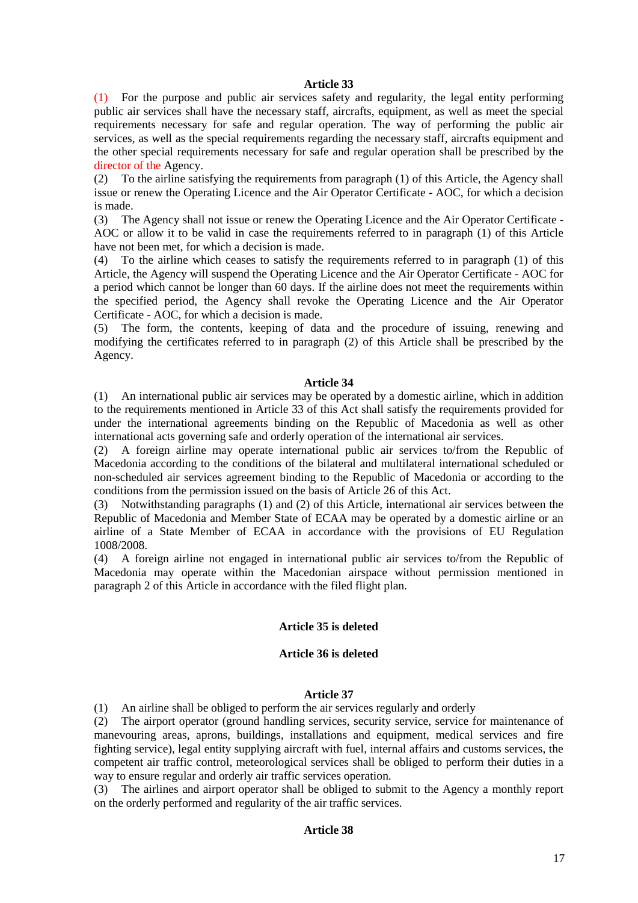**Article 33**

(1) For the purpose and public air services safety and regularity, the legal entity performing public air services shall have the necessary staff, aircrafts, equipment, as well as meet the special requirements necessary for safe and regular operation. The way of performing the public air services, as well as the special requirements regarding the necessary staff, aircrafts equipment and the other special requirements necessary for safe and regular operation shall be prescribed by the director of the Agency.

(2) To the airline satisfying the requirements from paragraph (1) of this Article, the Agency shall issue or renew the Operating Licence and the Air Operator Certificate - AOC, for which a decision is made.

(3) The Agency shall not issue or renew the Operating Licence and the Air Operator Certificate - AOC or allow it to be valid in case the requirements referred to in paragraph (1) of this Article have not been met, for which a decision is made.

(4) To the airline which ceases to satisfy the requirements referred to in paragraph (1) of this Article, the Agency will suspend the Operating Licence and the Air Operator Certificate - AOC for a period which cannot be longer than 60 days. If the airline does not meet the requirements within the specified period, the Agency shall revoke the Operating Licence and the Air Operator Certificate - AOC, for which a decision is made.

(5) The form, the contents, keeping of data and the procedure of issuing, renewing and modifying the certificates referred to in paragraph (2) of this Article shall be prescribed by the Agency.

**Article 34**

(1) An international public air services may be operated by a domestic airline, which in addition to the requirements mentioned in Article 33 of this Act shall satisfy the requirements provided for under the international agreements binding on the Republic of Macedonia as well as other international acts governing safe and orderly operation of the international air services.

(2) A foreign airline may operate international public air services to/from the Republic of Macedonia according to the conditions of the bilateral and multilateral international scheduled or non-scheduled air services agreement binding to the Republic of Macedonia or according to the conditions from the permission issued on the basis of Article 26 of this Act.

(3) Notwithstanding paragraphs (1) and (2) of this Article, international air services between the Republic of Macedonia and Member State of ECAA may be operated by a domestic airline or an airline of a State Member of ECAA in accordance with the provisions of EU Regulation 1008/2008.

(4) A foreign airline not engaged in international public air services to/from the Republic of Macedonia may operate within the Macedonian airspace without permission mentioned in paragraph 2 of this Article in accordance with the filed flight plan.

**Article 35 is deleted**

**Article 36 is deleted**

**Article 37**

(1) An airline shall be obliged to perform the air services regularly and orderly

(2) The airport operator (ground handling services, security service, service for maintenance of manevouring areas, aprons, buildings, installations and equipment, medical services and fire fighting service), legal entity supplying aircraft with fuel, internal affairs and customs services, the competent air traffic control, meteorological services shall be obliged to perform their duties in a way to ensure regular and orderly air traffic services operation.

(3) The airlines and airport operator shall be obliged to submit to the Agency a monthly report on the orderly performed and regularity of the air traffic services.

**Article 38**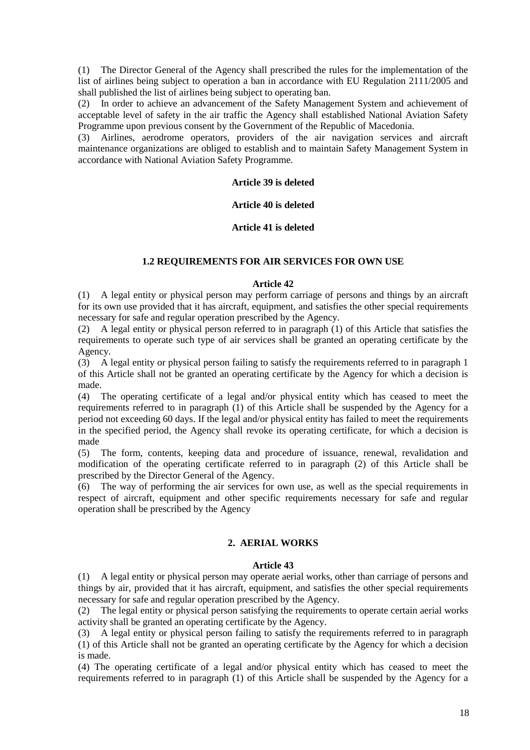(1) The Director General of the Agency shall prescribed the rules for the implementation of the list of airlines being subject to operation a ban in accordance with EU Regulation 2111/2005 and shall published the list of airlines being subject to operating ban.

(2) In order to achieve an advancement of the Safety Management System and achievement of acceptable level of safety in the air traffic the Agency shall established National Aviation Safety Programme upon previous consent by the Government of the Republic of Macedonia.

(3) Airlines, aerodrome operators, providers of the air navigation services and aircraft maintenance organizations are obliged to establish and to maintain Safety Management System in accordance with National Aviation Safety Programme.

**Article 39 is deleted**

**Article 40 is deleted**

**Article 41 is deleted**

### 1.2 REQUIREMENTS FOR AIR SERVICES FOR OWN USE

**Article 42**

(1) A legal entity or physical person may perform carriage of persons and things by an aircraft for its own use provided that it has aircraft, equipment, and satisfies the other special requirements necessary for safe and regular operation prescribed by the Agency.

(2) A legal entity or physical person referred to in paragraph (1) of this Article that satisfies the requirements to operate such type of air services shall be granted an operating certificate by the Agency.

(3) A legal entity or physical person failing to satisfy the requirements referred to in paragraph 1 of this Article shall not be granted an operating certificate by the Agency for which a decision is made.

(4) The operating certificate of a legal and/or physical entity which has ceased to meet the requirements referred to in paragraph (1) of this Article shall be suspended by the Agency for a period not exceeding 60 days. If the legal and/or physical entity has failed to meet the requirements in the specified period, the Agency shall revoke its operating certificate, for which a decision is made

(5) The form, contents, keeping data and procedure of issuance, renewal, revalidation and modification of the operating certificate referred to in paragraph (2) of this Article shall be prescribed by the Director General of the Agency.

(6) The way of performing the air services for own use, as well as the special requirements in respect of aircraft, equipment and other specific requirements necessary for safe and regular operation shall be prescribed by the Agency

## 2. AERIAL WORKS

**Article 43**

(1) A legal entity or physical person may operate aerial works, other than carriage of persons and things by air, provided that it has aircraft, equipment, and satisfies the other special requirements necessary for safe and regular operation prescribed by the Agency.

(2) The legal entity or physical person satisfying the requirements to operate certain aerial works activity shall be granted an operating certificate by the Agency.

(3) A legal entity or physical person failing to satisfy the requirements referred to in paragraph (1) of this Article shall not be granted an operating certificate by the Agency for which a decision is made.

(4) The operating certificate of a legal and/or physical entity which has ceased to meet the requirements referred to in paragraph (1) of this Article shall be suspended by the Agency for a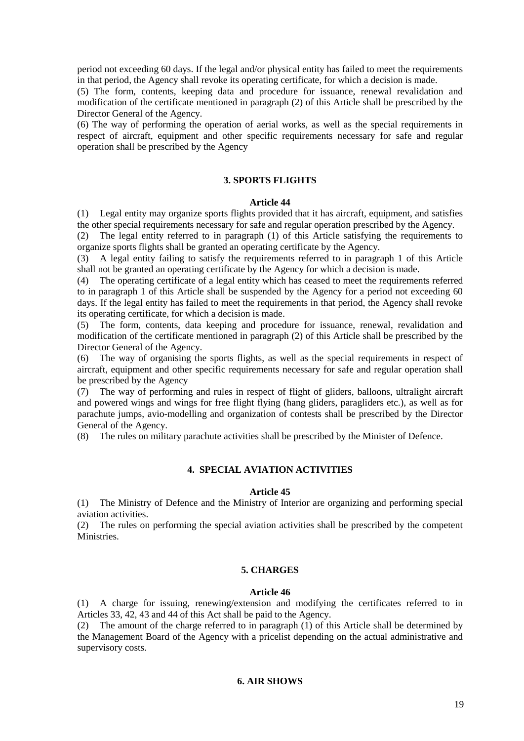period not exceeding 60 days. If the legal and/or physical entity has failed to meet the requirements in that period, the Agency shall revoke its operating certificate, for which a decision is made.

(5) The form, contents, keeping data and procedure for issuance, renewal revalidation and modification of the certificate mentioned in paragraph (2) of this Article shall be prescribed by the Director General of the Agency.

(6) The way of performing the operation of aerial works, as well as the special requirements in respect of aircraft, equipment and other specific requirements necessary for safe and regular operation shall be prescribed by the Agency

## 3. SPORTS FLIGHTS

### Article 44

(1) Legal entity may organize sports flights provided that it has aircraft, equipment, and satisfies the other special requirements necessary for safe and regular operation prescribed by the Agency.

(2) The legal entity referred to in paragraph (1) of this Article satisfying the requirements to organize sports flights shall be granted an operating certificate by the Agency.

(3) A legal entity failing to satisfy the requirements referred to in paragraph 1 of this Article shall not be granted an operating certificate by the Agency for which a decision is made.

(4) The operating certificate of a legal entity which has ceased to meet the requirements referred to in paragraph 1 of this Article shall be suspended by the Agency for a period not exceeding 60 days. If the legal entity has failed to meet the requirements in that period, the Agency shall revoke its operating certificate, for which a decision is made.

(5) The form, contents, data keeping and procedure for issuance, renewal, revalidation and modification of the certificate mentioned in paragraph (2) of this Article shall be prescribed by the Director General of the Agency.

(6) The way of organising the sports flights, as well as the special requirements in respect of aircraft, equipment and other specific requirements necessary for safe and regular operation shall be prescribed by the Agency

(7) The way of performing and rules in respect of flight of gliders, balloons, ultralight aircraft and powered wings and wings for free flight flying (hang gliders, paragliders etc.), as well as for parachute jumps, avio-modelling and organization of contests shall be prescribed by the Director General of the Agency.

(8) The rules on military parachute activities shall be prescribed by the Minister of Defence.

## 4. SPECIAL AVIATION ACTIVITIES

### Article 45

(1) The Ministry of Defence and the Ministry of Interior are organizing and performing special aviation activities.

(2) The rules on performing the special aviation activities shall be prescribed by the competent Ministries.

## 5. CHARGES

### Article 46

(1) A charge for issuing, renewing/extension and modifying the certificates referred to in Articles 33, 42, 43 and 44 of this Act shall be paid to the Agency.

(2) The amount of the charge referred to in paragraph (1) of this Article shall be determined by the Management Board of the Agency with a pricelist depending on the actual administrative and supervisory costs.

## 6. AIR SHOWS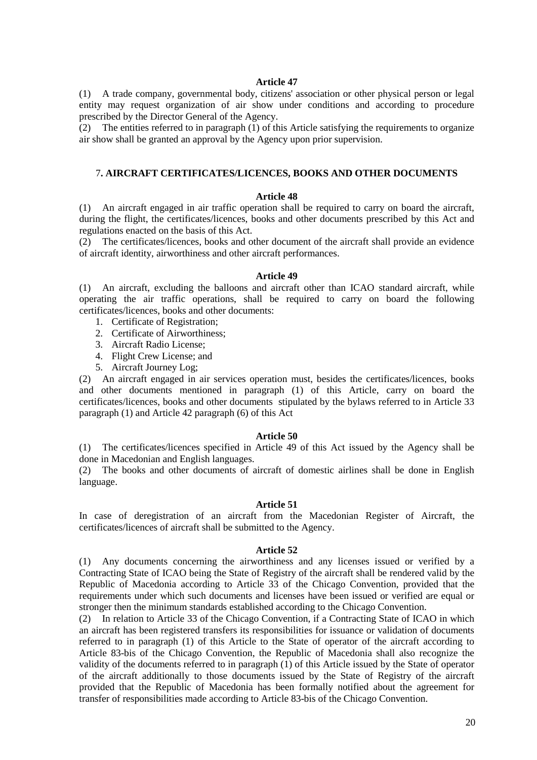**Article 47**

(1) A trade company, governmental body, citizens' association or other physical person or legal entity may request organization of air show under conditions and according to procedure prescribed by the Director General of the Agency.

(2) The entities referred to in paragraph (1) of this Article satisfying the requirements to organize air show shall be granted an approval by the Agency upon prior supervision.

## 7. AIRCRAFT CERTIFICATES/LICENCES, BOOKS AND OTHER DOCUMENTS

**Article 48**

(1) An aircraft engaged in air traffic operation shall be required to carry on board the aircraft, during the flight, the certificates/licences, books and other documents prescribed by this Act and regulations enacted on the basis of this Act.

(2) The certificates/licences, books and other document of the aircraft shall provide an evidence of aircraft identity, airworthiness and other aircraft performances.

**Article 49**

(1) An aircraft, excluding the balloons and aircraft other than ICAO standard aircraft, while operating the air traffic operations, shall be required to carry on board the following certificates/licences, books and other documents:

1. Certificate of Registration;
2. Certificate of Airworthiness;
3. Aircraft Radio License;
4. Flight Crew License; and
5. Aircraft Journey Log;

(2) An aircraft engaged in air services operation must, besides the certificates/licences, books and other documents mentioned in paragraph (1) of this Article, carry on board the certificates/licences, books and other documents stipulated by the bylaws referred to in Article 33 paragraph (1) and Article 42 paragraph (6) of this Act

**Article 50**

(1) The certificates/licences specified in Article 49 of this Act issued by the Agency shall be done in Macedonian and English languages.

(2) The books and other documents of aircraft of domestic airlines shall be done in English language.

**Article 51**

In case of deregistration of an aircraft from the Macedonian Register of Aircraft, the certificates/licences of aircraft shall be submitted to the Agency.

**Article 52**

(1) Any documents concerning the airworthiness and any licenses issued or verified by a Contracting State of ICAO being the State of Registry of the aircraft shall be rendered valid by the Republic of Macedonia according to Article 33 of the Chicago Convention, provided that the requirements under which such documents and licenses have been issued or verified are equal or stronger then the minimum standards established according to the Chicago Convention.

(2) In relation to Article 33 of the Chicago Convention, if a Contracting State of ICAO in which an aircraft has been registered transfers its responsibilities for issuance or validation of documents referred to in paragraph (1) of this Article to the State of operator of the aircraft according to Article 83-bis of the Chicago Convention, the Republic of Macedonia shall also recognize the validity of the documents referred to in paragraph (1) of this Article issued by the State of operator of the aircraft additionally to those documents issued by the State of Registry of the aircraft provided that the Republic of Macedonia has been formally notified about the agreement for transfer of responsibilities made according to Article 83-bis of the Chicago Convention.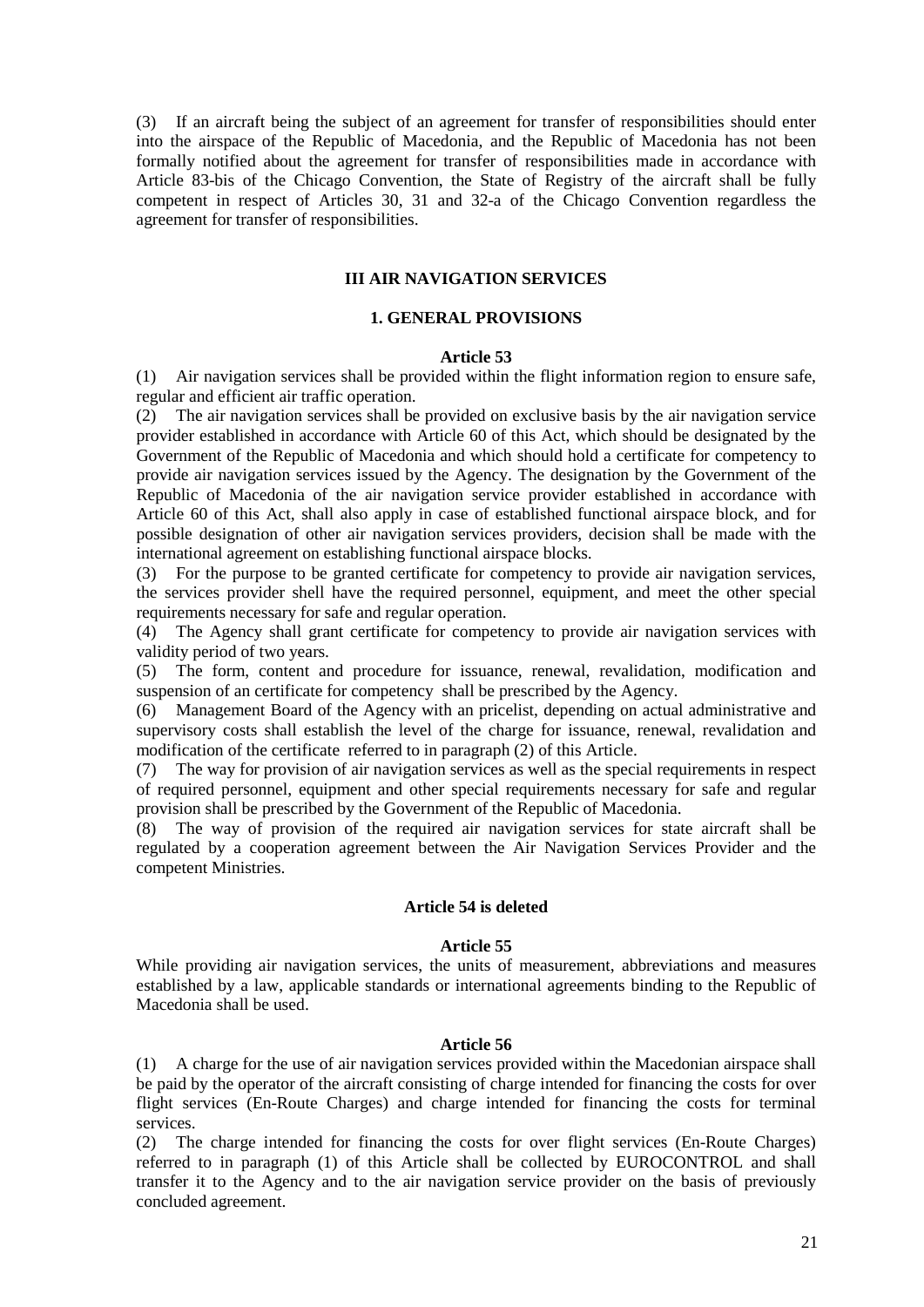(3) If an aircraft being the subject of an agreement for transfer of responsibilities should enter into the airspace of the Republic of Macedonia, and the Republic of Macedonia has not been formally notified about the agreement for transfer of responsibilities made in accordance with Article 83-bis of the Chicago Convention, the State of Registry of the aircraft shall be fully competent in respect of Articles 30, 31 and 32-a of the Chicago Convention regardless the agreement for transfer of responsibilities.

## III AIR NAVIGATION SERVICES

### 1. GENERAL PROVISIONS

#### Article 53

(1) Air navigation services shall be provided within the flight information region to ensure safe, regular and efficient air traffic operation.

(2) The air navigation services shall be provided on exclusive basis by the air navigation service provider established in accordance with Article 60 of this Act, which should be designated by the Government of the Republic of Macedonia and which should hold a certificate for competency to provide air navigation services issued by the Agency. The designation by the Government of the Republic of Macedonia of the air navigation service provider established in accordance with Article 60 of this Act, shall also apply in case of established functional airspace block, and for possible designation of other air navigation services providers, decision shall be made with the international agreement on establishing functional airspace blocks.

(3) For the purpose to be granted certificate for competency to provide air navigation services, the services provider shell have the required personnel, equipment, and meet the other special requirements necessary for safe and regular operation.

(4) The Agency shall grant certificate for competency to provide air navigation services with validity period of two years.

(5) The form, content and procedure for issuance, renewal, revalidation, modification and suspension of an certificate for competency shall be prescribed by the Agency.

(6) Management Board of the Agency with an pricelist, depending on actual administrative and supervisory costs shall establish the level of the charge for issuance, renewal, revalidation and modification of the certificate referred to in paragraph (2) of this Article.

(7) The way for provision of air navigation services as well as the special requirements in respect of required personnel, equipment and other special requirements necessary for safe and regular provision shall be prescribed by the Government of the Republic of Macedonia.

(8) The way of provision of the required air navigation services for state aircraft shall be regulated by a cooperation agreement between the Air Navigation Services Provider and the competent Ministries.

#### Article 54 is deleted

#### Article 55

While providing air navigation services, the units of measurement, abbreviations and measures established by a law, applicable standards or international agreements binding to the Republic of Macedonia shall be used.

#### Article 56

(1) A charge for the use of air navigation services provided within the Macedonian airspace shall be paid by the operator of the aircraft consisting of charge intended for financing the costs for over flight services (En-Route Charges) and charge intended for financing the costs for terminal services.

(2) The charge intended for financing the costs for over flight services (En-Route Charges) referred to in paragraph (1) of this Article shall be collected by EUROCONTROL and shall transfer it to the Agency and to the air navigation service provider on the basis of previously concluded agreement.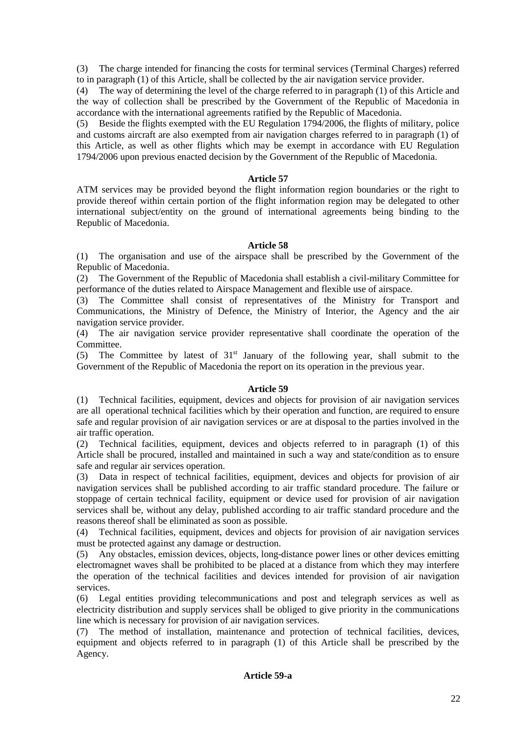(3) The charge intended for financing the costs for terminal services (Terminal Charges) referred to in paragraph (1) of this Article, shall be collected by the air navigation service provider.

(4) The way of determining the level of the charge referred to in paragraph (1) of this Article and the way of collection shall be prescribed by the Government of the Republic of Macedonia in accordance with the international agreements ratified by the Republic of Macedonia.

(5) Beside the flights exempted with the EU Regulation 1794/2006, the flights of military, police and customs aircraft are also exempted from air navigation charges referred to in paragraph (1) of this Article, as well as other flights which may be exempt in accordance with EU Regulation 1794/2006 upon previous enacted decision by the Government of the Republic of Macedonia.

**Article 57**

ATM services may be provided beyond the flight information region boundaries or the right to provide thereof within certain portion of the flight information region may be delegated to other international subject/entity on the ground of international agreements being binding to the Republic of Macedonia.

**Article 58**

(1) The organisation and use of the airspace shall be prescribed by the Government of the Republic of Macedonia.

(2) The Government of the Republic of Macedonia shall establish a civil-military Committee for performance of the duties related to Airspace Management and flexible use of airspace.

(3) The Committee shall consist of representatives of the Ministry for Transport and Communications, the Ministry of Defence, the Ministry of Interior, the Agency and the air navigation service provider.

(4) The air navigation service provider representative shall coordinate the operation of the Committee.

(5) The Committee by latest of 31st January of the following year, shall submit to the Government of the Republic of Macedonia the report on its operation in the previous year.

**Article 59**

(1) Technical facilities, equipment, devices and objects for provision of air navigation services are all operational technical facilities which by their operation and function, are required to ensure safe and regular provision of air navigation services or are at disposal to the parties involved in the air traffic operation.

(2) Technical facilities, equipment, devices and objects referred to in paragraph (1) of this Article shall be procured, installed and maintained in such a way and state/condition as to ensure safe and regular air services operation.

(3) Data in respect of technical facilities, equipment, devices and objects for provision of air navigation services shall be published according to air traffic standard procedure. The failure or stoppage of certain technical facility, equipment or device used for provision of air navigation services shall be, without any delay, published according to air traffic standard procedure and the reasons thereof shall be eliminated as soon as possible.

(4) Technical facilities, equipment, devices and objects for provision of air navigation services must be protected against any damage or destruction.

(5) Any obstacles, emission devices, objects, long-distance power lines or other devices emitting electromagnet waves shall be prohibited to be placed at a distance from which they may interfere the operation of the technical facilities and devices intended for provision of air navigation services.

(6) Legal entities providing telecommunications and post and telegraph services as well as electricity distribution and supply services shall be obliged to give priority in the communications line which is necessary for provision of air navigation services.

(7) The method of installation, maintenance and protection of technical facilities, devices, equipment and objects referred to in paragraph (1) of this Article shall be prescribed by the Agency.

**Article 59-a**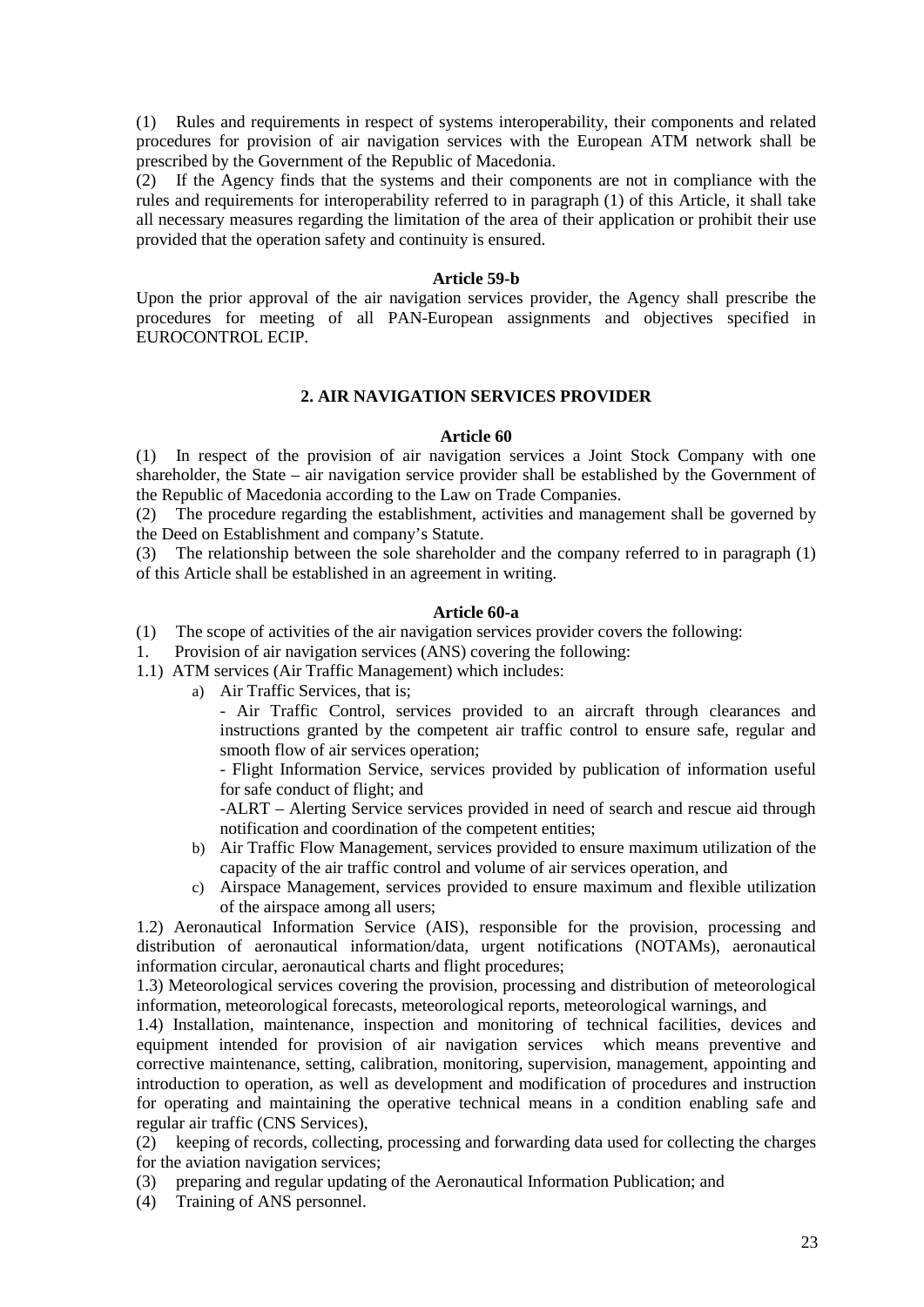(1) Rules and requirements in respect of systems interoperability, their components and related procedures for provision of air navigation services with the European ATM network shall be prescribed by the Government of the Republic of Macedonia.

(2) If the Agency finds that the systems and their components are not in compliance with the rules and requirements for interoperability referred to in paragraph (1) of this Article, it shall take all necessary measures regarding the limitation of the area of their application or prohibit their use provided that the operation safety and continuity is ensured.

#### Article 59-b

Upon the prior approval of the air navigation services provider, the Agency shall prescribe the procedures for meeting of all PAN-European assignments and objectives specified in EUROCONTROL ECIP.

### 2. AIR NAVIGATION SERVICES PROVIDER

#### Article 60

(1) In respect of the provision of air navigation services a Joint Stock Company with one shareholder, the State – air navigation service provider shall be established by the Government of the Republic of Macedonia according to the Law on Trade Companies.

(2) The procedure regarding the establishment, activities and management shall be governed by the Deed on Establishment and company's Statute.

(3) The relationship between the sole shareholder and the company referred to in paragraph (1) of this Article shall be established in an agreement in writing.

#### Article 60-a

(1) The scope of activities of the air navigation services provider covers the following:

1. Provision of air navigation services (ANS) covering the following:

1.1) ATM services (Air Traffic Management) which includes:

a) Air Traffic Services, that is;

- Air Traffic Control, services provided to an aircraft through clearances and instructions granted by the competent air traffic control to ensure safe, regular and smooth flow of air services operation;

- Flight Information Service, services provided by publication of information useful for safe conduct of flight; and

-ALRT – Alerting Service services provided in need of search and rescue aid through notification and coordination of the competent entities;

b) Air Traffic Flow Management, services provided to ensure maximum utilization of the capacity of the air traffic control and volume of air services operation, and

c) Airspace Management, services provided to ensure maximum and flexible utilization of the airspace among all users;

1.2) Aeronautical Information Service (AIS), responsible for the provision, processing and distribution of aeronautical information/data, urgent notifications (NOTAMs), aeronautical information circular, aeronautical charts and flight procedures;

1.3) Meteorological services covering the provision, processing and distribution of meteorological information, meteorological forecasts, meteorological reports, meteorological warnings, and

1.4) Installation, maintenance, inspection and monitoring of technical facilities, devices and equipment intended for provision of air navigation services which means preventive and corrective maintenance, setting, calibration, monitoring, supervision, management, appointing and introduction to operation, as well as development and modification of procedures and instruction for operating and maintaining the operative technical means in a condition enabling safe and regular air traffic (CNS Services),

(2) keeping of records, collecting, processing and forwarding data used for collecting the charges for the aviation navigation services;

(3) preparing and regular updating of the Aeronautical Information Publication; and

(4) Training of ANS personnel.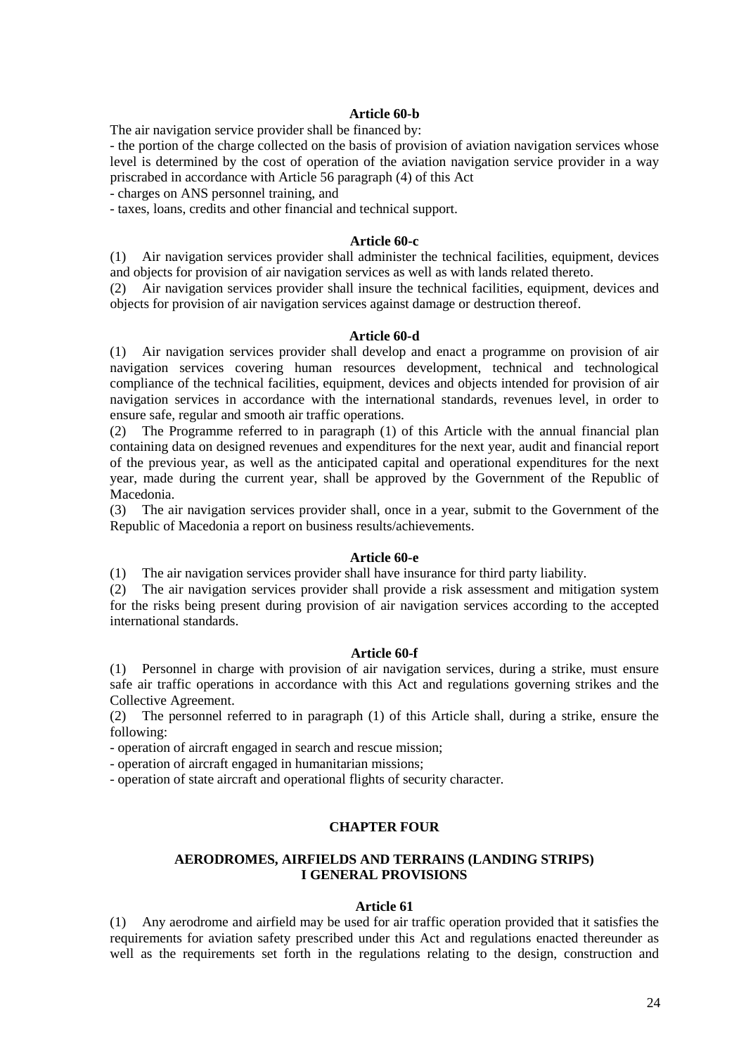**Article 60-b**

The air navigation service provider shall be financed by:

- the portion of the charge collected on the basis of provision of aviation navigation services whose level is determined by the cost of operation of the aviation navigation service provider in a way priscrabed in accordance with Article 56 paragraph (4) of this Act
- charges on ANS personnel training, and
- taxes, loans, credits and other financial and technical support.

**Article 60-c**

(1) Air navigation services provider shall administer the technical facilities, equipment, devices and objects for provision of air navigation services as well as with lands related thereto.

(2) Air navigation services provider shall insure the technical facilities, equipment, devices and objects for provision of air navigation services against damage or destruction thereof.

**Article 60-d**

(1) Air navigation services provider shall develop and enact a programme on provision of air navigation services covering human resources development, technical and technological compliance of the technical facilities, equipment, devices and objects intended for provision of air navigation services in accordance with the international standards, revenues level, in order to ensure safe, regular and smooth air traffic operations.

(2) The Programme referred to in paragraph (1) of this Article with the annual financial plan containing data on designed revenues and expenditures for the next year, audit and financial report of the previous year, as well as the anticipated capital and operational expenditures for the next year, made during the current year, shall be approved by the Government of the Republic of Macedonia.

(3) The air navigation services provider shall, once in a year, submit to the Government of the Republic of Macedonia a report on business results/achievements.

**Article 60-e**

(1) The air navigation services provider shall have insurance for third party liability.

(2) The air navigation services provider shall provide a risk assessment and mitigation system for the risks being present during provision of air navigation services according to the accepted international standards.

**Article 60-f**

(1) Personnel in charge with provision of air navigation services, during a strike, must ensure safe air traffic operations in accordance with this Act and regulations governing strikes and the Collective Agreement.

(2) The personnel referred to in paragraph (1) of this Article shall, during a strike, ensure the following:

- operation of aircraft engaged in search and rescue mission;
- operation of aircraft engaged in humanitarian missions;
- operation of state aircraft and operational flights of security character.

## CHAPTER FOUR

## AERODROMES, AIRFIELDS AND TERRAINS (LANDING STRIPS)
## I GENERAL PROVISIONS

**Article 61**

(1) Any aerodrome and airfield may be used for air traffic operation provided that it satisfies the requirements for aviation safety prescribed under this Act and regulations enacted thereunder as well as the requirements set forth in the regulations relating to the design, construction and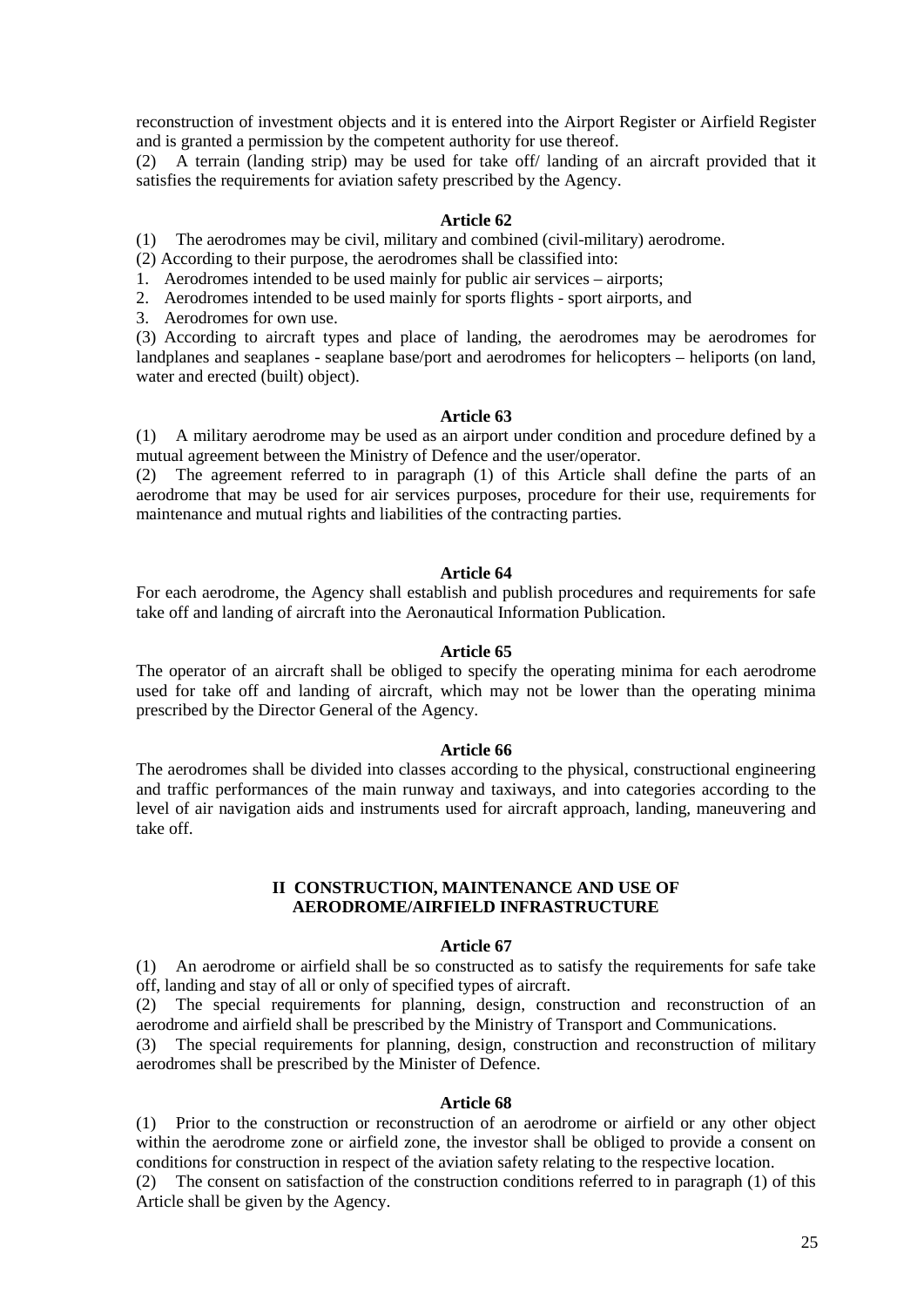reconstruction of investment objects and it is entered into the Airport Register or Airfield Register and is granted a permission by the competent authority for use thereof.

(2) A terrain (landing strip) may be used for take off/ landing of an aircraft provided that it satisfies the requirements for aviation safety prescribed by the Agency.

### Article 62

(1) The aerodromes may be civil, military and combined (civil-military) aerodrome.

(2) According to their purpose, the aerodromes shall be classified into:

1. Aerodromes intended to be used mainly for public air services – airports;
2. Aerodromes intended to be used mainly for sports flights - sport airports, and
3. Aerodromes for own use.

(3) According to aircraft types and place of landing, the aerodromes may be aerodromes for landplanes and seaplanes - seaplane base/port and aerodromes for helicopters – heliports (on land, water and erected (built) object).

### Article 63

(1) A military aerodrome may be used as an airport under condition and procedure defined by a mutual agreement between the Ministry of Defence and the user/operator.

(2) The agreement referred to in paragraph (1) of this Article shall define the parts of an aerodrome that may be used for air services purposes, procedure for their use, requirements for maintenance and mutual rights and liabilities of the contracting parties.

### Article 64

For each aerodrome, the Agency shall establish and publish procedures and requirements for safe take off and landing of aircraft into the Aeronautical Information Publication.

### Article 65

The operator of an aircraft shall be obliged to specify the operating minima for each aerodrome used for take off and landing of aircraft, which may not be lower than the operating minima prescribed by the Director General of the Agency.

### Article 66

The aerodromes shall be divided into classes according to the physical, constructional engineering and traffic performances of the main runway and taxiways, and into categories according to the level of air navigation aids and instruments used for aircraft approach, landing, maneuvering and take off.

## II CONSTRUCTION, MAINTENANCE AND USE OF AERODROME/AIRFIELD INFRASTRUCTURE

### Article 67

(1) An aerodrome or airfield shall be so constructed as to satisfy the requirements for safe take off, landing and stay of all or only of specified types of aircraft.

(2) The special requirements for planning, design, construction and reconstruction of an aerodrome and airfield shall be prescribed by the Ministry of Transport and Communications.

(3) The special requirements for planning, design, construction and reconstruction of military aerodromes shall be prescribed by the Minister of Defence.

### Article 68

(1) Prior to the construction or reconstruction of an aerodrome or airfield or any other object within the aerodrome zone or airfield zone, the investor shall be obliged to provide a consent on conditions for construction in respect of the aviation safety relating to the respective location.

(2) The consent on satisfaction of the construction conditions referred to in paragraph (1) of this Article shall be given by the Agency.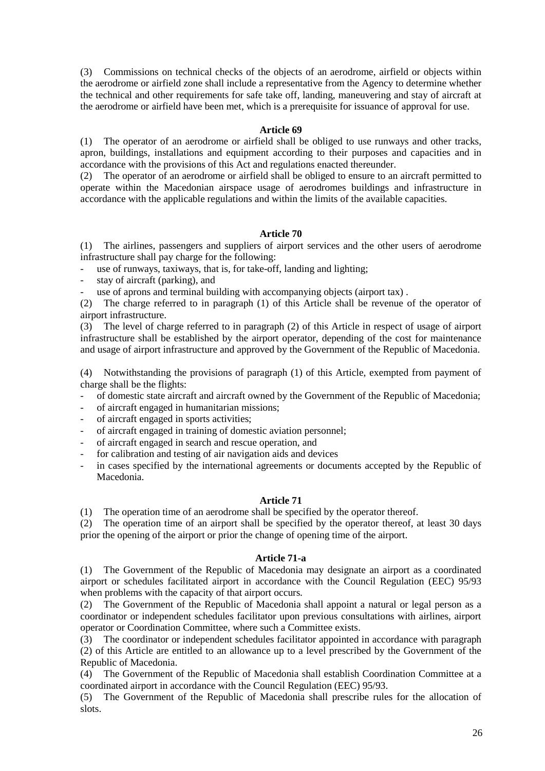(3) Commissions on technical checks of the objects of an aerodrome, airfield or objects within the aerodrome or airfield zone shall include a representative from the Agency to determine whether the technical and other requirements for safe take off, landing, maneuvering and stay of aircraft at the aerodrome or airfield have been met, which is a prerequisite for issuance of approval for use.

**Article 69**

(1) The operator of an aerodrome or airfield shall be obliged to use runways and other tracks, apron, buildings, installations and equipment according to their purposes and capacities and in accordance with the provisions of this Act and regulations enacted thereunder.

(2) The operator of an aerodrome or airfield shall be obliged to ensure to an aircraft permitted to operate within the Macedonian airspace usage of aerodromes buildings and infrastructure in accordance with the applicable regulations and within the limits of the available capacities.

**Article 70**

(1) The airlines, passengers and suppliers of airport services and the other users of aerodrome infrastructure shall pay charge for the following:

- use of runways, taxiways, that is, for take-off, landing and lighting;
- stay of aircraft (parking), and
- use of aprons and terminal building with accompanying objects (airport tax) .

(2) The charge referred to in paragraph (1) of this Article shall be revenue of the operator of airport infrastructure.

(3) The level of charge referred to in paragraph (2) of this Article in respect of usage of airport infrastructure shall be established by the airport operator, depending of the cost for maintenance and usage of airport infrastructure and approved by the Government of the Republic of Macedonia.

(4) Notwithstanding the provisions of paragraph (1) of this Article, exempted from payment of charge shall be the flights:

- of domestic state aircraft and aircraft owned by the Government of the Republic of Macedonia;
- of aircraft engaged in humanitarian missions;
- of aircraft engaged in sports activities;
- of aircraft engaged in training of domestic aviation personnel;
- of aircraft engaged in search and rescue operation, and
- for calibration and testing of air navigation aids and devices
- in cases specified by the international agreements or documents accepted by the Republic of Macedonia.

**Article 71**

(1) The operation time of an aerodrome shall be specified by the operator thereof.

(2) The operation time of an airport shall be specified by the operator thereof, at least 30 days prior the opening of the airport or prior the change of opening time of the airport.

**Article 71-a**

(1) The Government of the Republic of Macedonia may designate an airport as a coordinated airport or schedules facilitated airport in accordance with the Council Regulation (EEC) 95/93 when problems with the capacity of that airport occurs.

(2) The Government of the Republic of Macedonia shall appoint a natural or legal person as a coordinator or independent schedules facilitator upon previous consultations with airlines, airport operator or Coordination Committee, where such a Committee exists.

(3) The coordinator or independent schedules facilitator appointed in accordance with paragraph (2) of this Article are entitled to an allowance up to a level prescribed by the Government of the Republic of Macedonia.

(4) The Government of the Republic of Macedonia shall establish Coordination Committee at a coordinated airport in accordance with the Council Regulation (EEC) 95/93.

(5) The Government of the Republic of Macedonia shall prescribe rules for the allocation of slots.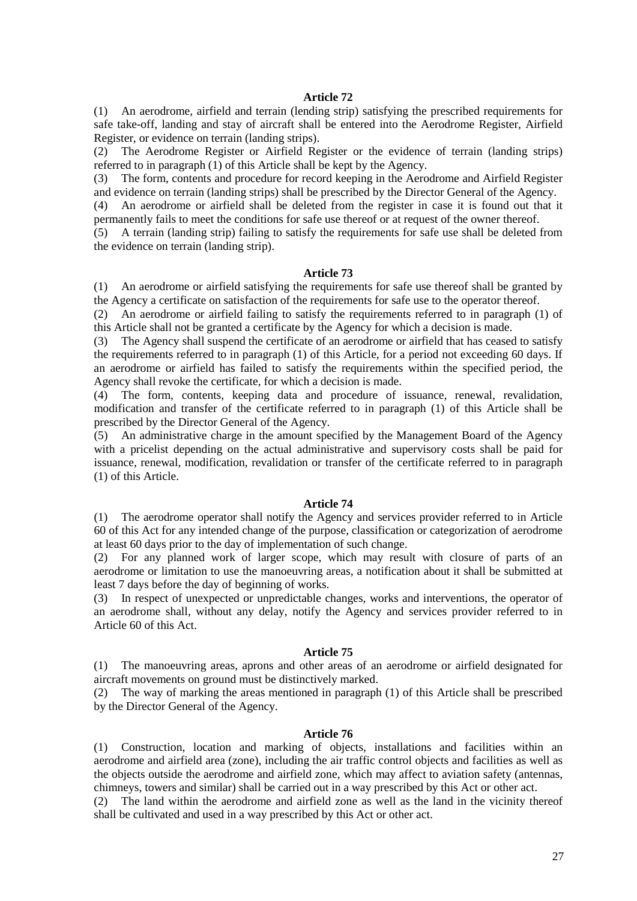**Article 72**

(1) An aerodrome, airfield and terrain (lending strip) satisfying the prescribed requirements for safe take-off, landing and stay of aircraft shall be entered into the Aerodrome Register, Airfield Register, or evidence on terrain (landing strips).

(2) The Aerodrome Register or Airfield Register or the evidence of terrain (landing strips) referred to in paragraph (1) of this Article shall be kept by the Agency.

(3) The form, contents and procedure for record keeping in the Aerodrome and Airfield Register and evidence on terrain (landing strips) shall be prescribed by the Director General of the Agency.

(4) An aerodrome or airfield shall be deleted from the register in case it is found out that it permanently fails to meet the conditions for safe use thereof or at request of the owner thereof.

(5) A terrain (landing strip) failing to satisfy the requirements for safe use shall be deleted from the evidence on terrain (landing strip).

**Article 73**

(1) An aerodrome or airfield satisfying the requirements for safe use thereof shall be granted by the Agency a certificate on satisfaction of the requirements for safe use to the operator thereof.

(2) An aerodrome or airfield failing to satisfy the requirements referred to in paragraph (1) of this Article shall not be granted a certificate by the Agency for which a decision is made.

(3) The Agency shall suspend the certificate of an aerodrome or airfield that has ceased to satisfy the requirements referred to in paragraph (1) of this Article, for a period not exceeding 60 days. If an aerodrome or airfield has failed to satisfy the requirements within the specified period, the Agency shall revoke the certificate, for which a decision is made.

(4) The form, contents, keeping data and procedure of issuance, renewal, revalidation, modification and transfer of the certificate referred to in paragraph (1) of this Article shall be prescribed by the Director General of the Agency.

(5) An administrative charge in the amount specified by the Management Board of the Agency with a pricelist depending on the actual administrative and supervisory costs shall be paid for issuance, renewal, modification, revalidation or transfer of the certificate referred to in paragraph (1) of this Article.

**Article 74**

(1) The aerodrome operator shall notify the Agency and services provider referred to in Article 60 of this Act for any intended change of the purpose, classification or categorization of aerodrome at least 60 days prior to the day of implementation of such change.

(2) For any planned work of larger scope, which may result with closure of parts of an aerodrome or limitation to use the manoeuvring areas, a notification about it shall be submitted at least 7 days before the day of beginning of works.

(3) In respect of unexpected or unpredictable changes, works and interventions, the operator of an aerodrome shall, without any delay, notify the Agency and services provider referred to in Article 60 of this Act.

**Article 75**

(1) The manoeuvring areas, aprons and other areas of an aerodrome or airfield designated for aircraft movements on ground must be distinctively marked.

(2) The way of marking the areas mentioned in paragraph (1) of this Article shall be prescribed by the Director General of the Agency.

**Article 76**

(1) Construction, location and marking of objects, installations and facilities within an aerodrome and airfield area (zone), including the air traffic control objects and facilities as well as the objects outside the aerodrome and airfield zone, which may affect to aviation safety (antennas, chimneys, towers and similar) shall be carried out in a way prescribed by this Act or other act.

(2) The land within the aerodrome and airfield zone as well as the land in the vicinity thereof shall be cultivated and used in a way prescribed by this Act or other act.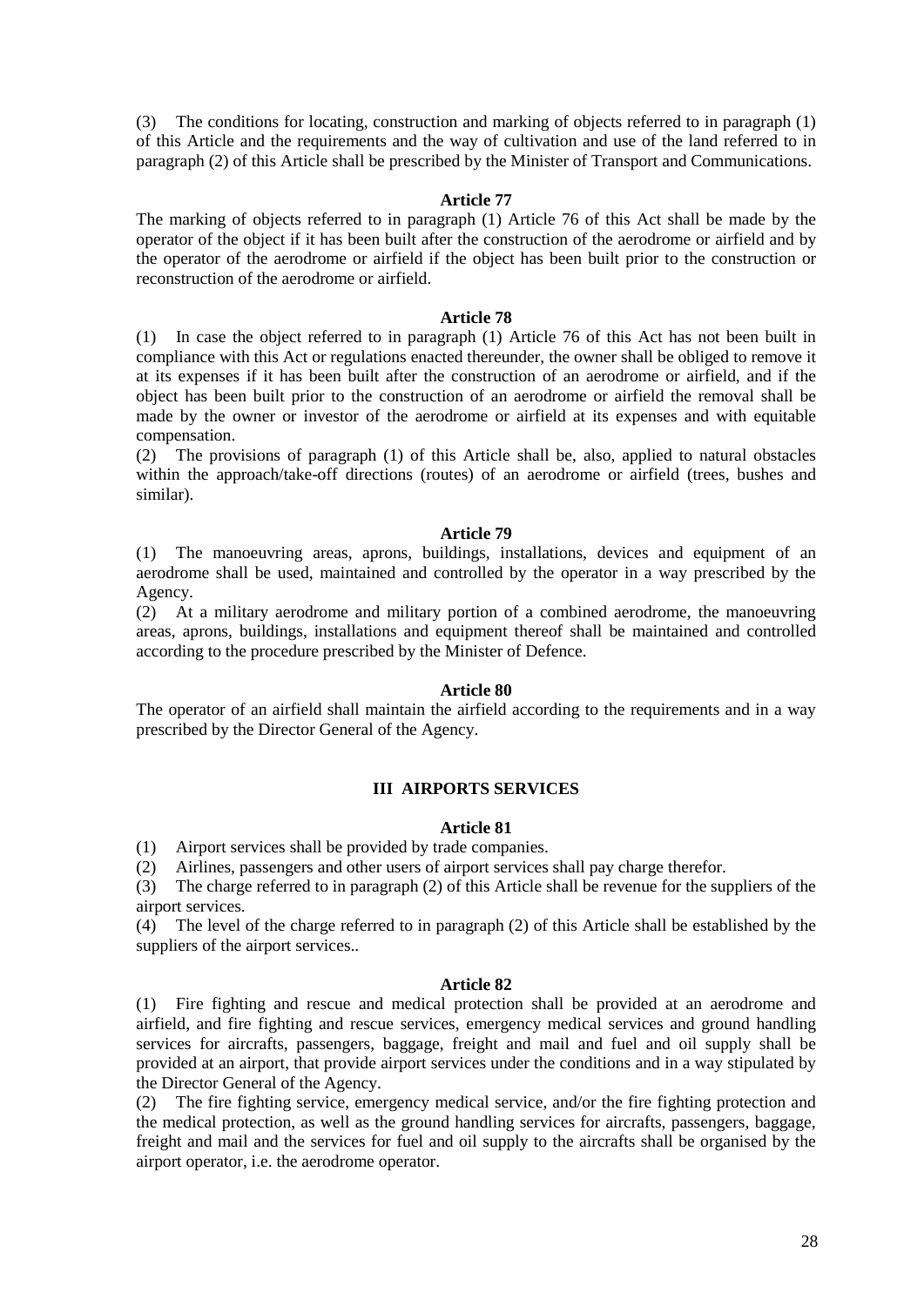(3) The conditions for locating, construction and marking of objects referred to in paragraph (1) of this Article and the requirements and the way of cultivation and use of the land referred to in paragraph (2) of this Article shall be prescribed by the Minister of Transport and Communications.

**Article 77**

The marking of objects referred to in paragraph (1) Article 76 of this Act shall be made by the operator of the object if it has been built after the construction of the aerodrome or airfield and by the operator of the aerodrome or airfield if the object has been built prior to the construction or reconstruction of the aerodrome or airfield.

**Article 78**

(1) In case the object referred to in paragraph (1) Article 76 of this Act has not been built in compliance with this Act or regulations enacted thereunder, the owner shall be obliged to remove it at its expenses if it has been built after the construction of an aerodrome or airfield, and if the object has been built prior to the construction of an aerodrome or airfield the removal shall be made by the owner or investor of the aerodrome or airfield at its expenses and with equitable compensation.

(2) The provisions of paragraph (1) of this Article shall be, also, applied to natural obstacles within the approach/take-off directions (routes) of an aerodrome or airfield (trees, bushes and similar).

**Article 79**

(1) The manoeuvring areas, aprons, buildings, installations, devices and equipment of an aerodrome shall be used, maintained and controlled by the operator in a way prescribed by the Agency.

(2) At a military aerodrome and military portion of a combined aerodrome, the manoeuvring areas, aprons, buildings, installations and equipment thereof shall be maintained and controlled according to the procedure prescribed by the Minister of Defence.

**Article 80**

The operator of an airfield shall maintain the airfield according to the requirements and in a way prescribed by the Director General of the Agency.

## III AIRPORTS SERVICES

**Article 81**

(1) Airport services shall be provided by trade companies.

(2) Airlines, passengers and other users of airport services shall pay charge therefor.

(3) The charge referred to in paragraph (2) of this Article shall be revenue for the suppliers of the airport services.

(4) The level of the charge referred to in paragraph (2) of this Article shall be established by the suppliers of the airport services..

**Article 82**

(1) Fire fighting and rescue and medical protection shall be provided at an aerodrome and airfield, and fire fighting and rescue services, emergency medical services and ground handling services for aircrafts, passengers, baggage, freight and mail and fuel and oil supply shall be provided at an airport, that provide airport services under the conditions and in a way stipulated by the Director General of the Agency.

(2) The fire fighting service, emergency medical service, and/or the fire fighting protection and the medical protection, as well as the ground handling services for aircrafts, passengers, baggage, freight and mail and the services for fuel and oil supply to the aircrafts shall be organised by the airport operator, i.e. the aerodrome operator.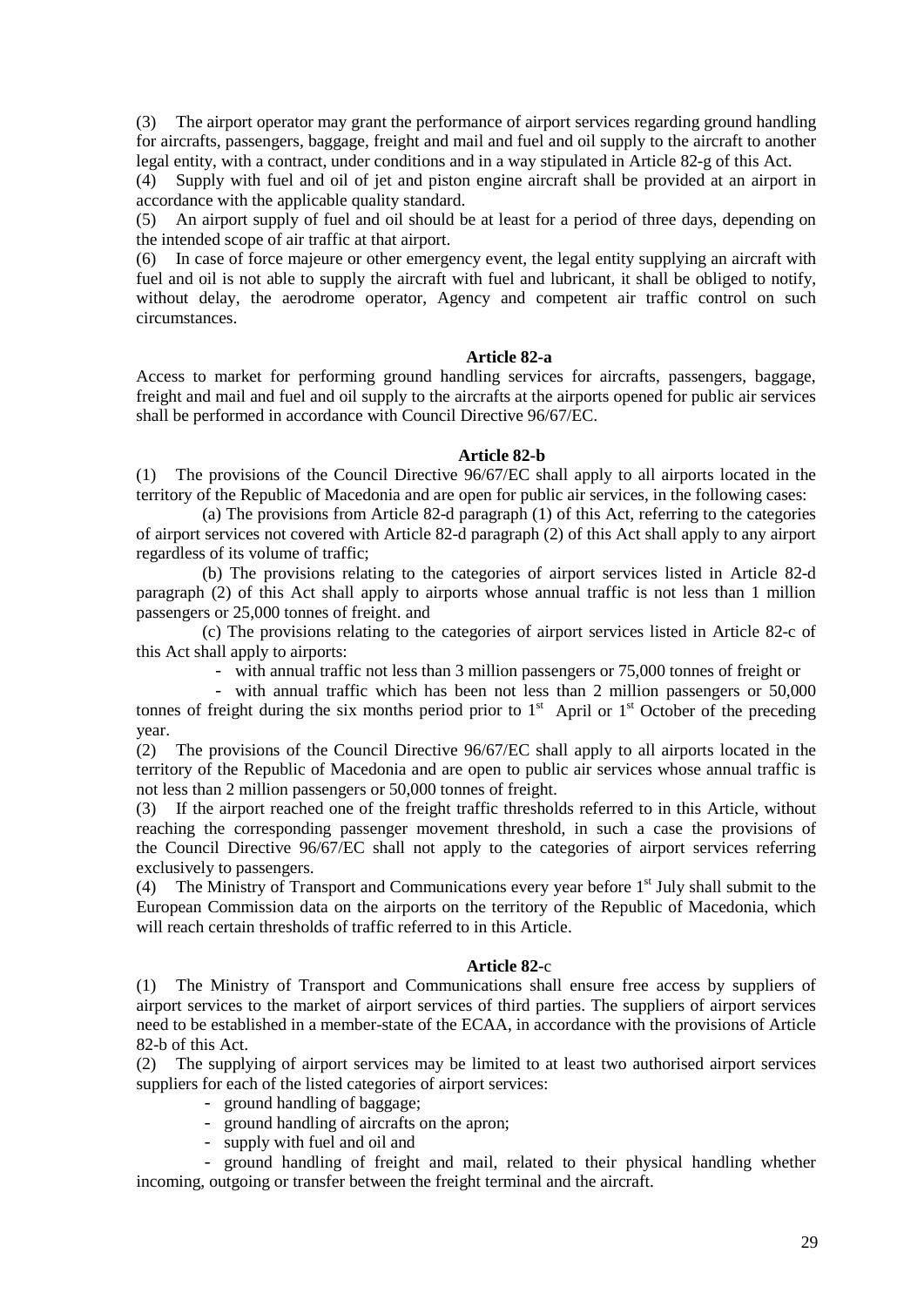(3) The airport operator may grant the performance of airport services regarding ground handling for aircrafts, passengers, baggage, freight and mail and fuel and oil supply to the aircraft to another legal entity, with a contract, under conditions and in a way stipulated in Article 82-g of this Act.

(4) Supply with fuel and oil of jet and piston engine aircraft shall be provided at an airport in accordance with the applicable quality standard.

(5) An airport supply of fuel and oil should be at least for a period of three days, depending on the intended scope of air traffic at that airport.

(6) In case of force majeure or other emergency event, the legal entity supplying an aircraft with fuel and oil is not able to supply the aircraft with fuel and lubricant, it shall be obliged to notify, without delay, the aerodrome operator, Agency and competent air traffic control on such circumstances.

**Article 82-a**

Access to market for performing ground handling services for aircrafts, passengers, baggage, freight and mail and fuel and oil supply to the aircrafts at the airports opened for public air services shall be performed in accordance with Council Directive 96/67/EC.

**Article 82-b**

(1) The provisions of the Council Directive 96/67/EC shall apply to all airports located in the territory of the Republic of Macedonia and are open for public air services, in the following cases:

(a) The provisions from Article 82-d paragraph (1) of this Act, referring to the categories of airport services not covered with Article 82-d paragraph (2) of this Act shall apply to any airport regardless of its volume of traffic;

(b) The provisions relating to the categories of airport services listed in Article 82-d paragraph (2) of this Act shall apply to airports whose annual traffic is not less than 1 million passengers or 25,000 tonnes of freight. and

(c) The provisions relating to the categories of airport services listed in Article 82-c of this Act shall apply to airports:

- with annual traffic not less than 3 million passengers or 75,000 tonnes of freight or
- with annual traffic which has been not less than 2 million passengers or 50,000 tonnes of freight during the six months period prior to 1st April or 1st October of the preceding year.

(2) The provisions of the Council Directive 96/67/EC shall apply to all airports located in the territory of the Republic of Macedonia and are open to public air services whose annual traffic is not less than 2 million passengers or 50,000 tonnes of freight.

(3) If the airport reached one of the freight traffic thresholds referred to in this Article, without reaching the corresponding passenger movement threshold, in such a case the provisions of the Council Directive 96/67/EC shall not apply to the categories of airport services referring exclusively to passengers.

(4) The Ministry of Transport and Communications every year before 1st July shall submit to the European Commission data on the airports on the territory of the Republic of Macedonia, which will reach certain thresholds of traffic referred to in this Article.

**Article 82-c**

(1) The Ministry of Transport and Communications shall ensure free access by suppliers of airport services to the market of airport services of third parties. The suppliers of airport services need to be established in a member-state of the ECAA, in accordance with the provisions of Article 82-b of this Act.

(2) The supplying of airport services may be limited to at least two authorised airport services suppliers for each of the listed categories of airport services:

- ground handling of baggage;
- ground handling of aircrafts on the apron;
- supply with fuel and oil and
- ground handling of freight and mail, related to their physical handling whether incoming, outgoing or transfer between the freight terminal and the aircraft.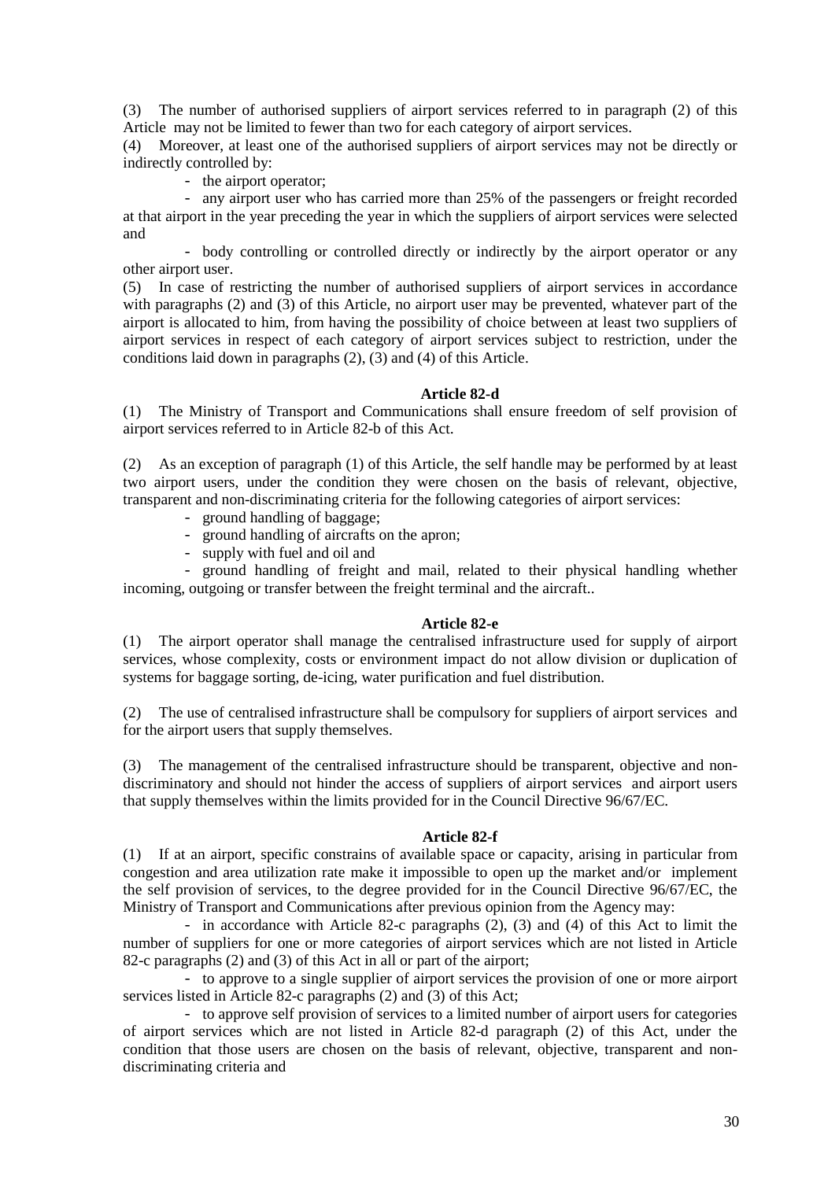(3) The number of authorised suppliers of airport services referred to in paragraph (2) of this Article may not be limited to fewer than two for each category of airport services.

(4) Moreover, at least one of the authorised suppliers of airport services may not be directly or indirectly controlled by:

- the airport operator;
- any airport user who has carried more than 25% of the passengers or freight recorded at that airport in the year preceding the year in which the suppliers of airport services were selected and
- body controlling or controlled directly or indirectly by the airport operator or any other airport user.

(5) In case of restricting the number of authorised suppliers of airport services in accordance with paragraphs (2) and (3) of this Article, no airport user may be prevented, whatever part of the airport is allocated to him, from having the possibility of choice between at least two suppliers of airport services in respect of each category of airport services subject to restriction, under the conditions laid down in paragraphs (2), (3) and (4) of this Article.

**Article 82-d**

(1) The Ministry of Transport and Communications shall ensure freedom of self provision of airport services referred to in Article 82-b of this Act.

(2) As an exception of paragraph (1) of this Article, the self handle may be performed by at least two airport users, under the condition they were chosen on the basis of relevant, objective, transparent and non-discriminating criteria for the following categories of airport services:

- ground handling of baggage;
- ground handling of aircrafts on the apron;
- supply with fuel and oil and
- ground handling of freight and mail, related to their physical handling whether incoming, outgoing or transfer between the freight terminal and the aircraft..

**Article 82-e**

(1) The airport operator shall manage the centralised infrastructure used for supply of airport services, whose complexity, costs or environment impact do not allow division or duplication of systems for baggage sorting, de-icing, water purification and fuel distribution.

(2) The use of centralised infrastructure shall be compulsory for suppliers of airport services and for the airport users that supply themselves.

(3) The management of the centralised infrastructure should be transparent, objective and non-discriminatory and should not hinder the access of suppliers of airport services and airport users that supply themselves within the limits provided for in the Council Directive 96/67/EC.

**Article 82-f**

(1) If at an airport, specific constrains of available space or capacity, arising in particular from congestion and area utilization rate make it impossible to open up the market and/or implement the self provision of services, to the degree provided for in the Council Directive 96/67/EC, the Ministry of Transport and Communications after previous opinion from the Agency may:

- in accordance with Article 82-c paragraphs (2), (3) and (4) of this Act to limit the number of suppliers for one or more categories of airport services which are not listed in Article 82-c paragraphs (2) and (3) of this Act in all or part of the airport;
- to approve to a single supplier of airport services the provision of one or more airport services listed in Article 82-c paragraphs (2) and (3) of this Act;
- to approve self provision of services to a limited number of airport users for categories of airport services which are not listed in Article 82-d paragraph (2) of this Act, under the condition that those users are chosen on the basis of relevant, objective, transparent and non-discriminating criteria and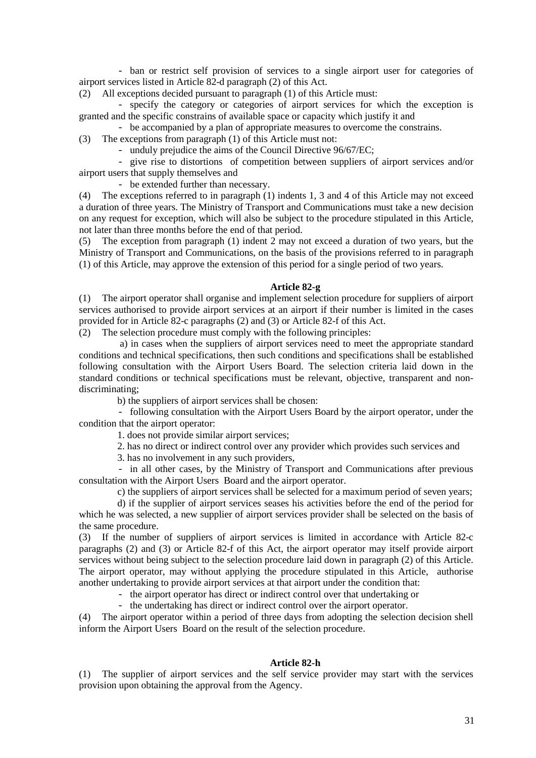- ban or restrict self provision of services to a single airport user for categories of airport services listed in Article 82-d paragraph (2) of this Act.

(2) All exceptions decided pursuant to paragraph (1) of this Article must:

- specify the category or categories of airport services for which the exception is granted and the specific constrains of available space or capacity which justify it and
- be accompanied by a plan of appropriate measures to overcome the constrains.

(3) The exceptions from paragraph (1) of this Article must not:

- unduly prejudice the aims of the Council Directive 96/67/EC;
- give rise to distortions of competition between suppliers of airport services and/or airport users that supply themselves and
- be extended further than necessary.

(4) The exceptions referred to in paragraph (1) indents 1, 3 and 4 of this Article may not exceed a duration of three years. The Ministry of Transport and Communications must take a new decision on any request for exception, which will also be subject to the procedure stipulated in this Article, not later than three months before the end of that period.

(5) The exception from paragraph (1) indent 2 may not exceed a duration of two years, but the Ministry of Transport and Communications, on the basis of the provisions referred to in paragraph (1) of this Article, may approve the extension of this period for a single period of two years.

**Article 82-g**

(1) The airport operator shall organise and implement selection procedure for suppliers of airport services authorised to provide airport services at an airport if their number is limited in the cases provided for in Article 82-c paragraphs (2) and (3) or Article 82-f of this Act.

(2) The selection procedure must comply with the following principles:

a) in cases when the suppliers of airport services need to meet the appropriate standard conditions and technical specifications, then such conditions and specifications shall be established following consultation with the Airport Users Board. The selection criteria laid down in the standard conditions or technical specifications must be relevant, objective, transparent and non-discriminating;

b) the suppliers of airport services shall be chosen:

- following consultation with the Airport Users Board by the airport operator, under the condition that the airport operator:
  1. does not provide similar airport services;
  2. has no direct or indirect control over any provider which provides such services and
  3. has no involvement in any such providers,
- in all other cases, by the Ministry of Transport and Communications after previous consultation with the Airport Users Board and the airport operator.

c) the suppliers of airport services shall be selected for a maximum period of seven years;

d) if the supplier of airport services seases his activities before the end of the period for which he was selected, a new supplier of airport services provider shall be selected on the basis of the same procedure.

(3) If the number of suppliers of airport services is limited in accordance with Article 82-c paragraphs (2) and (3) or Article 82-f of this Act, the airport operator may itself provide airport services without being subject to the selection procedure laid down in paragraph (2) of this Article. The airport operator, may without applying the procedure stipulated in this Article, authorise another undertaking to provide airport services at that airport under the condition that:

- the airport operator has direct or indirect control over that undertaking or
- the undertaking has direct or indirect control over the airport operator.

(4) The airport operator within a period of three days from adopting the selection decision shell inform the Airport Users Board on the result of the selection procedure.

**Article 82-h**

(1) The supplier of airport services and the self service provider may start with the services provision upon obtaining the approval from the Agency.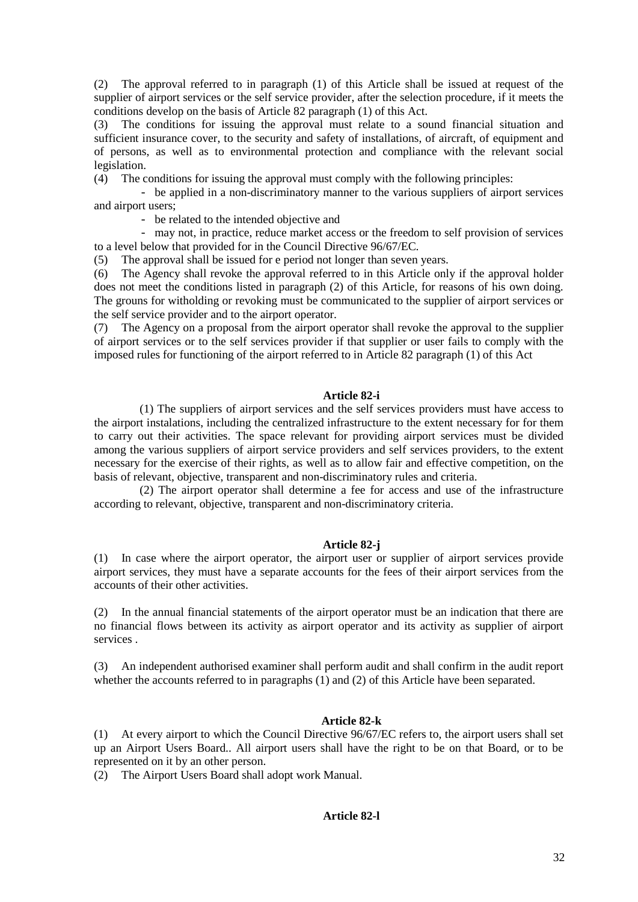(2) The approval referred to in paragraph (1) of this Article shall be issued at request of the supplier of airport services or the self service provider, after the selection procedure, if it meets the conditions develop on the basis of Article 82 paragraph (1) of this Act.

(3) The conditions for issuing the approval must relate to a sound financial situation and sufficient insurance cover, to the security and safety of installations, of aircraft, of equipment and of persons, as well as to environmental protection and compliance with the relevant social legislation.

(4) The conditions for issuing the approval must comply with the following principles:

- be applied in a non-discriminatory manner to the various suppliers of airport services and airport users;
- be related to the intended objective and
- may not, in practice, reduce market access or the freedom to self provision of services to a level below that provided for in the Council Directive 96/67/EC.

(5) The approval shall be issued for e period not longer than seven years.

(6) The Agency shall revoke the approval referred to in this Article only if the approval holder does not meet the conditions listed in paragraph (2) of this Article, for reasons of his own doing. The grouns for witholding or revoking must be communicated to the supplier of airport services or the self service provider and to the airport operator.

(7) The Agency on a proposal from the airport operator shall revoke the approval to the supplier of airport services or to the self services provider if that supplier or user fails to comply with the imposed rules for functioning of the airport referred to in Article 82 paragraph (1) of this Act

**Article 82-i**

(1) The suppliers of airport services and the self services providers must have access to the airport instalations, including the centralized infrastructure to the extent necessary for for them to carry out their activities. The space relevant for providing airport services must be divided among the various suppliers of airport service providers and self services providers, to the extent necessary for the exercise of their rights, as well as to allow fair and effective competition, on the basis of relevant, objective, transparent and non-discriminatory rules and criteria.

(2) The airport operator shall determine a fee for access and use of the infrastructure according to relevant, objective, transparent and non-discriminatory criteria.

**Article 82-j**

(1) In case where the airport operator, the airport user or supplier of airport services provide airport services, they must have a separate accounts for the fees of their airport services from the accounts of their other activities.

(2) In the annual financial statements of the airport operator must be an indication that there are no financial flows between its activity as airport operator and its activity as supplier of airport services .

(3) An independent authorised examiner shall perform audit and shall confirm in the audit report whether the accounts referred to in paragraphs (1) and (2) of this Article have been separated.

**Article 82-k**

(1) At every airport to which the Council Directive 96/67/EC refers to, the airport users shall set up an Airport Users Board.. All airport users shall have the right to be on that Board, or to be represented on it by an other person.

(2) The Airport Users Board shall adopt work Manual.

**Article 82-l**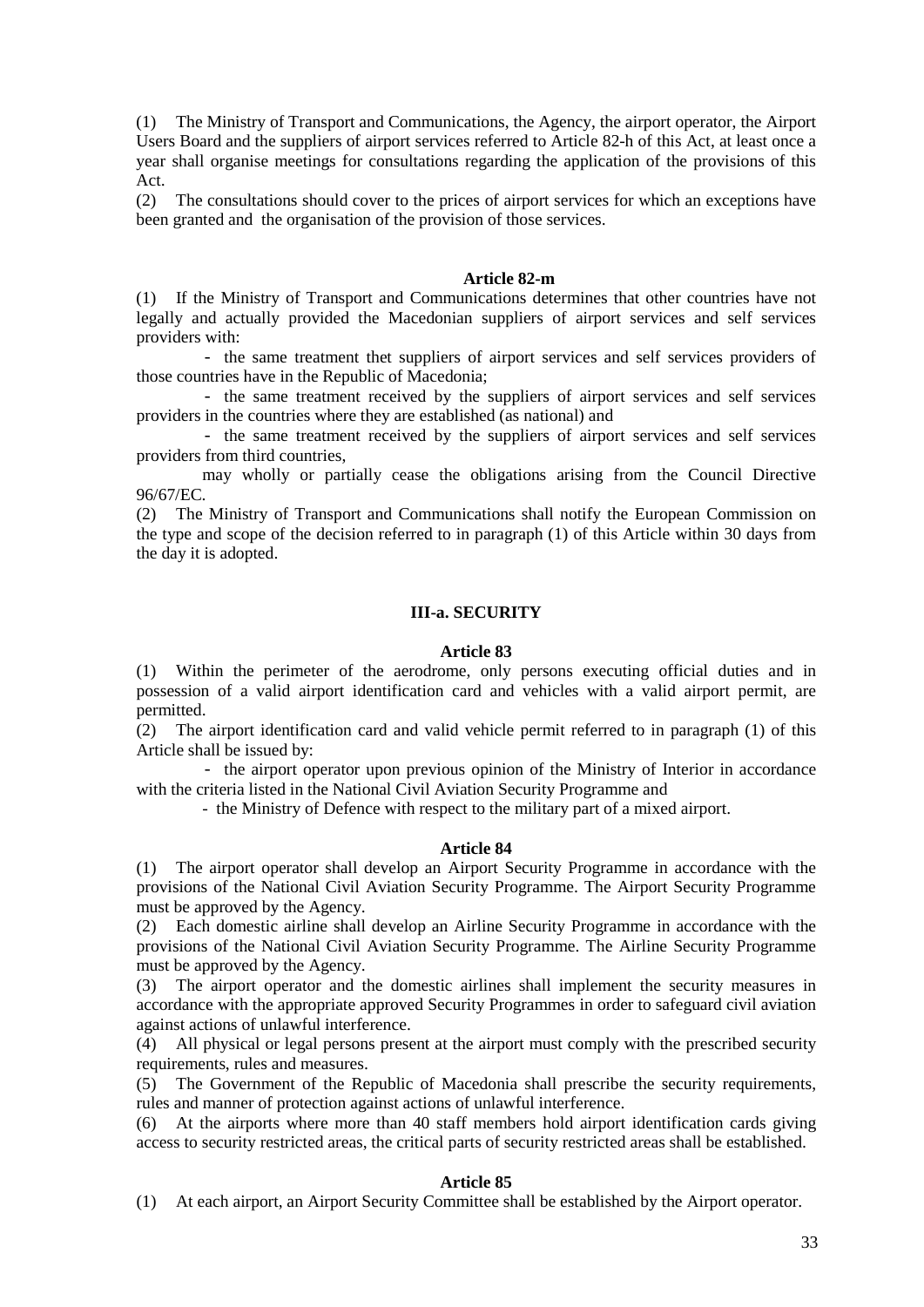(1) The Ministry of Transport and Communications, the Agency, the airport operator, the Airport Users Board and the suppliers of airport services referred to Article 82-h of this Act, at least once a year shall organise meetings for consultations regarding the application of the provisions of this Act.

(2) The consultations should cover to the prices of airport services for which an exceptions have been granted and the organisation of the provision of those services.

**Article 82-m**

(1) If the Ministry of Transport and Communications determines that other countries have not legally and actually provided the Macedonian suppliers of airport services and self services providers with:

- the same treatment thet suppliers of airport services and self services providers of those countries have in the Republic of Macedonia;
- the same treatment received by the suppliers of airport services and self services providers in the countries where they are established (as national) and
- the same treatment received by the suppliers of airport services and self services providers from third countries,

may wholly or partially cease the obligations arising from the Council Directive 96/67/EC.

(2) The Ministry of Transport and Communications shall notify the European Commission on the type and scope of the decision referred to in paragraph (1) of this Article within 30 days from the day it is adopted.

## III-a. SECURITY

**Article 83**

(1) Within the perimeter of the aerodrome, only persons executing official duties and in possession of a valid airport identification card and vehicles with a valid airport permit, are permitted.

(2) The airport identification card and valid vehicle permit referred to in paragraph (1) of this Article shall be issued by:

- the airport operator upon previous opinion of the Ministry of Interior in accordance with the criteria listed in the National Civil Aviation Security Programme and
- the Ministry of Defence with respect to the military part of a mixed airport.

**Article 84**

(1) The airport operator shall develop an Airport Security Programme in accordance with the provisions of the National Civil Aviation Security Programme. The Airport Security Programme must be approved by the Agency.

(2) Each domestic airline shall develop an Airline Security Programme in accordance with the provisions of the National Civil Aviation Security Programme. The Airline Security Programme must be approved by the Agency.

(3) The airport operator and the domestic airlines shall implement the security measures in accordance with the appropriate approved Security Programmes in order to safeguard civil aviation against actions of unlawful interference.

(4) All physical or legal persons present at the airport must comply with the prescribed security requirements, rules and measures.

(5) The Government of the Republic of Macedonia shall prescribe the security requirements, rules and manner of protection against actions of unlawful interference.

(6) At the airports where more than 40 staff members hold airport identification cards giving access to security restricted areas, the critical parts of security restricted areas shall be established.

**Article 85**

(1) At each airport, an Airport Security Committee shall be established by the Airport operator.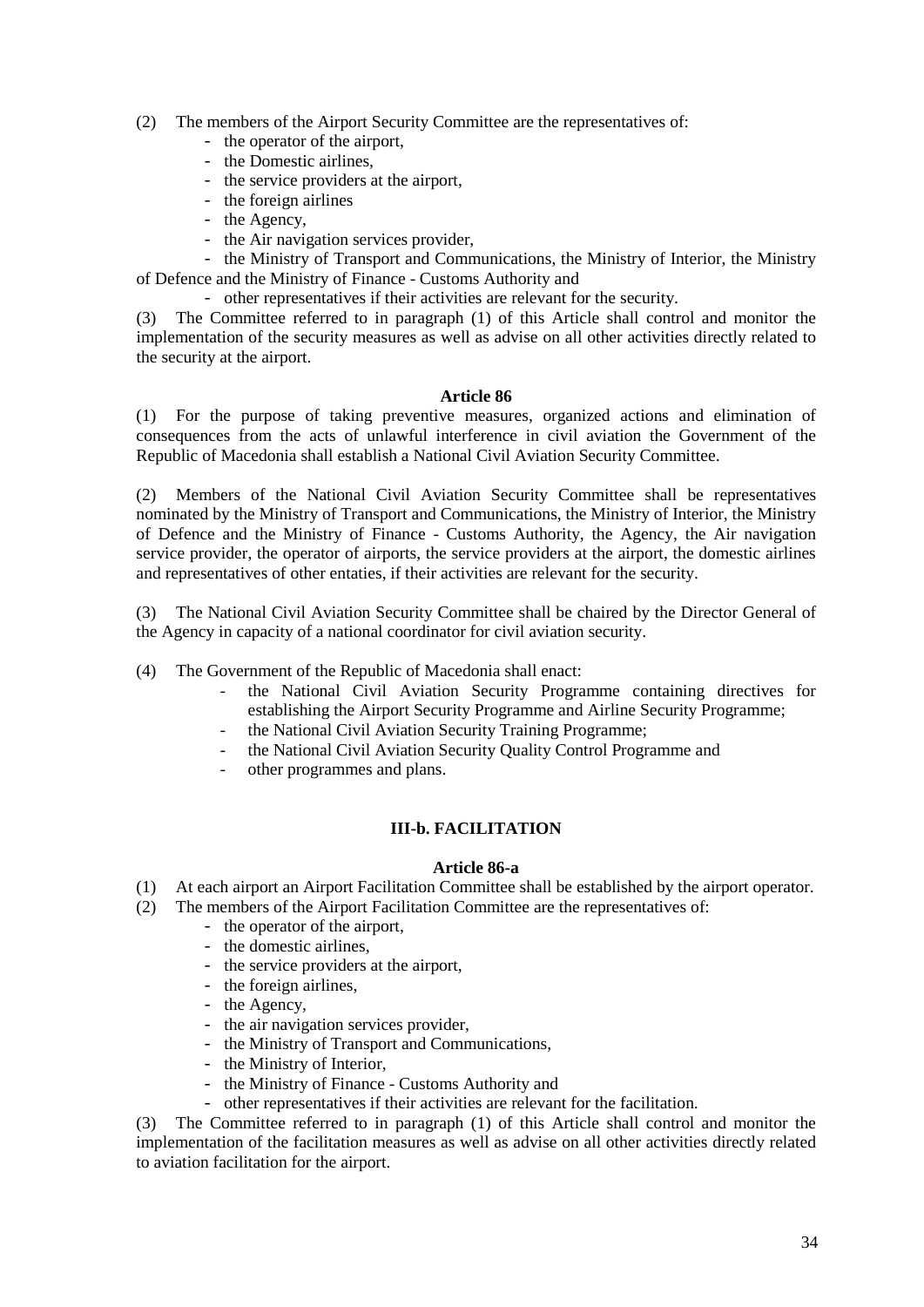(2) The members of the Airport Security Committee are the representatives of:

- the operator of the airport,
- the Domestic airlines,
- the service providers at the airport,
- the foreign airlines
- the Agency,
- the Air navigation services provider,
- the Ministry of Transport and Communications, the Ministry of Interior, the Ministry of Defence and the Ministry of Finance - Customs Authority and
- other representatives if their activities are relevant for the security.

(3) The Committee referred to in paragraph (1) of this Article shall control and monitor the implementation of the security measures as well as advise on all other activities directly related to the security at the airport.

**Article 86**

(1) For the purpose of taking preventive measures, organized actions and elimination of consequences from the acts of unlawful interference in civil aviation the Government of the Republic of Macedonia shall establish a National Civil Aviation Security Committee.

(2) Members of the National Civil Aviation Security Committee shall be representatives nominated by the Ministry of Transport and Communications, the Ministry of Interior, the Ministry of Defence and the Ministry of Finance - Customs Authority, the Agency, the Air navigation service provider, the operator of airports, the service providers at the airport, the domestic airlines and representatives of other entaties, if their activities are relevant for the security.

(3) The National Civil Aviation Security Committee shall be chaired by the Director General of the Agency in capacity of a national coordinator for civil aviation security.

(4) The Government of the Republic of Macedonia shall enact:

- the National Civil Aviation Security Programme containing directives for establishing the Airport Security Programme and Airline Security Programme;
- the National Civil Aviation Security Training Programme;
- the National Civil Aviation Security Quality Control Programme and
- other programmes and plans.

## III-b. FACILITATION

**Article 86-a**

(1) At each airport an Airport Facilitation Committee shall be established by the airport operator.

(2) The members of the Airport Facilitation Committee are the representatives of:

- the operator of the airport,
- the domestic airlines,
- the service providers at the airport,
- the foreign airlines,
- the Agency,
- the air navigation services provider,
- the Ministry of Transport and Communications,
- the Ministry of Interior,
- the Ministry of Finance - Customs Authority and
- other representatives if their activities are relevant for the facilitation.

(3) The Committee referred to in paragraph (1) of this Article shall control and monitor the implementation of the facilitation measures as well as advise on all other activities directly related to aviation facilitation for the airport.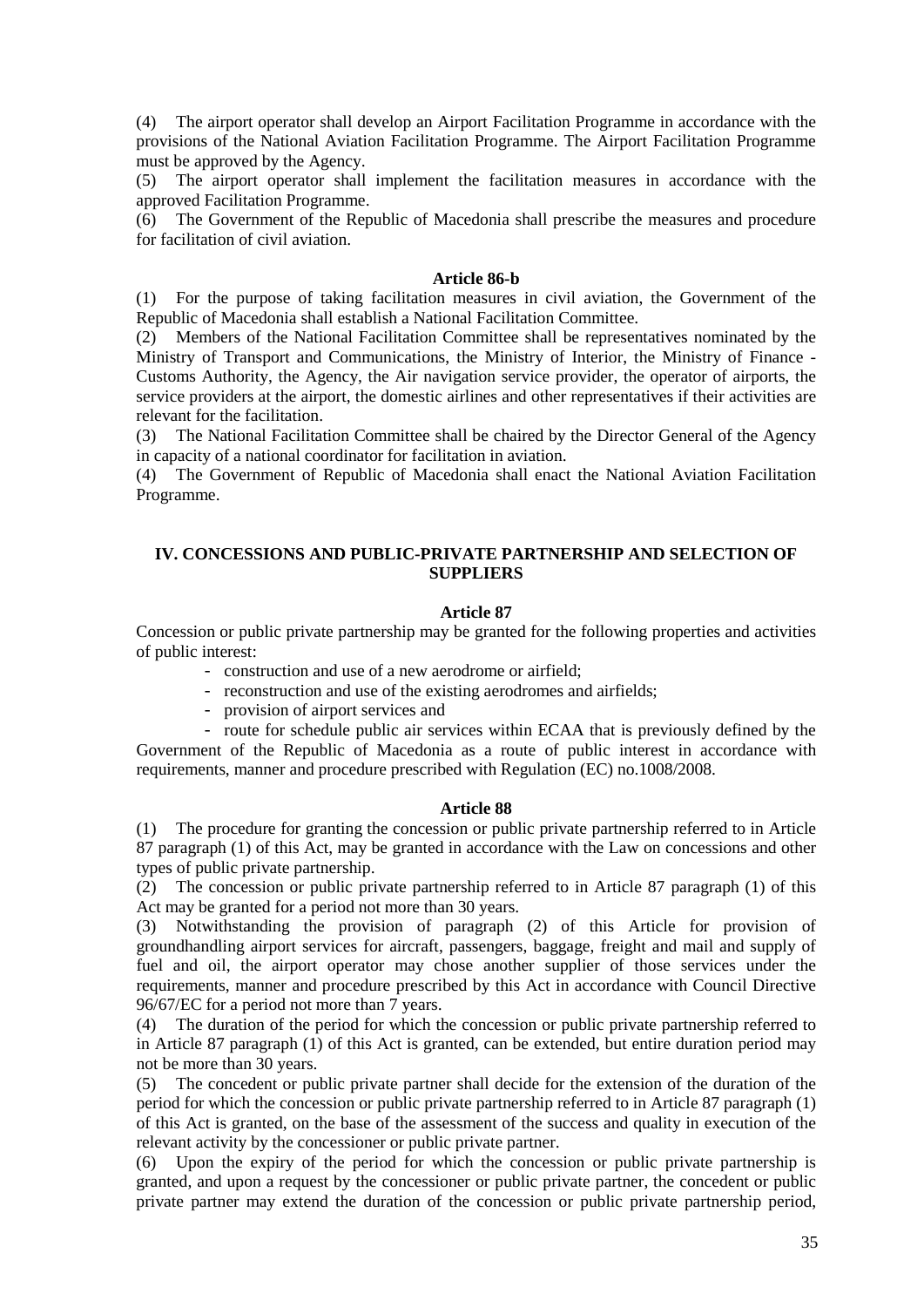(4) The airport operator shall develop an Airport Facilitation Programme in accordance with the provisions of the National Aviation Facilitation Programme. The Airport Facilitation Programme must be approved by the Agency.

(5) The airport operator shall implement the facilitation measures in accordance with the approved Facilitation Programme.

(6) The Government of the Republic of Macedonia shall prescribe the measures and procedure for facilitation of civil aviation.

**Article 86-b**

(1) For the purpose of taking facilitation measures in civil aviation, the Government of the Republic of Macedonia shall establish a National Facilitation Committee.

(2) Members of the National Facilitation Committee shall be representatives nominated by the Ministry of Transport and Communications, the Ministry of Interior, the Ministry of Finance - Customs Authority, the Agency, the Air navigation service provider, the operator of airports, the service providers at the airport, the domestic airlines and other representatives if their activities are relevant for the facilitation.

(3) The National Facilitation Committee shall be chaired by the Director General of the Agency in capacity of a national coordinator for facilitation in aviation.

(4) The Government of Republic of Macedonia shall enact the National Aviation Facilitation Programme.

## IV. CONCESSIONS AND PUBLIC-PRIVATE PARTNERSHIP AND SELECTION OF SUPPLIERS

**Article 87**

Concession or public private partnership may be granted for the following properties and activities of public interest:

- construction and use of a new aerodrome or airfield;
- reconstruction and use of the existing aerodromes and airfields;
- provision of airport services and
- route for schedule public air services within ECAA that is previously defined by the Government of the Republic of Macedonia as a route of public interest in accordance with requirements, manner and procedure prescribed with Regulation (EC) no.1008/2008.

**Article 88**

(1) The procedure for granting the concession or public private partnership referred to in Article 87 paragraph (1) of this Act, may be granted in accordance with the Law on concessions and other types of public private partnership.

(2) The concession or public private partnership referred to in Article 87 paragraph (1) of this Act may be granted for a period not more than 30 years.

(3) Notwithstanding the provision of paragraph (2) of this Article for provision of groundhandling airport services for aircraft, passengers, baggage, freight and mail and supply of fuel and oil, the airport operator may chose another supplier of those services under the requirements, manner and procedure prescribed by this Act in accordance with Council Directive 96/67/EC for a period not more than 7 years.

(4) The duration of the period for which the concession or public private partnership referred to in Article 87 paragraph (1) of this Act is granted, can be extended, but entire duration period may not be more than 30 years.

(5) The concedent or public private partner shall decide for the extension of the duration of the period for which the concession or public private partnership referred to in Article 87 paragraph (1) of this Act is granted, on the base of the assessment of the success and quality in execution of the relevant activity by the concessioner or public private partner.

(6) Upon the expiry of the period for which the concession or public private partnership is granted, and upon a request by the concessioner or public private partner, the concedent or public private partner may extend the duration of the concession or public private partnership period,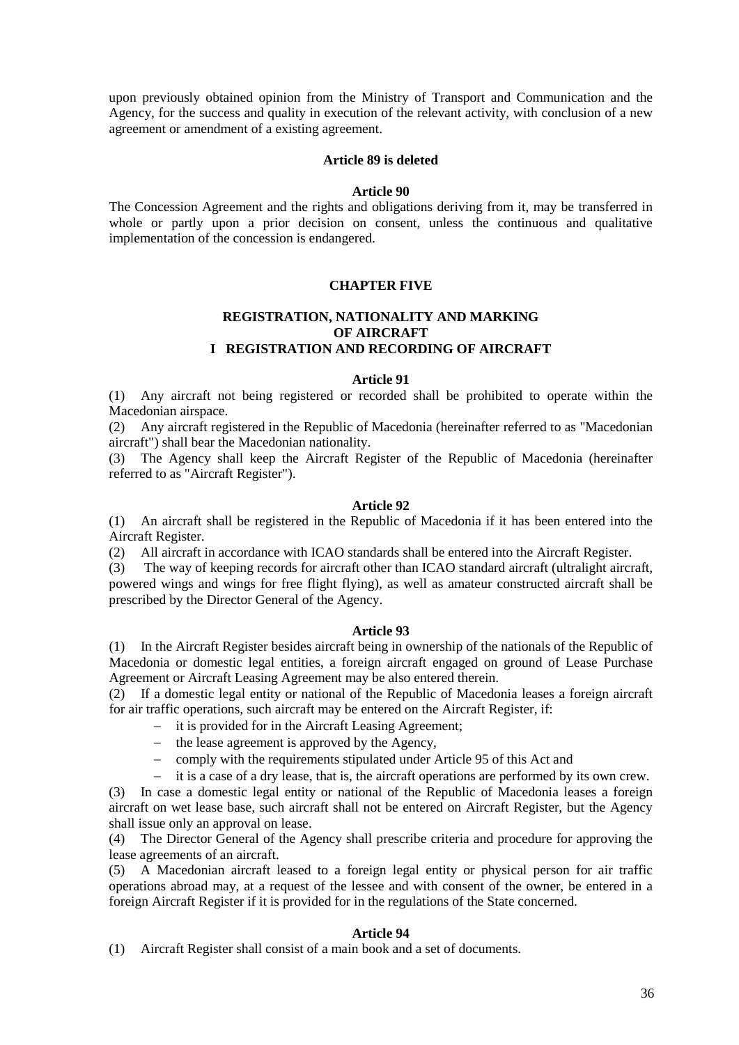upon previously obtained opinion from the Ministry of Transport and Communication and the Agency, for the success and quality in execution of the relevant activity, with conclusion of a new agreement or amendment of a existing agreement.

**Article 89 is deleted**

**Article 90**

The Concession Agreement and the rights and obligations deriving from it, may be transferred in whole or partly upon a prior decision on consent, unless the continuous and qualitative implementation of the concession is endangered.

## CHAPTER FIVE

## REGISTRATION, NATIONALITY AND MARKING OF AIRCRAFT

### I REGISTRATION AND RECORDING OF AIRCRAFT

**Article 91**

(1) Any aircraft not being registered or recorded shall be prohibited to operate within the Macedonian airspace.

(2) Any aircraft registered in the Republic of Macedonia (hereinafter referred to as "Macedonian aircraft") shall bear the Macedonian nationality.

(3) The Agency shall keep the Aircraft Register of the Republic of Macedonia (hereinafter referred to as "Aircraft Register").

**Article 92**

(1) An aircraft shall be registered in the Republic of Macedonia if it has been entered into the Aircraft Register.

(2) All aircraft in accordance with ICAO standards shall be entered into the Aircraft Register.

(3) The way of keeping records for aircraft other than ICAO standard aircraft (ultralight aircraft, powered wings and wings for free flight flying), as well as amateur constructed aircraft shall be prescribed by the Director General of the Agency.

**Article 93**

(1) In the Aircraft Register besides aircraft being in ownership of the nationals of the Republic of Macedonia or domestic legal entities, a foreign aircraft engaged on ground of Lease Purchase Agreement or Aircraft Leasing Agreement may be also entered therein.

(2) If a domestic legal entity or national of the Republic of Macedonia leases a foreign aircraft for air traffic operations, such aircraft may be entered on the Aircraft Register, if:

- it is provided for in the Aircraft Leasing Agreement;
- the lease agreement is approved by the Agency,
- comply with the requirements stipulated under Article 95 of this Act and
- it is a case of a dry lease, that is, the aircraft operations are performed by its own crew.

(3) In case a domestic legal entity or national of the Republic of Macedonia leases a foreign aircraft on wet lease base, such aircraft shall not be entered on Aircraft Register, but the Agency shall issue only an approval on lease.

(4) The Director General of the Agency shall prescribe criteria and procedure for approving the lease agreements of an aircraft.

(5) A Macedonian aircraft leased to a foreign legal entity or physical person for air traffic operations abroad may, at a request of the lessee and with consent of the owner, be entered in a foreign Aircraft Register if it is provided for in the regulations of the State concerned.

**Article 94**

(1) Aircraft Register shall consist of a main book and a set of documents.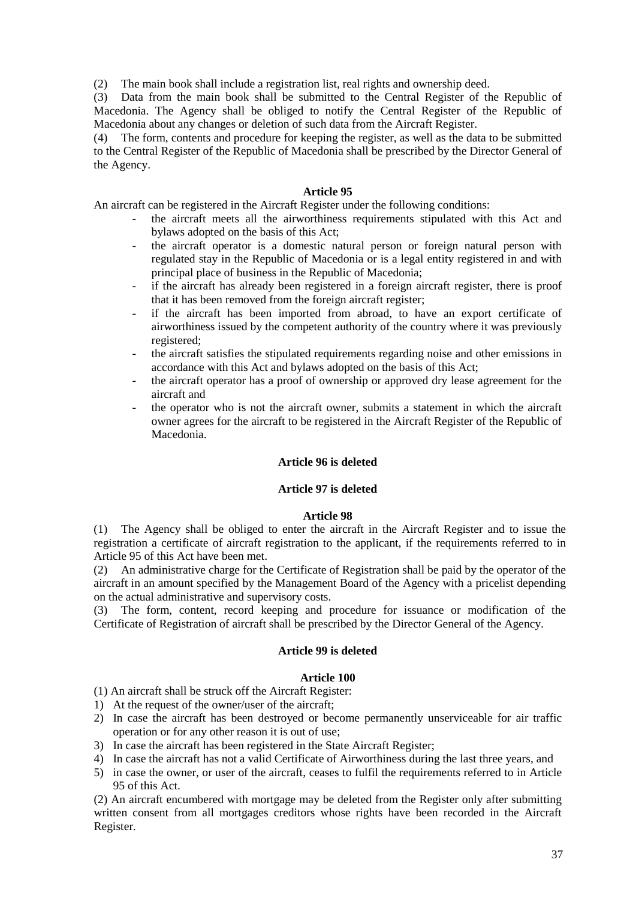(2) The main book shall include a registration list, real rights and ownership deed.

(3) Data from the main book shall be submitted to the Central Register of the Republic of Macedonia. The Agency shall be obliged to notify the Central Register of the Republic of Macedonia about any changes or deletion of such data from the Aircraft Register.

(4) The form, contents and procedure for keeping the register, as well as the data to be submitted to the Central Register of the Republic of Macedonia shall be prescribed by the Director General of the Agency.

**Article 95**

An aircraft can be registered in the Aircraft Register under the following conditions:

- the aircraft meets all the airworthiness requirements stipulated with this Act and bylaws adopted on the basis of this Act;
- the aircraft operator is a domestic natural person or foreign natural person with regulated stay in the Republic of Macedonia or is a legal entity registered in and with principal place of business in the Republic of Macedonia;
- if the aircraft has already been registered in a foreign aircraft register, there is proof that it has been removed from the foreign aircraft register;
- if the aircraft has been imported from abroad, to have an export certificate of airworthiness issued by the competent authority of the country where it was previously registered;
- the aircraft satisfies the stipulated requirements regarding noise and other emissions in accordance with this Act and bylaws adopted on the basis of this Act;
- the aircraft operator has a proof of ownership or approved dry lease agreement for the aircraft and
- the operator who is not the aircraft owner, submits a statement in which the aircraft owner agrees for the aircraft to be registered in the Aircraft Register of the Republic of Macedonia.

**Article 96 is deleted**

**Article 97 is deleted**

**Article 98**

(1) The Agency shall be obliged to enter the aircraft in the Aircraft Register and to issue the registration a certificate of aircraft registration to the applicant, if the requirements referred to in Article 95 of this Act have been met.

(2) An administrative charge for the Certificate of Registration shall be paid by the operator of the aircraft in an amount specified by the Management Board of the Agency with a pricelist depending on the actual administrative and supervisory costs.

(3) The form, content, record keeping and procedure for issuance or modification of the Certificate of Registration of aircraft shall be prescribed by the Director General of the Agency.

**Article 99 is deleted**

**Article 100**

(1) An aircraft shall be struck off the Aircraft Register:

1) At the request of the owner/user of the aircraft;
2) In case the aircraft has been destroyed or become permanently unserviceable for air traffic operation or for any other reason it is out of use;
3) In case the aircraft has been registered in the State Aircraft Register;
4) In case the aircraft has not a valid Certificate of Airworthiness during the last three years, and
5) in case the owner, or user of the aircraft, ceases to fulfil the requirements referred to in Article 95 of this Act.

(2) An aircraft encumbered with mortgage may be deleted from the Register only after submitting written consent from all mortgages creditors whose rights have been recorded in the Aircraft Register.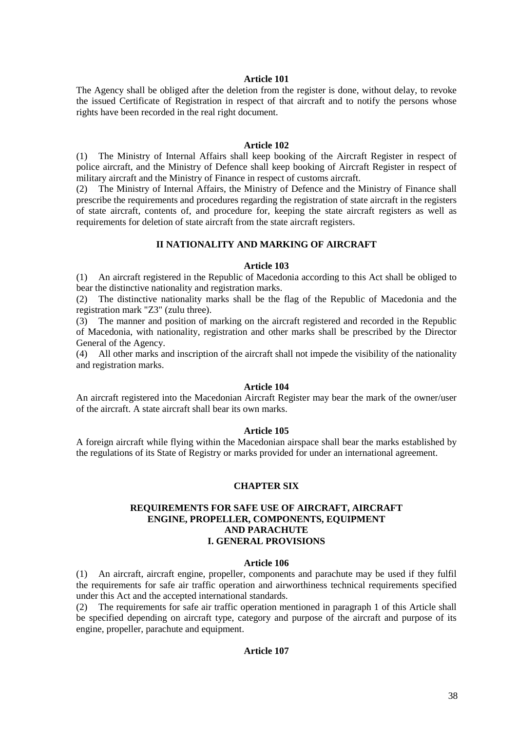**Article 101**

The Agency shall be obliged after the deletion from the register is done, without delay, to revoke the issued Certificate of Registration in respect of that aircraft and to notify the persons whose rights have been recorded in the real right document.

**Article 102**

(1) The Ministry of Internal Affairs shall keep booking of the Aircraft Register in respect of police aircraft, and the Ministry of Defence shall keep booking of Aircraft Register in respect of military aircraft and the Ministry of Finance in respect of customs aircraft.

(2) The Ministry of Internal Affairs, the Ministry of Defence and the Ministry of Finance shall prescribe the requirements and procedures regarding the registration of state aircraft in the registers of state aircraft, contents of, and procedure for, keeping the state aircraft registers as well as requirements for deletion of state aircraft from the state aircraft registers.

**II NATIONALITY AND MARKING OF AIRCRAFT**

**Article 103**

(1) An aircraft registered in the Republic of Macedonia according to this Act shall be obliged to bear the distinctive nationality and registration marks.

(2) The distinctive nationality marks shall be the flag of the Republic of Macedonia and the registration mark "Z3" (zulu three).

(3) The manner and position of marking on the aircraft registered and recorded in the Republic of Macedonia, with nationality, registration and other marks shall be prescribed by the Director General of the Agency.

(4) All other marks and inscription of the aircraft shall not impede the visibility of the nationality and registration marks.

**Article 104**

An aircraft registered into the Macedonian Aircraft Register may bear the mark of the owner/user of the aircraft. A state aircraft shall bear its own marks.

**Article 105**

A foreign aircraft while flying within the Macedonian airspace shall bear the marks established by the regulations of its State of Registry or marks provided for under an international agreement.

**CHAPTER SIX**

**REQUIREMENTS FOR SAFE USE OF AIRCRAFT, AIRCRAFT ENGINE, PROPELLER, COMPONENTS, EQUIPMENT AND PARACHUTE**

**I. GENERAL PROVISIONS**

**Article 106**

(1) An aircraft, aircraft engine, propeller, components and parachute may be used if they fulfil the requirements for safe air traffic operation and airworthiness technical requirements specified under this Act and the accepted international standards.

(2) The requirements for safe air traffic operation mentioned in paragraph 1 of this Article shall be specified depending on aircraft type, category and purpose of the aircraft and purpose of its engine, propeller, parachute and equipment.

**Article 107**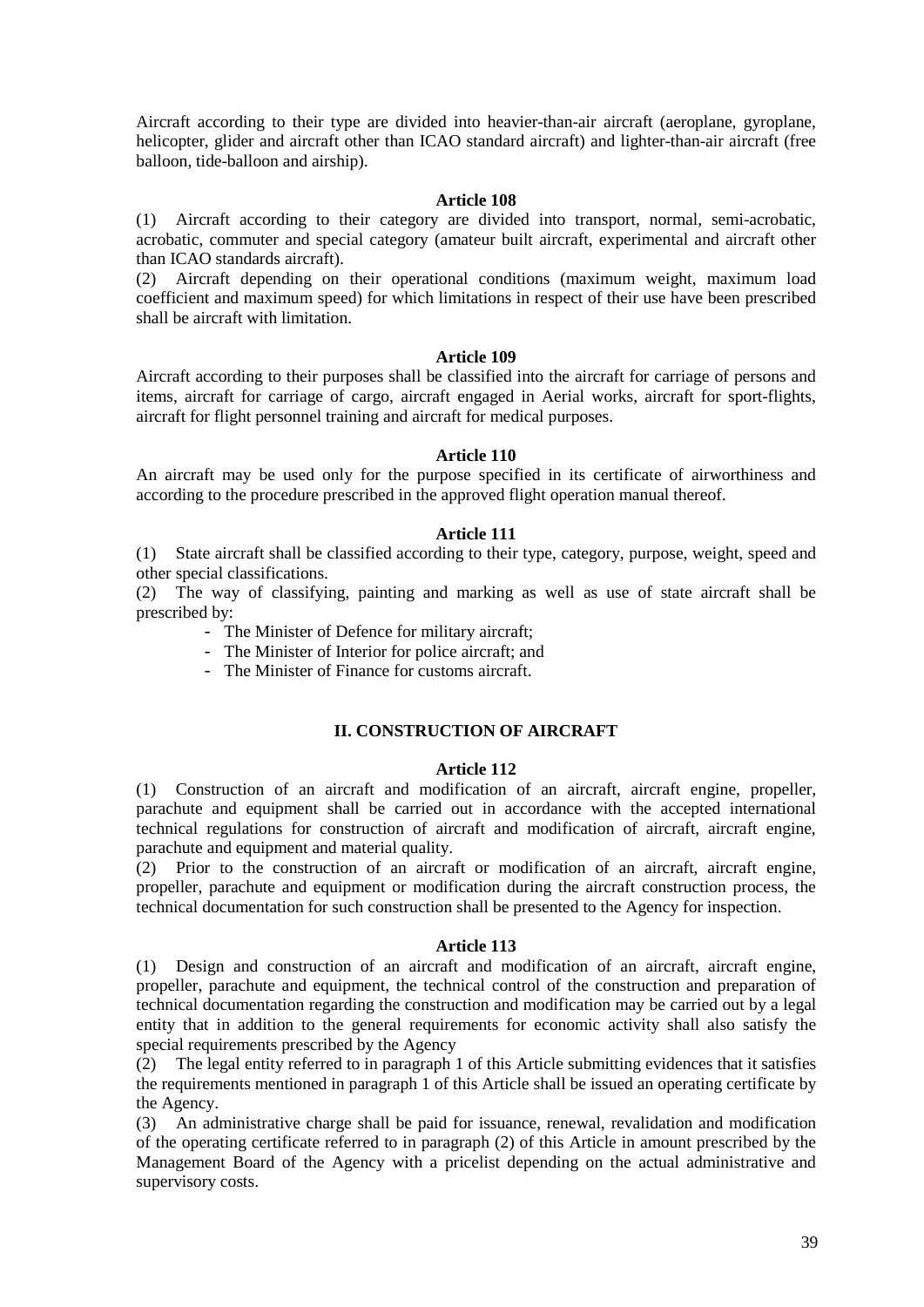Aircraft according to their type are divided into heavier-than-air aircraft (aeroplane, gyroplane, helicopter, glider and aircraft other than ICAO standard aircraft) and lighter-than-air aircraft (free balloon, tide-balloon and airship).

**Article 108**

(1) Aircraft according to their category are divided into transport, normal, semi-acrobatic, acrobatic, commuter and special category (amateur built aircraft, experimental and aircraft other than ICAO standards aircraft).

(2) Aircraft depending on their operational conditions (maximum weight, maximum load coefficient and maximum speed) for which limitations in respect of their use have been prescribed shall be aircraft with limitation.

**Article 109**

Aircraft according to their purposes shall be classified into the aircraft for carriage of persons and items, aircraft for carriage of cargo, aircraft engaged in Aerial works, aircraft for sport-flights, aircraft for flight personnel training and aircraft for medical purposes.

**Article 110**

An aircraft may be used only for the purpose specified in its certificate of airworthiness and according to the procedure prescribed in the approved flight operation manual thereof.

**Article 111**

(1) State aircraft shall be classified according to their type, category, purpose, weight, speed and other special classifications.

(2) The way of classifying, painting and marking as well as use of state aircraft shall be prescribed by:

- The Minister of Defence for military aircraft;
- The Minister of Interior for police aircraft; and
- The Minister of Finance for customs aircraft.

## II. CONSTRUCTION OF AIRCRAFT

**Article 112**

(1) Construction of an aircraft and modification of an aircraft, aircraft engine, propeller, parachute and equipment shall be carried out in accordance with the accepted international technical regulations for construction of aircraft and modification of aircraft, aircraft engine, parachute and equipment and material quality.

(2) Prior to the construction of an aircraft or modification of an aircraft, aircraft engine, propeller, parachute and equipment or modification during the aircraft construction process, the technical documentation for such construction shall be presented to the Agency for inspection.

**Article 113**

(1) Design and construction of an aircraft and modification of an aircraft, aircraft engine, propeller, parachute and equipment, the technical control of the construction and preparation of technical documentation regarding the construction and modification may be carried out by a legal entity that in addition to the general requirements for economic activity shall also satisfy the special requirements prescribed by the Agency

(2) The legal entity referred to in paragraph 1 of this Article submitting evidences that it satisfies the requirements mentioned in paragraph 1 of this Article shall be issued an operating certificate by the Agency.

(3) An administrative charge shall be paid for issuance, renewal, revalidation and modification of the operating certificate referred to in paragraph (2) of this Article in amount prescribed by the Management Board of the Agency with a pricelist depending on the actual administrative and supervisory costs.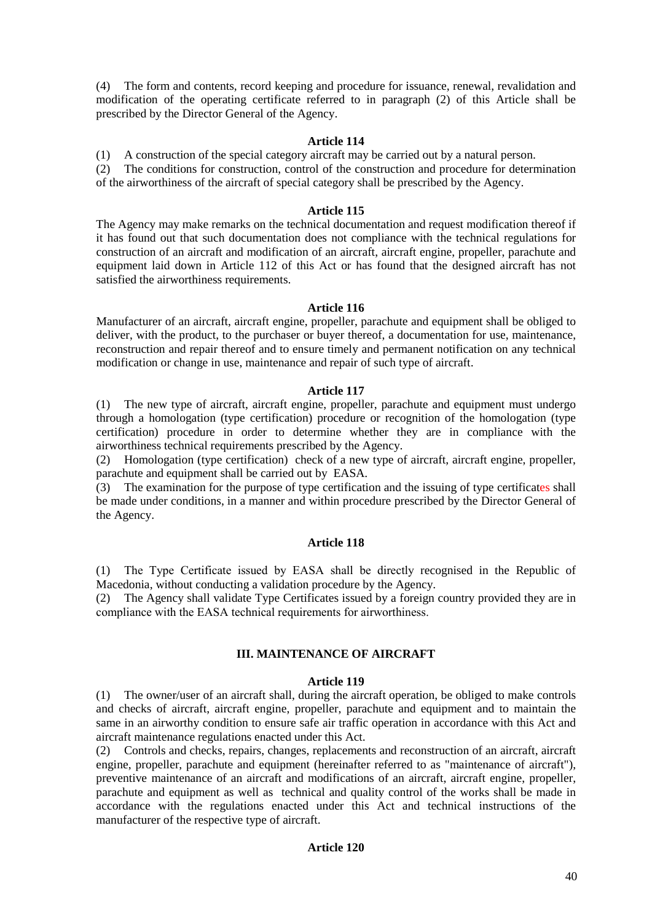(4) The form and contents, record keeping and procedure for issuance, renewal, revalidation and modification of the operating certificate referred to in paragraph (2) of this Article shall be prescribed by the Director General of the Agency.

**Article 114**

(1) A construction of the special category aircraft may be carried out by a natural person.

(2) The conditions for construction, control of the construction and procedure for determination of the airworthiness of the aircraft of special category shall be prescribed by the Agency.

**Article 115**

The Agency may make remarks on the technical documentation and request modification thereof if it has found out that such documentation does not compliance with the technical regulations for construction of an aircraft and modification of an aircraft, aircraft engine, propeller, parachute and equipment laid down in Article 112 of this Act or has found that the designed aircraft has not satisfied the airworthiness requirements.

**Article 116**

Manufacturer of an aircraft, aircraft engine, propeller, parachute and equipment shall be obliged to deliver, with the product, to the purchaser or buyer thereof, a documentation for use, maintenance, reconstruction and repair thereof and to ensure timely and permanent notification on any technical modification or change in use, maintenance and repair of such type of aircraft.

**Article 117**

(1) The new type of aircraft, aircraft engine, propeller, parachute and equipment must undergo through a homologation (type certification) procedure or recognition of the homologation (type certification) procedure in order to determine whether they are in compliance with the airworthiness technical requirements prescribed by the Agency.

(2) Homologation (type certification) check of a new type of aircraft, aircraft engine, propeller, parachute and equipment shall be carried out by EASA.

(3) The examination for the purpose of type certification and the issuing of type certificates shall be made under conditions, in a manner and within procedure prescribed by the Director General of the Agency.

**Article 118**

(1) The Type Certificate issued by EASA shall be directly recognised in the Republic of Macedonia, without conducting a validation procedure by the Agency.

(2) The Agency shall validate Type Certificates issued by a foreign country provided they are in compliance with the EASA technical requirements for airworthiness.

## III. MAINTENANCE OF AIRCRAFT

**Article 119**

(1) The owner/user of an aircraft shall, during the aircraft operation, be obliged to make controls and checks of aircraft, aircraft engine, propeller, parachute and equipment and to maintain the same in an airworthy condition to ensure safe air traffic operation in accordance with this Act and aircraft maintenance regulations enacted under this Act.

(2) Controls and checks, repairs, changes, replacements and reconstruction of an aircraft, aircraft engine, propeller, parachute and equipment (hereinafter referred to as "maintenance of aircraft"), preventive maintenance of an aircraft and modifications of an aircraft, aircraft engine, propeller, parachute and equipment as well as technical and quality control of the works shall be made in accordance with the regulations enacted under this Act and technical instructions of the manufacturer of the respective type of aircraft.

**Article 120**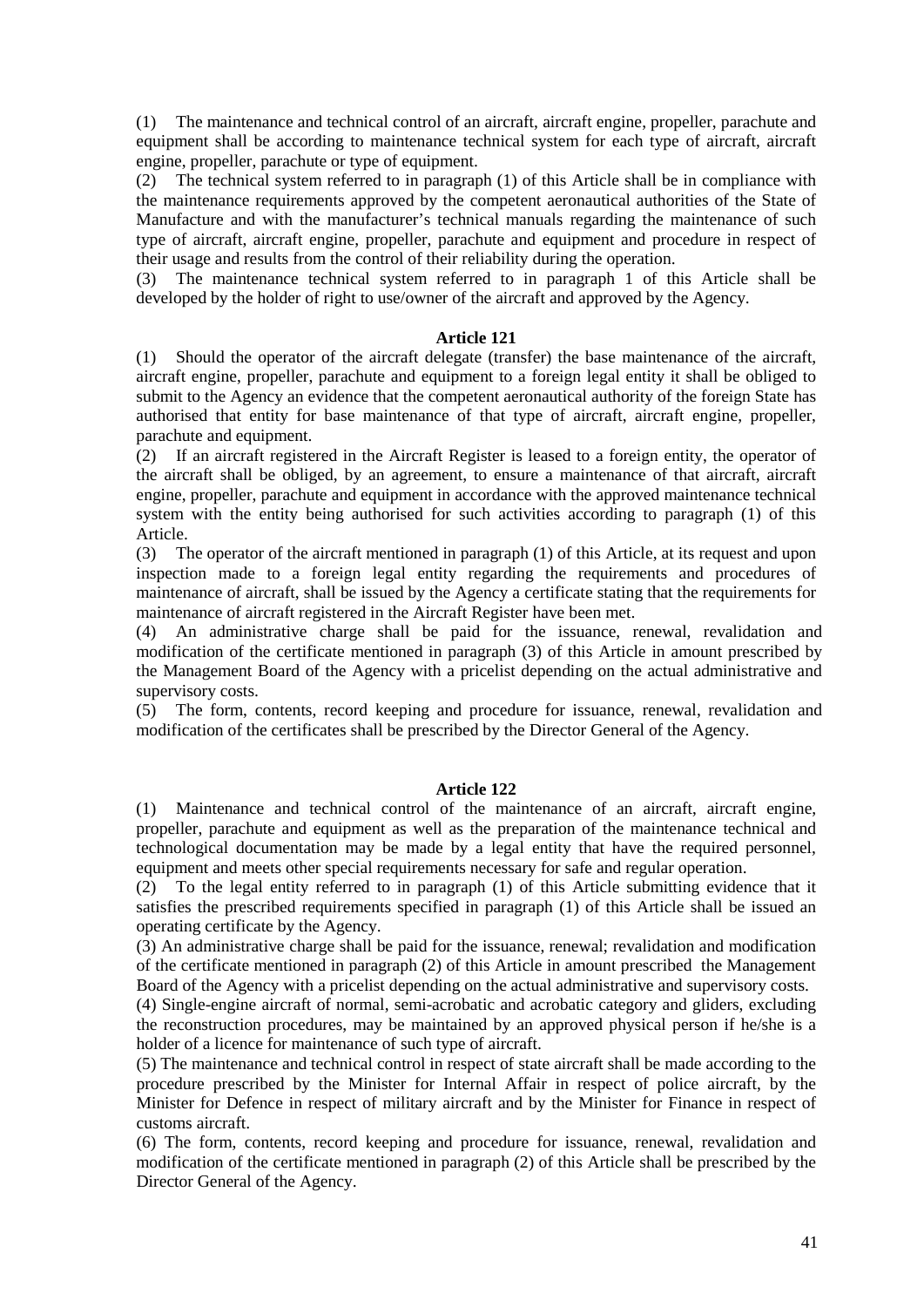(1) The maintenance and technical control of an aircraft, aircraft engine, propeller, parachute and equipment shall be according to maintenance technical system for each type of aircraft, aircraft engine, propeller, parachute or type of equipment.

(2) The technical system referred to in paragraph (1) of this Article shall be in compliance with the maintenance requirements approved by the competent aeronautical authorities of the State of Manufacture and with the manufacturer's technical manuals regarding the maintenance of such type of aircraft, aircraft engine, propeller, parachute and equipment and procedure in respect of their usage and results from the control of their reliability during the operation.

(3) The maintenance technical system referred to in paragraph 1 of this Article shall be developed by the holder of right to use/owner of the aircraft and approved by the Agency.

**Article 121**

(1) Should the operator of the aircraft delegate (transfer) the base maintenance of the aircraft, aircraft engine, propeller, parachute and equipment to a foreign legal entity it shall be obliged to submit to the Agency an evidence that the competent aeronautical authority of the foreign State has authorised that entity for base maintenance of that type of aircraft, aircraft engine, propeller, parachute and equipment.

(2) If an aircraft registered in the Aircraft Register is leased to a foreign entity, the operator of the aircraft shall be obliged, by an agreement, to ensure a maintenance of that aircraft, aircraft engine, propeller, parachute and equipment in accordance with the approved maintenance technical system with the entity being authorised for such activities according to paragraph (1) of this Article.

(3) The operator of the aircraft mentioned in paragraph (1) of this Article, at its request and upon inspection made to a foreign legal entity regarding the requirements and procedures of maintenance of aircraft, shall be issued by the Agency a certificate stating that the requirements for maintenance of aircraft registered in the Aircraft Register have been met.

(4) An administrative charge shall be paid for the issuance, renewal, revalidation and modification of the certificate mentioned in paragraph (3) of this Article in amount prescribed by the Management Board of the Agency with a pricelist depending on the actual administrative and supervisory costs.

(5) The form, contents, record keeping and procedure for issuance, renewal, revalidation and modification of the certificates shall be prescribed by the Director General of the Agency.

**Article 122**

(1) Maintenance and technical control of the maintenance of an aircraft, aircraft engine, propeller, parachute and equipment as well as the preparation of the maintenance technical and technological documentation may be made by a legal entity that have the required personnel, equipment and meets other special requirements necessary for safe and regular operation.

(2) To the legal entity referred to in paragraph (1) of this Article submitting evidence that it satisfies the prescribed requirements specified in paragraph (1) of this Article shall be issued an operating certificate by the Agency.

(3) An administrative charge shall be paid for the issuance, renewal; revalidation and modification of the certificate mentioned in paragraph (2) of this Article in amount prescribed the Management Board of the Agency with a pricelist depending on the actual administrative and supervisory costs.

(4) Single-engine aircraft of normal, semi-acrobatic and acrobatic category and gliders, excluding the reconstruction procedures, may be maintained by an approved physical person if he/she is a holder of a licence for maintenance of such type of aircraft.

(5) The maintenance and technical control in respect of state aircraft shall be made according to the procedure prescribed by the Minister for Internal Affair in respect of police aircraft, by the Minister for Defence in respect of military aircraft and by the Minister for Finance in respect of customs aircraft.

(6) The form, contents, record keeping and procedure for issuance, renewal, revalidation and modification of the certificate mentioned in paragraph (2) of this Article shall be prescribed by the Director General of the Agency.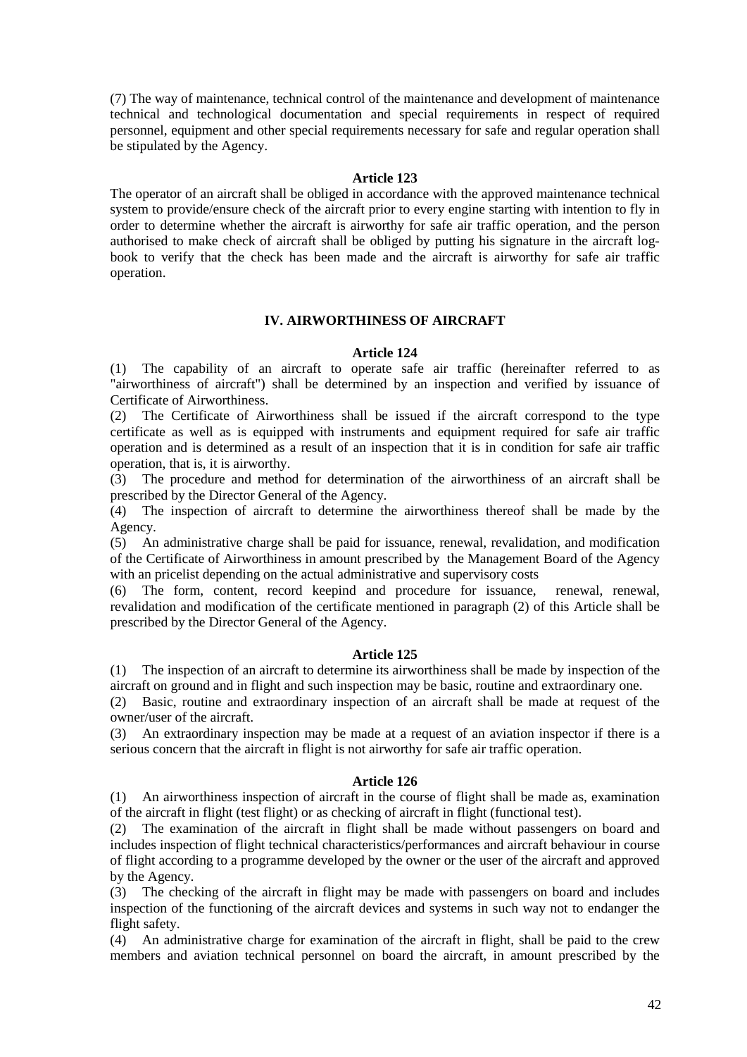(7) The way of maintenance, technical control of the maintenance and development of maintenance technical and technological documentation and special requirements in respect of required personnel, equipment and other special requirements necessary for safe and regular operation shall be stipulated by the Agency.

**Article 123**

The operator of an aircraft shall be obliged in accordance with the approved maintenance technical system to provide/ensure check of the aircraft prior to every engine starting with intention to fly in order to determine whether the aircraft is airworthy for safe air traffic operation, and the person authorised to make check of aircraft shall be obliged by putting his signature in the aircraft log-book to verify that the check has been made and the aircraft is airworthy for safe air traffic operation.

## IV. AIRWORTHINESS OF AIRCRAFT

**Article 124**

(1) The capability of an aircraft to operate safe air traffic (hereinafter referred to as "airworthiness of aircraft") shall be determined by an inspection and verified by issuance of Certificate of Airworthiness.

(2) The Certificate of Airworthiness shall be issued if the aircraft correspond to the type certificate as well as is equipped with instruments and equipment required for safe air traffic operation and is determined as a result of an inspection that it is in condition for safe air traffic operation, that is, it is airworthy.

(3) The procedure and method for determination of the airworthiness of an aircraft shall be prescribed by the Director General of the Agency.

(4) The inspection of aircraft to determine the airworthiness thereof shall be made by the Agency.

(5) An administrative charge shall be paid for issuance, renewal, revalidation, and modification of the Certificate of Airworthiness in amount prescribed by the Management Board of the Agency with an pricelist depending on the actual administrative and supervisory costs

(6) The form, content, record keepind and procedure for issuance, renewal, renewal, revalidation and modification of the certificate mentioned in paragraph (2) of this Article shall be prescribed by the Director General of the Agency.

**Article 125**

(1) The inspection of an aircraft to determine its airworthiness shall be made by inspection of the aircraft on ground and in flight and such inspection may be basic, routine and extraordinary one.

(2) Basic, routine and extraordinary inspection of an aircraft shall be made at request of the owner/user of the aircraft.

(3) An extraordinary inspection may be made at a request of an aviation inspector if there is a serious concern that the aircraft in flight is not airworthy for safe air traffic operation.

**Article 126**

(1) An airworthiness inspection of aircraft in the course of flight shall be made as, examination of the aircraft in flight (test flight) or as checking of aircraft in flight (functional test).

(2) The examination of the aircraft in flight shall be made without passengers on board and includes inspection of flight technical characteristics/performances and aircraft behaviour in course of flight according to a programme developed by the owner or the user of the aircraft and approved by the Agency.

(3) The checking of the aircraft in flight may be made with passengers on board and includes inspection of the functioning of the aircraft devices and systems in such way not to endanger the flight safety.

(4) An administrative charge for examination of the aircraft in flight, shall be paid to the crew members and aviation technical personnel on board the aircraft, in amount prescribed by the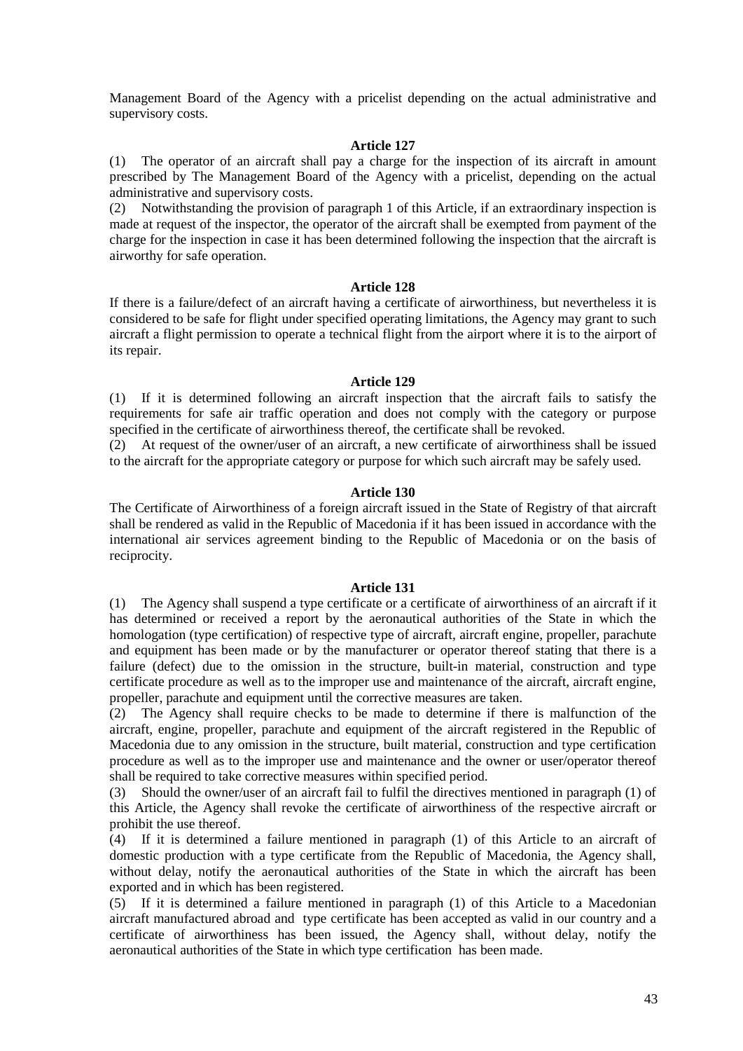Management Board of the Agency with a pricelist depending on the actual administrative and supervisory costs.

**Article 127**

(1) The operator of an aircraft shall pay a charge for the inspection of its aircraft in amount prescribed by The Management Board of the Agency with a pricelist, depending on the actual administrative and supervisory costs.

(2) Notwithstanding the provision of paragraph 1 of this Article, if an extraordinary inspection is made at request of the inspector, the operator of the aircraft shall be exempted from payment of the charge for the inspection in case it has been determined following the inspection that the aircraft is airworthy for safe operation.

**Article 128**

If there is a failure/defect of an aircraft having a certificate of airworthiness, but nevertheless it is considered to be safe for flight under specified operating limitations, the Agency may grant to such aircraft a flight permission to operate a technical flight from the airport where it is to the airport of its repair.

**Article 129**

(1) If it is determined following an aircraft inspection that the aircraft fails to satisfy the requirements for safe air traffic operation and does not comply with the category or purpose specified in the certificate of airworthiness thereof, the certificate shall be revoked.

(2) At request of the owner/user of an aircraft, a new certificate of airworthiness shall be issued to the aircraft for the appropriate category or purpose for which such aircraft may be safely used.

**Article 130**

The Certificate of Airworthiness of a foreign aircraft issued in the State of Registry of that aircraft shall be rendered as valid in the Republic of Macedonia if it has been issued in accordance with the international air services agreement binding to the Republic of Macedonia or on the basis of reciprocity.

**Article 131**

(1) The Agency shall suspend a type certificate or a certificate of airworthiness of an aircraft if it has determined or received a report by the aeronautical authorities of the State in which the homologation (type certification) of respective type of aircraft, aircraft engine, propeller, parachute and equipment has been made or by the manufacturer or operator thereof stating that there is a failure (defect) due to the omission in the structure, built-in material, construction and type certificate procedure as well as to the improper use and maintenance of the aircraft, aircraft engine, propeller, parachute and equipment until the corrective measures are taken.

(2) The Agency shall require checks to be made to determine if there is malfunction of the aircraft, engine, propeller, parachute and equipment of the aircraft registered in the Republic of Macedonia due to any omission in the structure, built material, construction and type certification procedure as well as to the improper use and maintenance and the owner or user/operator thereof shall be required to take corrective measures within specified period.

(3) Should the owner/user of an aircraft fail to fulfil the directives mentioned in paragraph (1) of this Article, the Agency shall revoke the certificate of airworthiness of the respective aircraft or prohibit the use thereof.

(4) If it is determined a failure mentioned in paragraph (1) of this Article to an aircraft of domestic production with a type certificate from the Republic of Macedonia, the Agency shall, without delay, notify the aeronautical authorities of the State in which the aircraft has been exported and in which has been registered.

(5) If it is determined a failure mentioned in paragraph (1) of this Article to a Macedonian aircraft manufactured abroad and type certificate has been accepted as valid in our country and a certificate of airworthiness has been issued, the Agency shall, without delay, notify the aeronautical authorities of the State in which type certification has been made.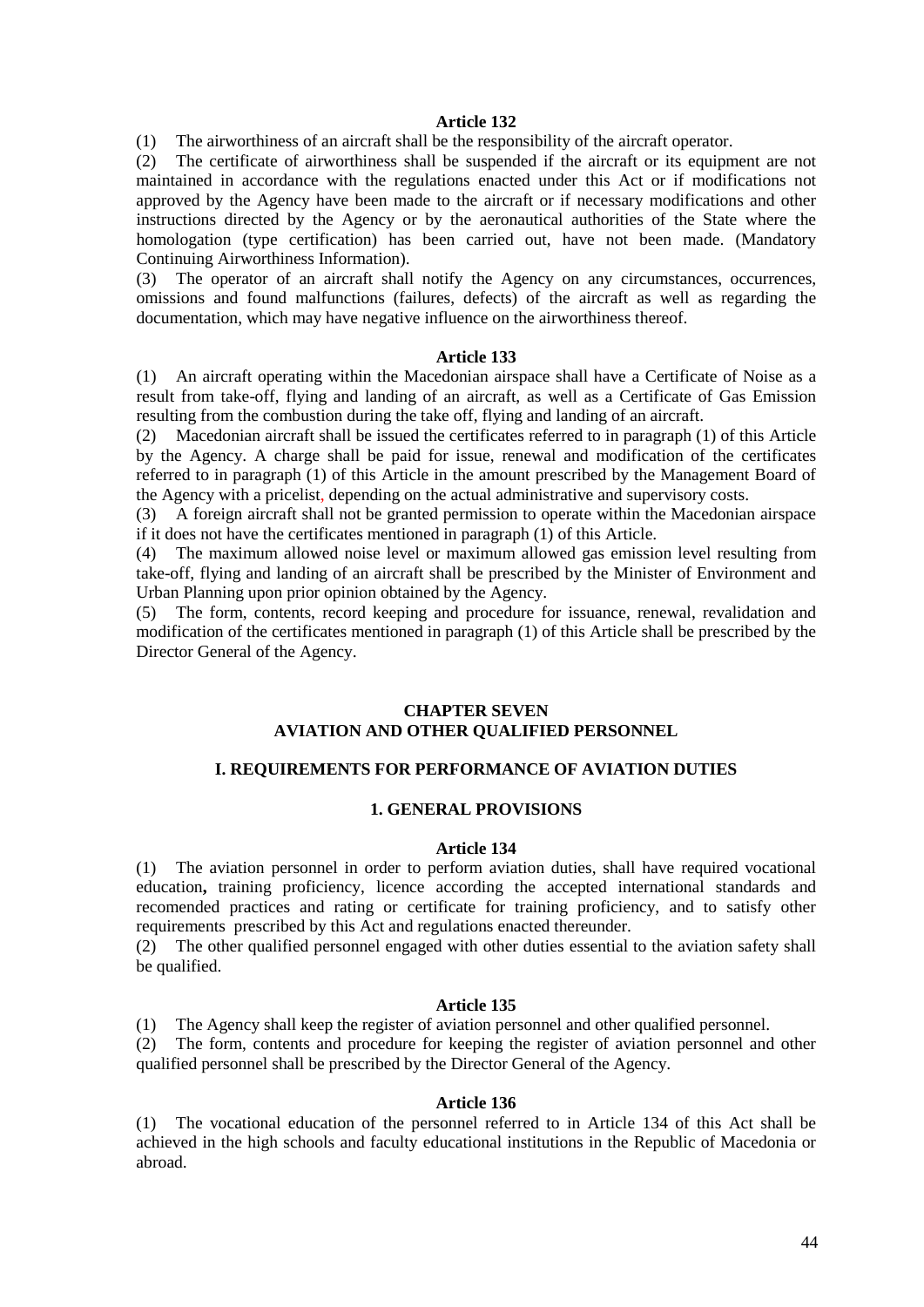**Article 132**

(1) The airworthiness of an aircraft shall be the responsibility of the aircraft operator.

(2) The certificate of airworthiness shall be suspended if the aircraft or its equipment are not maintained in accordance with the regulations enacted under this Act or if modifications not approved by the Agency have been made to the aircraft or if necessary modifications and other instructions directed by the Agency or by the aeronautical authorities of the State where the homologation (type certification) has been carried out, have not been made. (Mandatory Continuing Airworthiness Information).

(3) The operator of an aircraft shall notify the Agency on any circumstances, occurrences, omissions and found malfunctions (failures, defects) of the aircraft as well as regarding the documentation, which may have negative influence on the airworthiness thereof.

**Article 133**

(1) An aircraft operating within the Macedonian airspace shall have a Certificate of Noise as a result from take-off, flying and landing of an aircraft, as well as a Certificate of Gas Emission resulting from the combustion during the take off, flying and landing of an aircraft.

(2) Macedonian aircraft shall be issued the certificates referred to in paragraph (1) of this Article by the Agency. A charge shall be paid for issue, renewal and modification of the certificates referred to in paragraph (1) of this Article in the amount prescribed by the Management Board of the Agency with a pricelist, depending on the actual administrative and supervisory costs.

(3) A foreign aircraft shall not be granted permission to operate within the Macedonian airspace if it does not have the certificates mentioned in paragraph (1) of this Article.

(4) The maximum allowed noise level or maximum allowed gas emission level resulting from take-off, flying and landing of an aircraft shall be prescribed by the Minister of Environment and Urban Planning upon prior opinion obtained by the Agency.

(5) The form, contents, record keeping and procedure for issuance, renewal, revalidation and modification of the certificates mentioned in paragraph (1) of this Article shall be prescribed by the Director General of the Agency.

## CHAPTER SEVEN
## AVIATION AND OTHER QUALIFIED PERSONNEL

### I. REQUIREMENTS FOR PERFORMANCE OF AVIATION DUTIES

### 1. GENERAL PROVISIONS

**Article 134**

(1) The aviation personnel in order to perform aviation duties, shall have required vocational education**,** training proficiency, licence according the accepted international standards and recomended practices and rating or certificate for training proficiency, and to satisfy other requirements prescribed by this Act and regulations enacted thereunder.

(2) The other qualified personnel engaged with other duties essential to the aviation safety shall be qualified.

**Article 135**

(1) The Agency shall keep the register of aviation personnel and other qualified personnel.

(2) The form, contents and procedure for keeping the register of aviation personnel and other qualified personnel shall be prescribed by the Director General of the Agency.

**Article 136**

(1) The vocational education of the personnel referred to in Article 134 of this Act shall be achieved in the high schools and faculty educational institutions in the Republic of Macedonia or abroad.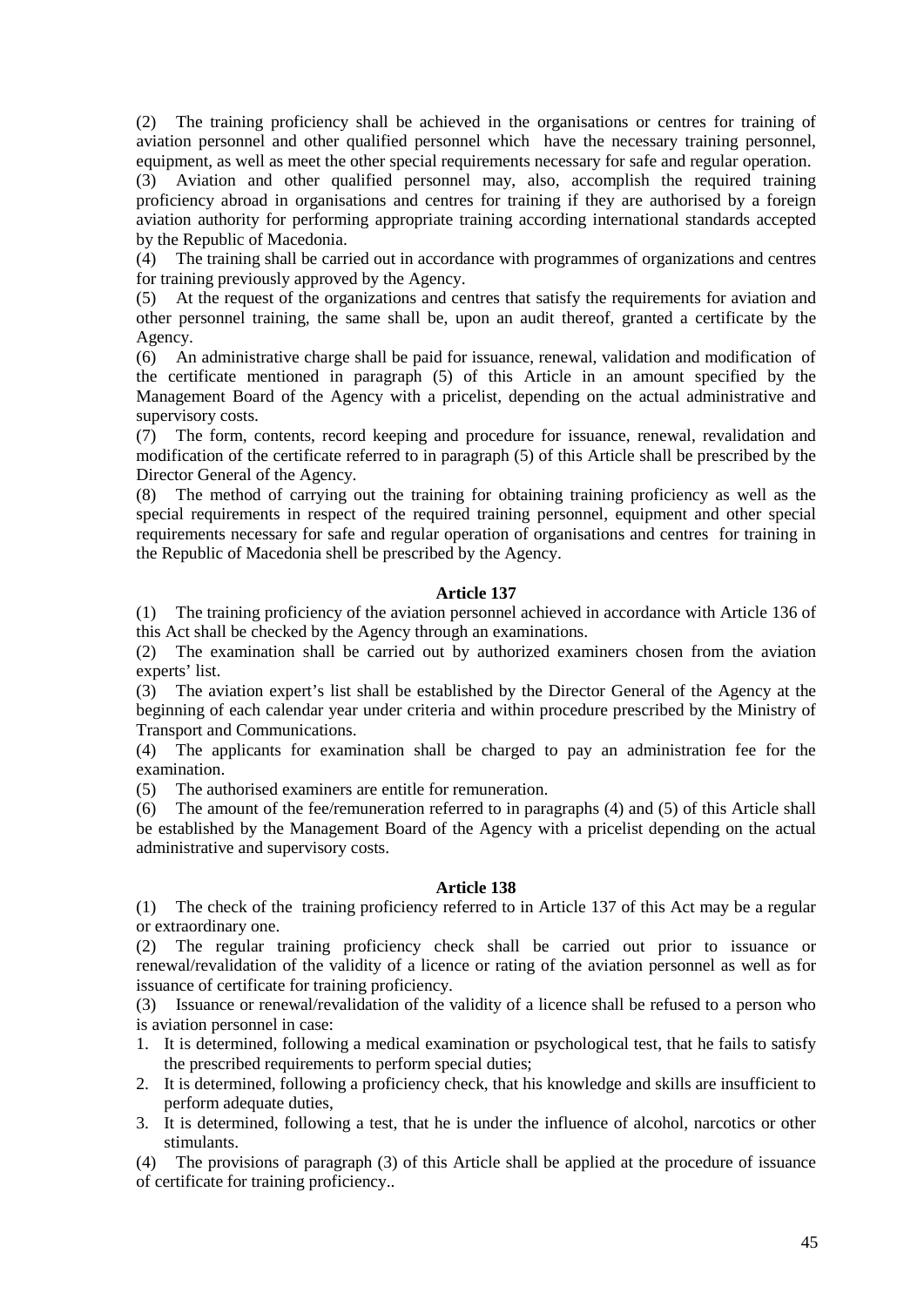(2) The training proficiency shall be achieved in the organisations or centres for training of aviation personnel and other qualified personnel which have the necessary training personnel, equipment, as well as meet the other special requirements necessary for safe and regular operation.

(3) Aviation and other qualified personnel may, also, accomplish the required training proficiency abroad in organisations and centres for training if they are authorised by a foreign aviation authority for performing appropriate training according international standards accepted by the Republic of Macedonia.

(4) The training shall be carried out in accordance with programmes of organizations and centres for training previously approved by the Agency.

(5) At the request of the organizations and centres that satisfy the requirements for aviation and other personnel training, the same shall be, upon an audit thereof, granted a certificate by the Agency.

(6) An administrative charge shall be paid for issuance, renewal, validation and modification of the certificate mentioned in paragraph (5) of this Article in an amount specified by the Management Board of the Agency with a pricelist, depending on the actual administrative and supervisory costs.

(7) The form, contents, record keeping and procedure for issuance, renewal, revalidation and modification of the certificate referred to in paragraph (5) of this Article shall be prescribed by the Director General of the Agency.

(8) The method of carrying out the training for obtaining training proficiency as well as the special requirements in respect of the required training personnel, equipment and other special requirements necessary for safe and regular operation of organisations and centres for training in the Republic of Macedonia shell be prescribed by the Agency.

**Article 137**

(1) The training proficiency of the aviation personnel achieved in accordance with Article 136 of this Act shall be checked by the Agency through an examinations.

(2) The examination shall be carried out by authorized examiners chosen from the aviation experts' list.

(3) The aviation expert's list shall be established by the Director General of the Agency at the beginning of each calendar year under criteria and within procedure prescribed by the Ministry of Transport and Communications.

(4) The applicants for examination shall be charged to pay an administration fee for the examination.

(5) The authorised examiners are entitle for remuneration.

(6) The amount of the fee/remuneration referred to in paragraphs (4) and (5) of this Article shall be established by the Management Board of the Agency with a pricelist depending on the actual administrative and supervisory costs.

**Article 138**

(1) The check of the training proficiency referred to in Article 137 of this Act may be a regular or extraordinary one.

(2) The regular training proficiency check shall be carried out prior to issuance or renewal/revalidation of the validity of a licence or rating of the aviation personnel as well as for issuance of certificate for training proficiency.

(3) Issuance or renewal/revalidation of the validity of a licence shall be refused to a person who is aviation personnel in case:

1. It is determined, following a medical examination or psychological test, that he fails to satisfy the prescribed requirements to perform special duties;
2. It is determined, following a proficiency check, that his knowledge and skills are insufficient to perform adequate duties,
3. It is determined, following a test, that he is under the influence of alcohol, narcotics or other stimulants.

(4) The provisions of paragraph (3) of this Article shall be applied at the procedure of issuance of certificate for training proficiency..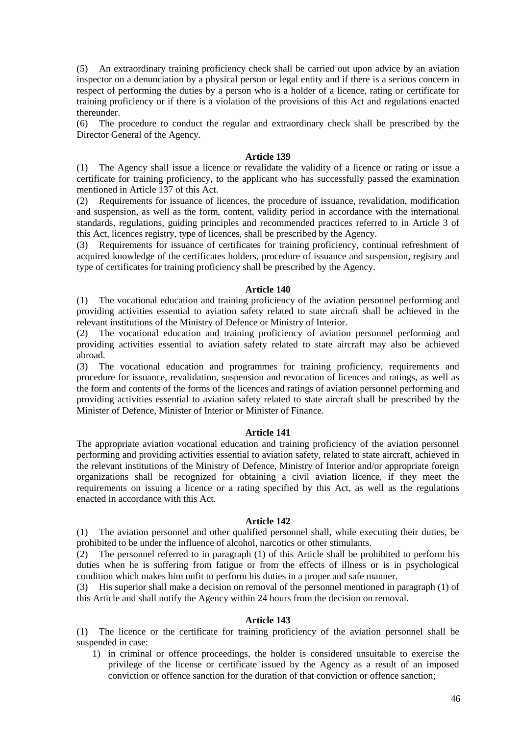(5) An extraordinary training proficiency check shall be carried out upon advice by an aviation inspector on a denunciation by a physical person or legal entity and if there is a serious concern in respect of performing the duties by a person who is a holder of a licence, rating or certificate for training proficiency or if there is a violation of the provisions of this Act and regulations enacted thereunder.

(6) The procedure to conduct the regular and extraordinary check shall be prescribed by the Director General of the Agency.

#### Article 139

(1) The Agency shall issue a licence or revalidate the validity of a licence or rating or issue a certificate for training proficiency, to the applicant who has successfully passed the examination mentioned in Article 137 of this Act.

(2) Requirements for issuance of licences, the procedure of issuance, revalidation, modification and suspension, as well as the form, content, validity period in accordance with the international standards, regulations, guiding principles and recommended practices referred to in Article 3 of this Act, licences registry, type of licences, shall be prescribed by the Agency.

(3) Requirements for issuance of certificates for training proficiency, continual refreshment of acquired knowledge of the certificates holders, procedure of issuance and suspension, registry and type of certificates for training proficiency shall be prescribed by the Agency.

#### Article 140

(1) The vocational education and training proficiency of the aviation personnel performing and providing activities essential to aviation safety related to state aircraft shall be achieved in the relevant institutions of the Ministry of Defence or Ministry of Interior.

(2) The vocational education and training proficiency of aviation personnel performing and providing activities essential to aviation safety related to state aircraft may also be achieved abroad.

(3) The vocational education and programmes for training proficiency, requirements and procedure for issuance, revalidation, suspension and revocation of licences and ratings, as well as the form and contents of the forms of the licences and ratings of aviation personnel performing and providing activities essential to aviation safety related to state aircraft shall be prescribed by the Minister of Defence, Minister of Interior or Minister of Finance.

#### Article 141

The appropriate aviation vocational education and training proficiency of the aviation personnel performing and providing activities essential to aviation safety, related to state aircraft, achieved in the relevant institutions of the Ministry of Defence, Ministry of Interior and/or appropriate foreign organizations shall be recognized for obtaining a civil aviation licence, if they meet the requirements on issuing a licence or a rating specified by this Act, as well as the regulations enacted in accordance with this Act.

#### Article 142

(1) The aviation personnel and other qualified personnel shall, while executing their duties, be prohibited to be under the influence of alcohol, narcotics or other stimulants.

(2) The personnel referred to in paragraph (1) of this Article shall be prohibited to perform his duties when he is suffering from fatigue or from the effects of illness or is in psychological condition which makes him unfit to perform his duties in a proper and safe manner.

(3) His superior shall make a decision on removal of the personnel mentioned in paragraph (1) of this Article and shall notify the Agency within 24 hours from the decision on removal.

#### Article 143

(1) The licence or the certificate for training proficiency of the aviation personnel shall be suspended in case:

1) in criminal or offence proceedings, the holder is considered unsuitable to exercise the privilege of the license or certificate issued by the Agency as a result of an imposed conviction or offence sanction for the duration of that conviction or offence sanction;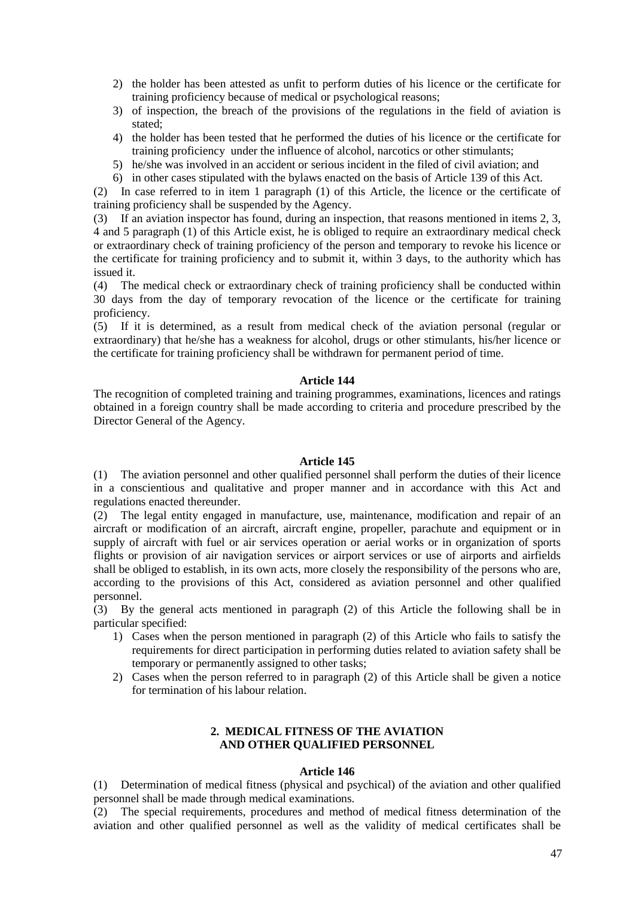2) the holder has been attested as unfit to perform duties of his licence or the certificate for training proficiency because of medical or psychological reasons;
3) of inspection, the breach of the provisions of the regulations in the field of aviation is stated;
4) the holder has been tested that he performed the duties of his licence or the certificate for training proficiency under the influence of alcohol, narcotics or other stimulants;
5) he/she was involved in an accident or serious incident in the filed of civil aviation; and
6) in other cases stipulated with the bylaws enacted on the basis of Article 139 of this Act.

(2) In case referred to in item 1 paragraph (1) of this Article, the licence or the certificate of training proficiency shall be suspended by the Agency.

(3) If an aviation inspector has found, during an inspection, that reasons mentioned in items 2, 3, 4 and 5 paragraph (1) of this Article exist, he is obliged to require an extraordinary medical check or extraordinary check of training proficiency of the person and temporary to revoke his licence or the certificate for training proficiency and to submit it, within 3 days, to the authority which has issued it.

(4) The medical check or extraordinary check of training proficiency shall be conducted within 30 days from the day of temporary revocation of the licence or the certificate for training proficiency.

(5) If it is determined, as a result from medical check of the aviation personal (regular or extraordinary) that he/she has a weakness for alcohol, drugs or other stimulants, his/her licence or the certificate for training proficiency shall be withdrawn for permanent period of time.

**Article 144**

The recognition of completed training and training programmes, examinations, licences and ratings obtained in a foreign country shall be made according to criteria and procedure prescribed by the Director General of the Agency.

**Article 145**

(1) The aviation personnel and other qualified personnel shall perform the duties of their licence in a conscientious and qualitative and proper manner and in accordance with this Act and regulations enacted thereunder.

(2) The legal entity engaged in manufacture, use, maintenance, modification and repair of an aircraft or modification of an aircraft, aircraft engine, propeller, parachute and equipment or in supply of aircraft with fuel or air services operation or aerial works or in organization of sports flights or provision of air navigation services or airport services or use of airports and airfields shall be obliged to establish, in its own acts, more closely the responsibility of the persons who are, according to the provisions of this Act, considered as aviation personnel and other qualified personnel.

(3) By the general acts mentioned in paragraph (2) of this Article the following shall be in particular specified:

1) Cases when the person mentioned in paragraph (2) of this Article who fails to satisfy the requirements for direct participation in performing duties related to aviation safety shall be temporary or permanently assigned to other tasks;
2) Cases when the person referred to in paragraph (2) of this Article shall be given a notice for termination of his labour relation.

## 2. MEDICAL FITNESS OF THE AVIATION AND OTHER QUALIFIED PERSONNEL

**Article 146**

(1) Determination of medical fitness (physical and psychical) of the aviation and other qualified personnel shall be made through medical examinations.

(2) The special requirements, procedures and method of medical fitness determination of the aviation and other qualified personnel as well as the validity of medical certificates shall be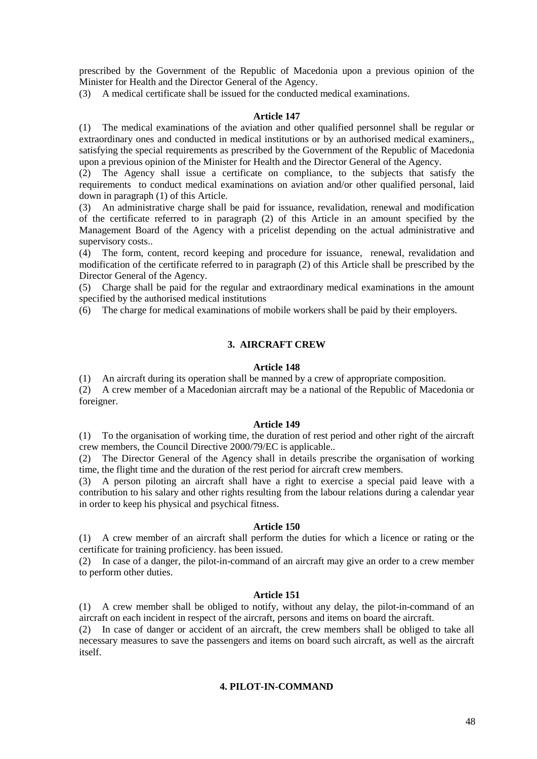prescribed by the Government of the Republic of Macedonia upon a previous opinion of the Minister for Health and the Director General of the Agency.

(3) A medical certificate shall be issued for the conducted medical examinations.

**Article 147**

(1) The medical examinations of the aviation and other qualified personnel shall be regular or extraordinary ones and conducted in medical institutions or by an authorised medical examiners,, satisfying the special requirements as prescribed by the Government of the Republic of Macedonia upon a previous opinion of the Minister for Health and the Director General of the Agency.

(2) The Agency shall issue a certificate on compliance, to the subjects that satisfy the requirements to conduct medical examinations on aviation and/or other qualified personal, laid down in paragraph (1) of this Article.

(3) An administrative charge shall be paid for issuance, revalidation, renewal and modification of the certificate referred to in paragraph (2) of this Article in an amount specified by the Management Board of the Agency with a pricelist depending on the actual administrative and supervisory costs..

(4) The form, content, record keeping and procedure for issuance, renewal, revalidation and modification of the certificate referred to in paragraph (2) of this Article shall be prescribed by the Director General of the Agency.

(5) Charge shall be paid for the regular and extraordinary medical examinations in the amount specified by the authorised medical institutions

(6) The charge for medical examinations of mobile workers shall be paid by their employers.

### 3. AIRCRAFT CREW

**Article 148**

(1) An aircraft during its operation shall be manned by a crew of appropriate composition.

(2) A crew member of a Macedonian aircraft may be a national of the Republic of Macedonia or foreigner.

**Article 149**

(1) To the organisation of working time, the duration of rest period and other right of the aircraft crew members, the Council Directive 2000/79/EC is applicable..

(2) The Director General of the Agency shall in details prescribe the organisation of working time, the flight time and the duration of the rest period for aircraft crew members.

(3) A person piloting an aircraft shall have a right to exercise a special paid leave with a contribution to his salary and other rights resulting from the labour relations during a calendar year in order to keep his physical and psychical fitness.

**Article 150**

(1) A crew member of an aircraft shall perform the duties for which a licence or rating or the certificate for training proficiency. has been issued.

(2) In case of a danger, the pilot-in-command of an aircraft may give an order to a crew member to perform other duties.

**Article 151**

(1) A crew member shall be obliged to notify, without any delay, the pilot-in-command of an aircraft on each incident in respect of the aircraft, persons and items on board the aircraft.

(2) In case of danger or accident of an aircraft, the crew members shall be obliged to take all necessary measures to save the passengers and items on board such aircraft, as well as the aircraft itself.

### 4. PILOT-IN-COMMAND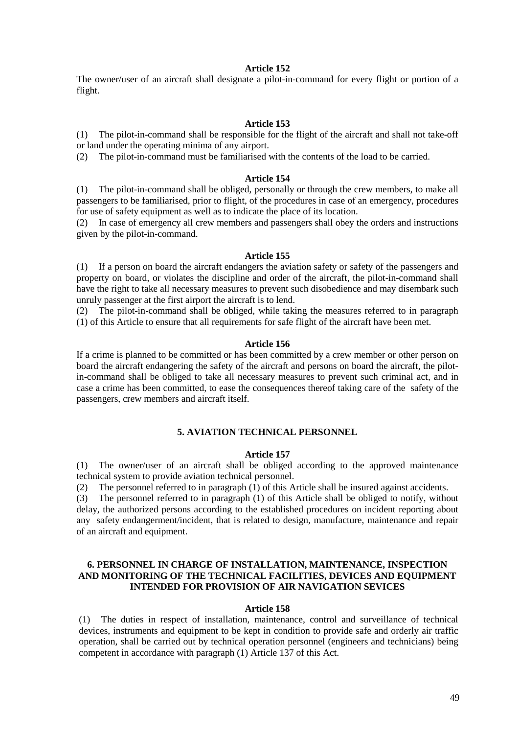**Article 152**

The owner/user of an aircraft shall designate a pilot-in-command for every flight or portion of a flight.

**Article 153**

(1) The pilot-in-command shall be responsible for the flight of the aircraft and shall not take-off or land under the operating minima of any airport.

(2) The pilot-in-command must be familiarised with the contents of the load to be carried.

**Article 154**

(1) The pilot-in-command shall be obliged, personally or through the crew members, to make all passengers to be familiarised, prior to flight, of the procedures in case of an emergency, procedures for use of safety equipment as well as to indicate the place of its location.

(2) In case of emergency all crew members and passengers shall obey the orders and instructions given by the pilot-in-command.

**Article 155**

(1) If a person on board the aircraft endangers the aviation safety or safety of the passengers and property on board, or violates the discipline and order of the aircraft, the pilot-in-command shall have the right to take all necessary measures to prevent such disobedience and may disembark such unruly passenger at the first airport the aircraft is to lend.

(2) The pilot-in-command shall be obliged, while taking the measures referred to in paragraph (1) of this Article to ensure that all requirements for safe flight of the aircraft have been met.

**Article 156**

If a crime is planned to be committed or has been committed by a crew member or other person on board the aircraft endangering the safety of the aircraft and persons on board the aircraft, the pilot-in-command shall be obliged to take all necessary measures to prevent such criminal act, and in case a crime has been committed, to ease the consequences thereof taking care of the safety of the passengers, crew members and aircraft itself.

## 5. AVIATION TECHNICAL PERSONNEL

**Article 157**

(1) The owner/user of an aircraft shall be obliged according to the approved maintenance technical system to provide aviation technical personnel.

(2) The personnel referred to in paragraph (1) of this Article shall be insured against accidents.

(3) The personnel referred to in paragraph (1) of this Article shall be obliged to notify, without delay, the authorized persons according to the established procedures on incident reporting about any safety endangerment/incident, that is related to design, manufacture, maintenance and repair of an aircraft and equipment.

## 6. PERSONNEL IN CHARGE OF INSTALLATION, MAINTENANCE, INSPECTION AND MONITORING OF THE TECHNICAL FACILITIES, DEVICES AND EQUIPMENT INTENDED FOR PROVISION OF AIR NAVIGATION SEVICES

**Article 158**

(1) The duties in respect of installation, maintenance, control and surveillance of technical devices, instruments and equipment to be kept in condition to provide safe and orderly air traffic operation, shall be carried out by technical operation personnel (engineers and technicians) being competent in accordance with paragraph (1) Article 137 of this Act.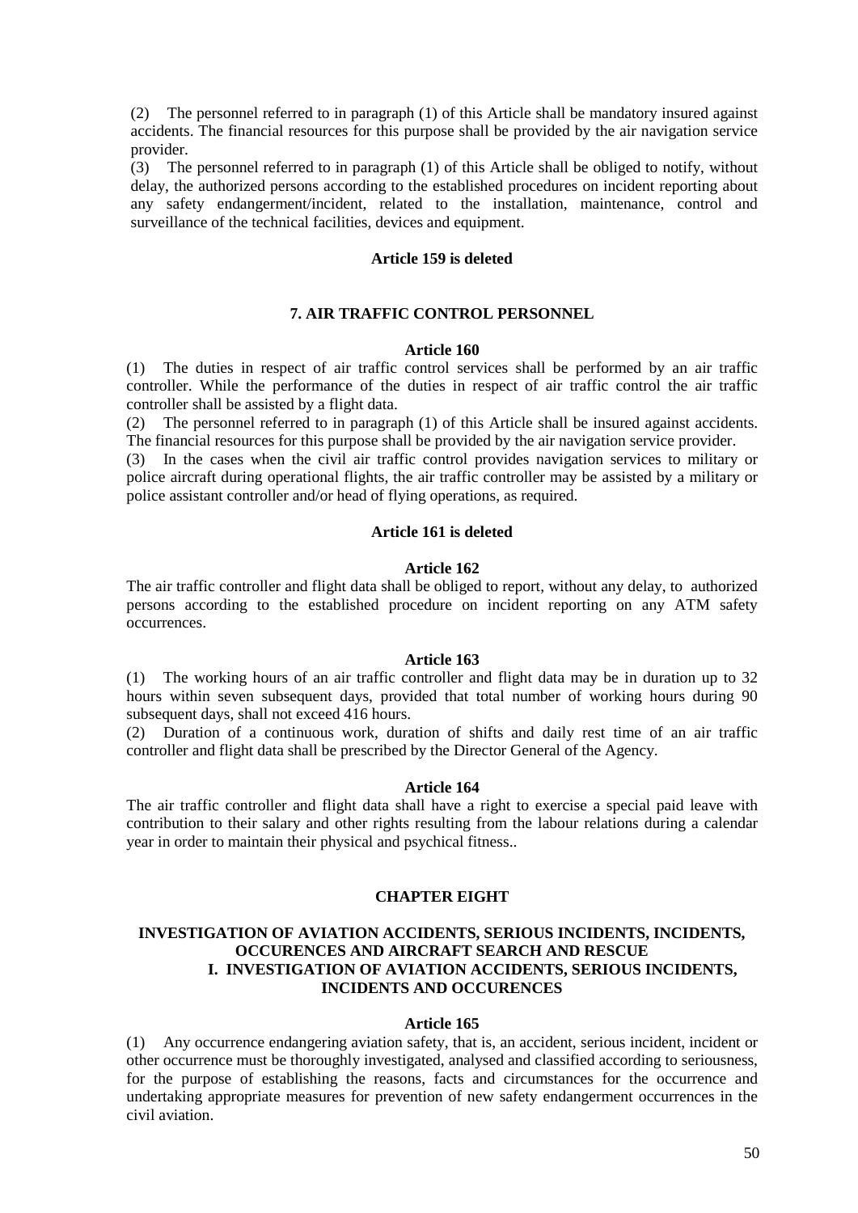(2) The personnel referred to in paragraph (1) of this Article shall be mandatory insured against accidents. The financial resources for this purpose shall be provided by the air navigation service provider.

(3) The personnel referred to in paragraph (1) of this Article shall be obliged to notify, without delay, the authorized persons according to the established procedures on incident reporting about any safety endangerment/incident, related to the installation, maintenance, control and surveillance of the technical facilities, devices and equipment.

**Article 159 is deleted**

**7. AIR TRAFFIC CONTROL PERSONNEL**

**Article 160**

(1) The duties in respect of air traffic control services shall be performed by an air traffic controller. While the performance of the duties in respect of air traffic control the air traffic controller shall be assisted by a flight data.

(2) The personnel referred to in paragraph (1) of this Article shall be insured against accidents. The financial resources for this purpose shall be provided by the air navigation service provider.

(3) In the cases when the civil air traffic control provides navigation services to military or police aircraft during operational flights, the air traffic controller may be assisted by a military or police assistant controller and/or head of flying operations, as required.

**Article 161 is deleted**

**Article 162**

The air traffic controller and flight data shall be obliged to report, without any delay, to authorized persons according to the established procedure on incident reporting on any ATM safety occurrences.

**Article 163**

(1) The working hours of an air traffic controller and flight data may be in duration up to 32 hours within seven subsequent days, provided that total number of working hours during 90 subsequent days, shall not exceed 416 hours.

(2) Duration of a continuous work, duration of shifts and daily rest time of an air traffic controller and flight data shall be prescribed by the Director General of the Agency.

**Article 164**

The air traffic controller and flight data shall have a right to exercise a special paid leave with contribution to their salary and other rights resulting from the labour relations during a calendar year in order to maintain their physical and psychical fitness..

## CHAPTER EIGHT

## INVESTIGATION OF AVIATION ACCIDENTS, SERIOUS INCIDENTS, INCIDENTS, OCCURENCES AND AIRCRAFT SEARCH AND RESCUE

### I. INVESTIGATION OF AVIATION ACCIDENTS, SERIOUS INCIDENTS, INCIDENTS AND OCCURENCES

**Article 165**

(1) Any occurrence endangering aviation safety, that is, an accident, serious incident, incident or other occurrence must be thoroughly investigated, analysed and classified according to seriousness, for the purpose of establishing the reasons, facts and circumstances for the occurrence and undertaking appropriate measures for prevention of new safety endangerment occurrences in the civil aviation.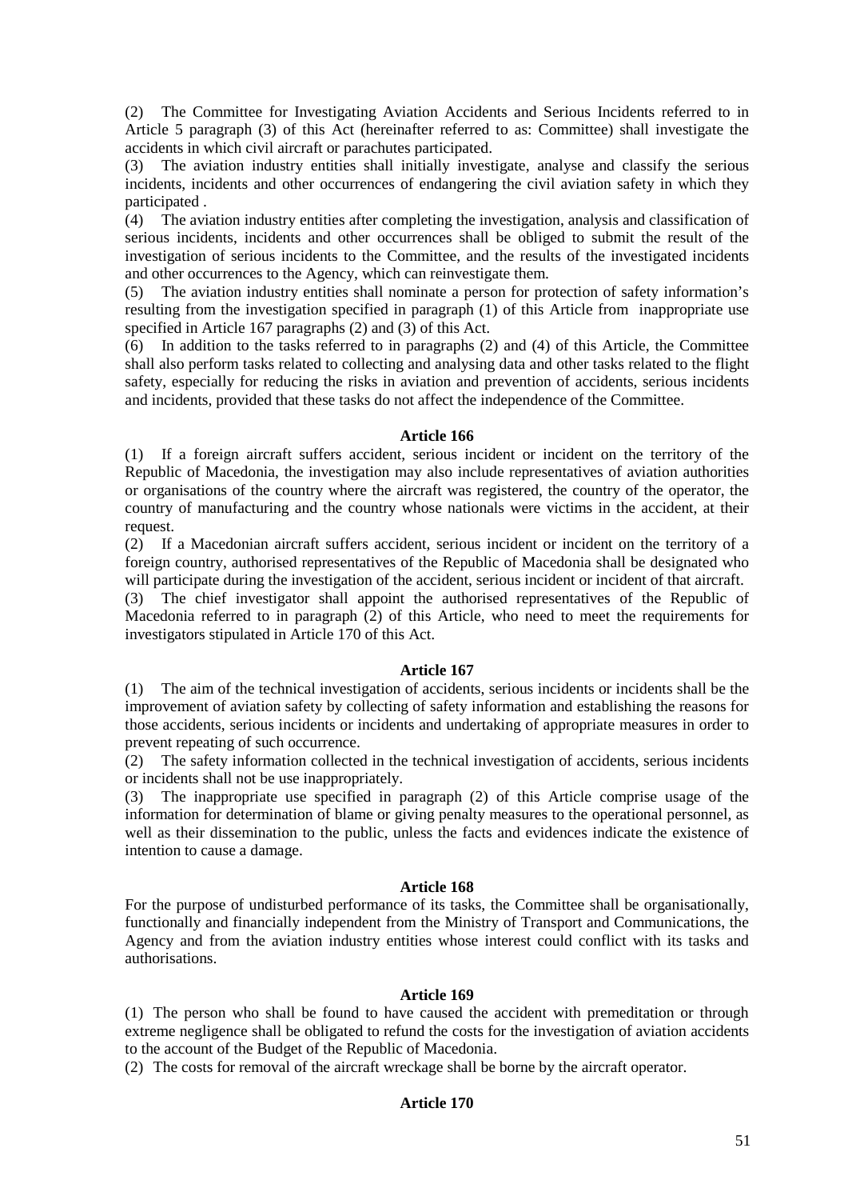(2) The Committee for Investigating Aviation Accidents and Serious Incidents referred to in Article 5 paragraph (3) of this Act (hereinafter referred to as: Committee) shall investigate the accidents in which civil aircraft or parachutes participated.

(3) The aviation industry entities shall initially investigate, analyse and classify the serious incidents, incidents and other occurrences of endangering the civil aviation safety in which they participated .

(4) The aviation industry entities after completing the investigation, analysis and classification of serious incidents, incidents and other occurrences shall be obliged to submit the result of the investigation of serious incidents to the Committee, and the results of the investigated incidents and other occurrences to the Agency, which can reinvestigate them.

(5) The aviation industry entities shall nominate a person for protection of safety information's resulting from the investigation specified in paragraph (1) of this Article from inappropriate use specified in Article 167 paragraphs (2) and (3) of this Act.

(6) In addition to the tasks referred to in paragraphs (2) and (4) of this Article, the Committee shall also perform tasks related to collecting and analysing data and other tasks related to the flight safety, especially for reducing the risks in aviation and prevention of accidents, serious incidents and incidents, provided that these tasks do not affect the independence of the Committee.

**Article 166**

(1) If a foreign aircraft suffers accident, serious incident or incident on the territory of the Republic of Macedonia, the investigation may also include representatives of aviation authorities or organisations of the country where the aircraft was registered, the country of the operator, the country of manufacturing and the country whose nationals were victims in the accident, at their request.

(2) If a Macedonian aircraft suffers accident, serious incident or incident on the territory of a foreign country, authorised representatives of the Republic of Macedonia shall be designated who will participate during the investigation of the accident, serious incident or incident of that aircraft.

(3) The chief investigator shall appoint the authorised representatives of the Republic of Macedonia referred to in paragraph (2) of this Article, who need to meet the requirements for investigators stipulated in Article 170 of this Act.

**Article 167**

(1) The aim of the technical investigation of accidents, serious incidents or incidents shall be the improvement of aviation safety by collecting of safety information and establishing the reasons for those accidents, serious incidents or incidents and undertaking of appropriate measures in order to prevent repeating of such occurrence.

(2) The safety information collected in the technical investigation of accidents, serious incidents or incidents shall not be use inappropriately.

(3) The inappropriate use specified in paragraph (2) of this Article comprise usage of the information for determination of blame or giving penalty measures to the operational personnel, as well as their dissemination to the public, unless the facts and evidences indicate the existence of intention to cause a damage.

**Article 168**

For the purpose of undisturbed performance of its tasks, the Committee shall be organisationally, functionally and financially independent from the Ministry of Transport and Communications, the Agency and from the aviation industry entities whose interest could conflict with its tasks and authorisations.

**Article 169**

(1) The person who shall be found to have caused the accident with premeditation or through extreme negligence shall be obligated to refund the costs for the investigation of aviation accidents to the account of the Budget of the Republic of Macedonia.

(2) The costs for removal of the aircraft wreckage shall be borne by the aircraft operator.

**Article 170**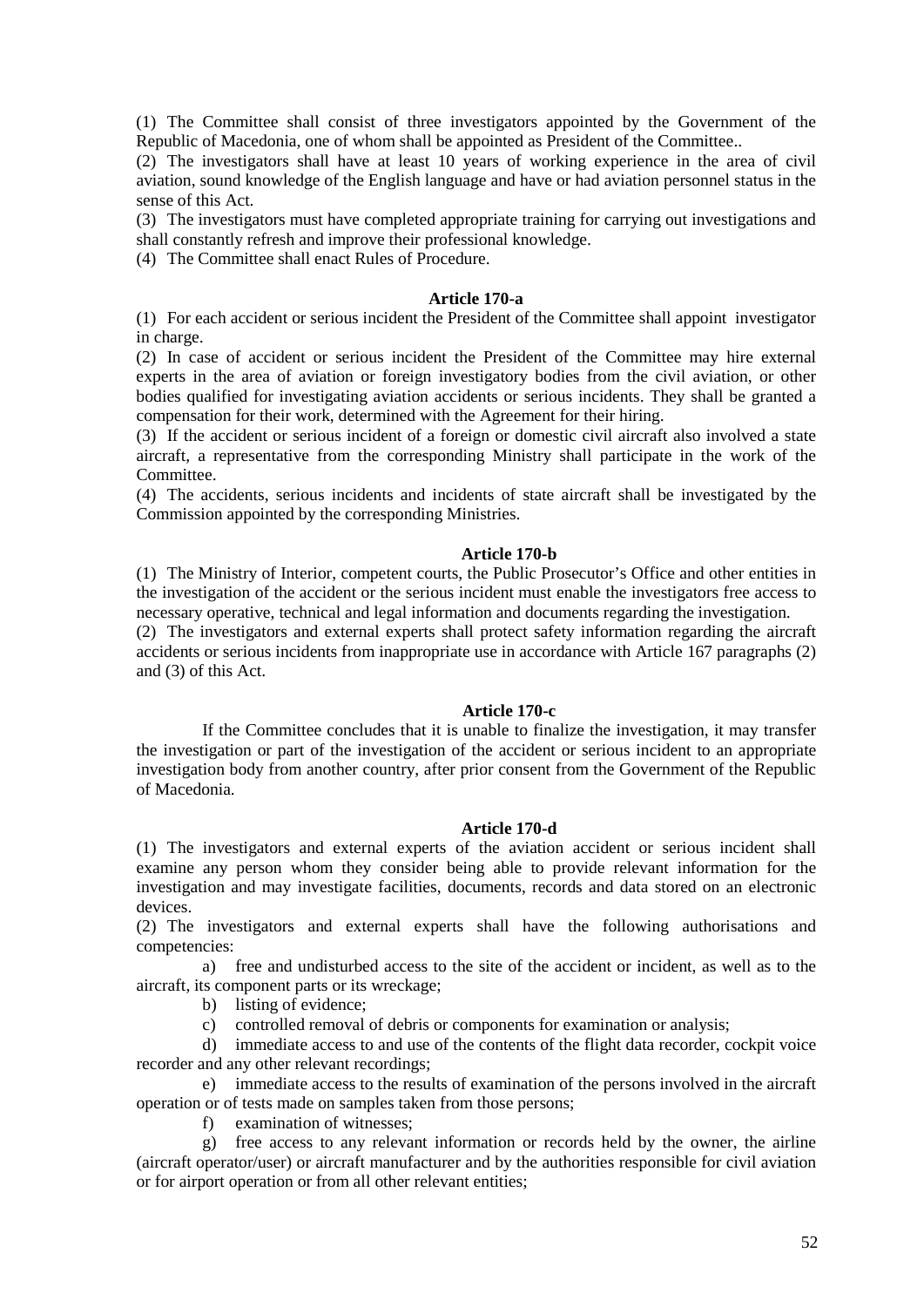(1) The Committee shall consist of three investigators appointed by the Government of the Republic of Macedonia, one of whom shall be appointed as President of the Committee..

(2) The investigators shall have at least 10 years of working experience in the area of civil aviation, sound knowledge of the English language and have or had aviation personnel status in the sense of this Act.

(3) The investigators must have completed appropriate training for carrying out investigations and shall constantly refresh and improve their professional knowledge.

(4) The Committee shall enact Rules of Procedure.

**Article 170-a**

(1) For each accident or serious incident the President of the Committee shall appoint investigator in charge.

(2) In case of accident or serious incident the President of the Committee may hire external experts in the area of aviation or foreign investigatory bodies from the civil aviation, or other bodies qualified for investigating aviation accidents or serious incidents. They shall be granted a compensation for their work, determined with the Agreement for their hiring.

(3) If the accident or serious incident of a foreign or domestic civil aircraft also involved a state aircraft, a representative from the corresponding Ministry shall participate in the work of the Committee.

(4) The accidents, serious incidents and incidents of state aircraft shall be investigated by the Commission appointed by the corresponding Ministries.

**Article 170-b**

(1) The Ministry of Interior, competent courts, the Public Prosecutor's Office and other entities in the investigation of the accident or the serious incident must enable the investigators free access to necessary operative, technical and legal information and documents regarding the investigation.

(2) The investigators and external experts shall protect safety information regarding the aircraft accidents or serious incidents from inappropriate use in accordance with Article 167 paragraphs (2) and (3) of this Act.

**Article 170-c**

If the Committee concludes that it is unable to finalize the investigation, it may transfer the investigation or part of the investigation of the accident or serious incident to an appropriate investigation body from another country, after prior consent from the Government of the Republic of Macedonia.

**Article 170-d**

(1) The investigators and external experts of the aviation accident or serious incident shall examine any person whom they consider being able to provide relevant information for the investigation and may investigate facilities, documents, records and data stored on an electronic devices.

(2) The investigators and external experts shall have the following authorisations and competencies:

a) free and undisturbed access to the site of the accident or incident, as well as to the aircraft, its component parts or its wreckage;

b) listing of evidence;

c) controlled removal of debris or components for examination or analysis;

d) immediate access to and use of the contents of the flight data recorder, cockpit voice recorder and any other relevant recordings;

e) immediate access to the results of examination of the persons involved in the aircraft operation or of tests made on samples taken from those persons;

f) examination of witnesses;

g) free access to any relevant information or records held by the owner, the airline (aircraft operator/user) or aircraft manufacturer and by the authorities responsible for civil aviation or for airport operation or from all other relevant entities;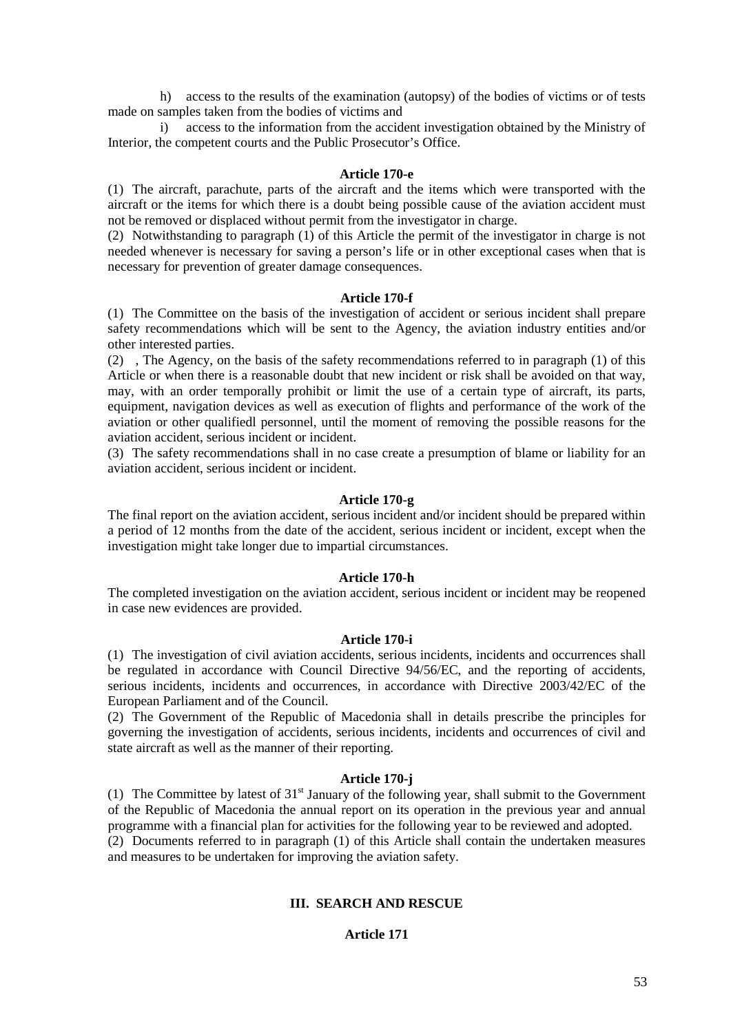h) access to the results of the examination (autopsy) of the bodies of victims or of tests made on samples taken from the bodies of victims and

i) access to the information from the accident investigation obtained by the Ministry of Interior, the competent courts and the Public Prosecutor's Office.

**Article 170-e**

(1) The aircraft, parachute, parts of the aircraft and the items which were transported with the aircraft or the items for which there is a doubt being possible cause of the aviation accident must not be removed or displaced without permit from the investigator in charge.

(2) Notwithstanding to paragraph (1) of this Article the permit of the investigator in charge is not needed whenever is necessary for saving a person's life or in other exceptional cases when that is necessary for prevention of greater damage consequences.

**Article 170-f**

(1) The Committee on the basis of the investigation of accident or serious incident shall prepare safety recommendations which will be sent to the Agency, the aviation industry entities and/or other interested parties.

(2) , The Agency, on the basis of the safety recommendations referred to in paragraph (1) of this Article or when there is a reasonable doubt that new incident or risk shall be avoided on that way, may, with an order temporally prohibit or limit the use of a certain type of aircraft, its parts, equipment, navigation devices as well as execution of flights and performance of the work of the aviation or other qualifiedl personnel, until the moment of removing the possible reasons for the aviation accident, serious incident or incident.

(3) The safety recommendations shall in no case create a presumption of blame or liability for an aviation accident, serious incident or incident.

**Article 170-g**

The final report on the aviation accident, serious incident and/or incident should be prepared within a period of 12 months from the date of the accident, serious incident or incident, except when the investigation might take longer due to impartial circumstances.

**Article 170-h**

The completed investigation on the aviation accident, serious incident or incident may be reopened in case new evidences are provided.

**Article 170-i**

(1) The investigation of civil aviation accidents, serious incidents, incidents and occurrences shall be regulated in accordance with Council Directive 94/56/EC, and the reporting of accidents, serious incidents, incidents and occurrences, in accordance with Directive 2003/42/EC of the European Parliament and of the Council.

(2) The Government of the Republic of Macedonia shall in details prescribe the principles for governing the investigation of accidents, serious incidents, incidents and occurrences of civil and state aircraft as well as the manner of their reporting.

**Article 170-j**

(1) The Committee by latest of 31st January of the following year, shall submit to the Government of the Republic of Macedonia the annual report on its operation in the previous year and annual programme with a financial plan for activities for the following year to be reviewed and adopted.

(2) Documents referred to in paragraph (1) of this Article shall contain the undertaken measures and measures to be undertaken for improving the aviation safety.

## III. SEARCH AND RESCUE

**Article 171**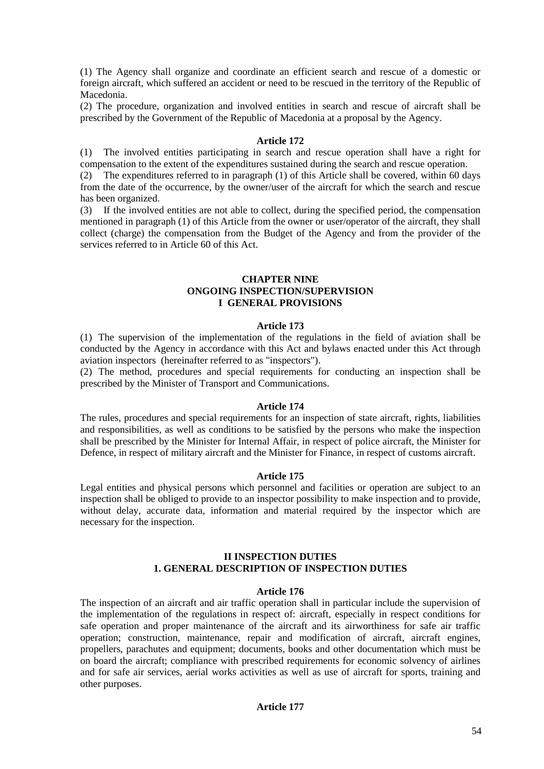(1) The Agency shall organize and coordinate an efficient search and rescue of a domestic or foreign aircraft, which suffered an accident or need to be rescued in the territory of the Republic of Macedonia.

(2) The procedure, organization and involved entities in search and rescue of aircraft shall be prescribed by the Government of the Republic of Macedonia at a proposal by the Agency.

**Article 172**

(1) The involved entities participating in search and rescue operation shall have a right for compensation to the extent of the expenditures sustained during the search and rescue operation.

(2) The expenditures referred to in paragraph (1) of this Article shall be covered, within 60 days from the date of the occurrence, by the owner/user of the aircraft for which the search and rescue has been organized.

(3) If the involved entities are not able to collect, during the specified period, the compensation mentioned in paragraph (1) of this Article from the owner or user/operator of the aircraft, they shall collect (charge) the compensation from the Budget of the Agency and from the provider of the services referred to in Article 60 of this Act.

## CHAPTER NINE
## ONGOING INSPECTION/SUPERVISION
## I GENERAL PROVISIONS

**Article 173**

(1) The supervision of the implementation of the regulations in the field of aviation shall be conducted by the Agency in accordance with this Act and bylaws enacted under this Act through aviation inspectors (hereinafter referred to as "inspectors").

(2) The method, procedures and special requirements for conducting an inspection shall be prescribed by the Minister of Transport and Communications.

**Article 174**

The rules, procedures and special requirements for an inspection of state aircraft, rights, liabilities and responsibilities, as well as conditions to be satisfied by the persons who make the inspection shall be prescribed by the Minister for Internal Affair, in respect of police aircraft, the Minister for Defence, in respect of military aircraft and the Minister for Finance, in respect of customs aircraft.

**Article 175**

Legal entities and physical persons which personnel and facilities or operation are subject to an inspection shall be obliged to provide to an inspector possibility to make inspection and to provide, without delay, accurate data, information and material required by the inspector which are necessary for the inspection.

## II INSPECTION DUTIES
### 1. GENERAL DESCRIPTION OF INSPECTION DUTIES

**Article 176**

The inspection of an aircraft and air traffic operation shall in particular include the supervision of the implementation of the regulations in respect of: aircraft, especially in respect conditions for safe operation and proper maintenance of the aircraft and its airworthiness for safe air traffic operation; construction, maintenance, repair and modification of aircraft, aircraft engines, propellers, parachutes and equipment; documents, books and other documentation which must be on board the aircraft; compliance with prescribed requirements for economic solvency of airlines and for safe air services, aerial works activities as well as use of aircraft for sports, training and other purposes.

**Article 177**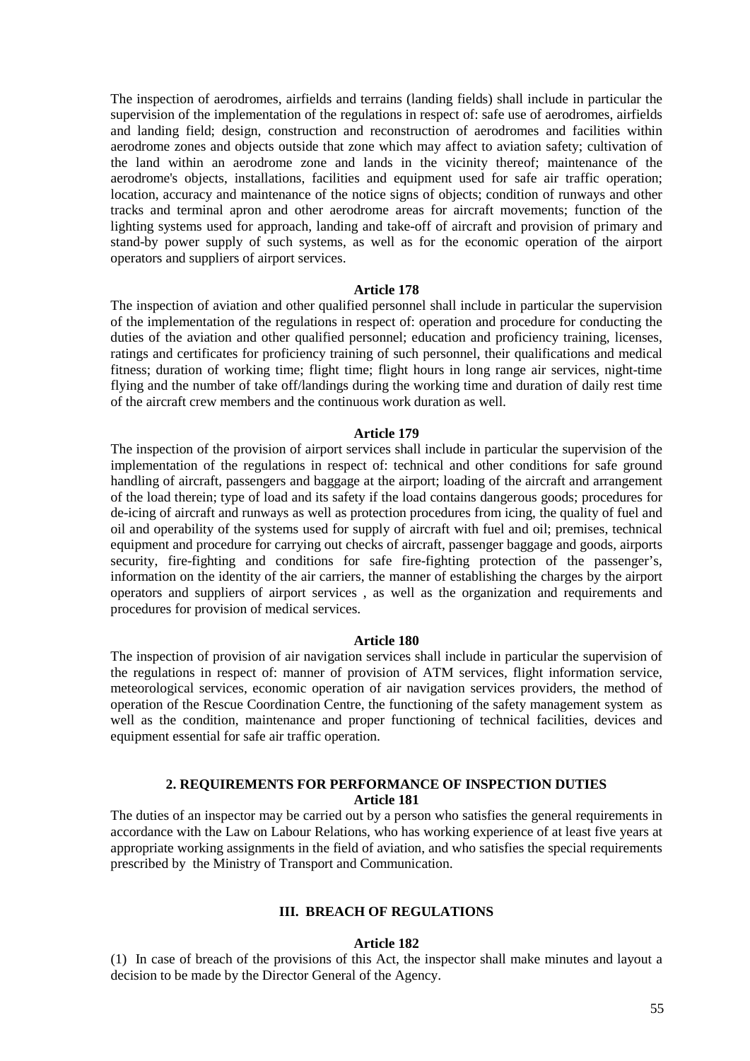The inspection of aerodromes, airfields and terrains (landing fields) shall include in particular the supervision of the implementation of the regulations in respect of: safe use of aerodromes, airfields and landing field; design, construction and reconstruction of aerodromes and facilities within aerodrome zones and objects outside that zone which may affect to aviation safety; cultivation of the land within an aerodrome zone and lands in the vicinity thereof; maintenance of the aerodrome's objects, installations, facilities and equipment used for safe air traffic operation; location, accuracy and maintenance of the notice signs of objects; condition of runways and other tracks and terminal apron and other aerodrome areas for aircraft movements; function of the lighting systems used for approach, landing and take-off of aircraft and provision of primary and stand-by power supply of such systems, as well as for the economic operation of the airport operators and suppliers of airport services.

**Article 178**

The inspection of aviation and other qualified personnel shall include in particular the supervision of the implementation of the regulations in respect of: operation and procedure for conducting the duties of the aviation and other qualified personnel; education and proficiency training, licenses, ratings and certificates for proficiency training of such personnel, their qualifications and medical fitness; duration of working time; flight time; flight hours in long range air services, night-time flying and the number of take off/landings during the working time and duration of daily rest time of the aircraft crew members and the continuous work duration as well.

**Article 179**

The inspection of the provision of airport services shall include in particular the supervision of the implementation of the regulations in respect of: technical and other conditions for safe ground handling of aircraft, passengers and baggage at the airport; loading of the aircraft and arrangement of the load therein; type of load and its safety if the load contains dangerous goods; procedures for de-icing of aircraft and runways as well as protection procedures from icing, the quality of fuel and oil and operability of the systems used for supply of aircraft with fuel and oil; premises, technical equipment and procedure for carrying out checks of aircraft, passenger baggage and goods, airports security, fire-fighting and conditions for safe fire-fighting protection of the passenger's, information on the identity of the air carriers, the manner of establishing the charges by the airport operators and suppliers of airport services , as well as the organization and requirements and procedures for provision of medical services.

**Article 180**

The inspection of provision of air navigation services shall include in particular the supervision of the regulations in respect of: manner of provision of ATM services, flight information service, meteorological services, economic operation of air navigation services providers, the method of operation of the Rescue Coordination Centre, the functioning of the safety management system as well as the condition, maintenance and proper functioning of technical facilities, devices and equipment essential for safe air traffic operation.

### 2. REQUIREMENTS FOR PERFORMANCE OF INSPECTION DUTIES

**Article 181**

The duties of an inspector may be carried out by a person who satisfies the general requirements in accordance with the Law on Labour Relations, who has working experience of at least five years at appropriate working assignments in the field of aviation, and who satisfies the special requirements prescribed by the Ministry of Transport and Communication.

## III. BREACH OF REGULATIONS

**Article 182**

(1) In case of breach of the provisions of this Act, the inspector shall make minutes and layout a decision to be made by the Director General of the Agency.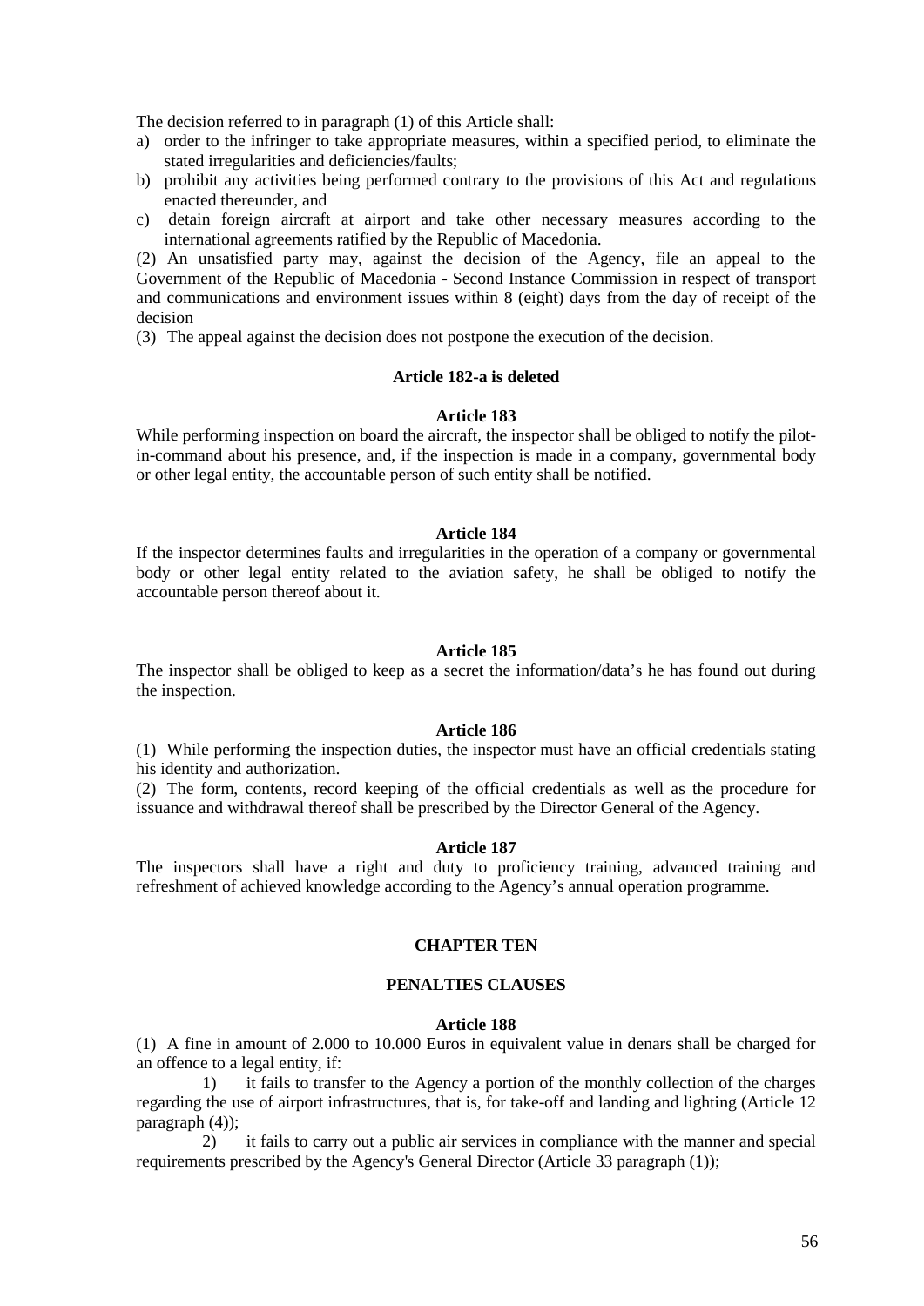The decision referred to in paragraph (1) of this Article shall:

a) order to the infringer to take appropriate measures, within a specified period, to eliminate the stated irregularities and deficiencies/faults;
b) prohibit any activities being performed contrary to the provisions of this Act and regulations enacted thereunder, and
c) detain foreign aircraft at airport and take other necessary measures according to the international agreements ratified by the Republic of Macedonia.

(2) An unsatisfied party may, against the decision of the Agency, file an appeal to the Government of the Republic of Macedonia - Second Instance Commission in respect of transport and communications and environment issues within 8 (eight) days from the day of receipt of the decision

(3) The appeal against the decision does not postpone the execution of the decision.

**Article 182-a is deleted**

**Article 183**

While performing inspection on board the aircraft, the inspector shall be obliged to notify the pilot-in-command about his presence, and, if the inspection is made in a company, governmental body or other legal entity, the accountable person of such entity shall be notified.

**Article 184**

If the inspector determines faults and irregularities in the operation of a company or governmental body or other legal entity related to the aviation safety, he shall be obliged to notify the accountable person thereof about it.

**Article 185**

The inspector shall be obliged to keep as a secret the information/data's he has found out during the inspection.

**Article 186**

(1) While performing the inspection duties, the inspector must have an official credentials stating his identity and authorization.

(2) The form, contents, record keeping of the official credentials as well as the procedure for issuance and withdrawal thereof shall be prescribed by the Director General of the Agency.

**Article 187**

The inspectors shall have a right and duty to proficiency training, advanced training and refreshment of achieved knowledge according to the Agency's annual operation programme.

## CHAPTER TEN

## PENALTIES CLAUSES

**Article 188**

(1) A fine in amount of 2.000 to 10.000 Euros in equivalent value in denars shall be charged for an offence to a legal entity, if:

1) it fails to transfer to the Agency a portion of the monthly collection of the charges regarding the use of airport infrastructures, that is, for take-off and landing and lighting (Article 12 paragraph (4));

2) it fails to carry out a public air services in compliance with the manner and special requirements prescribed by the Agency's General Director (Article 33 paragraph (1));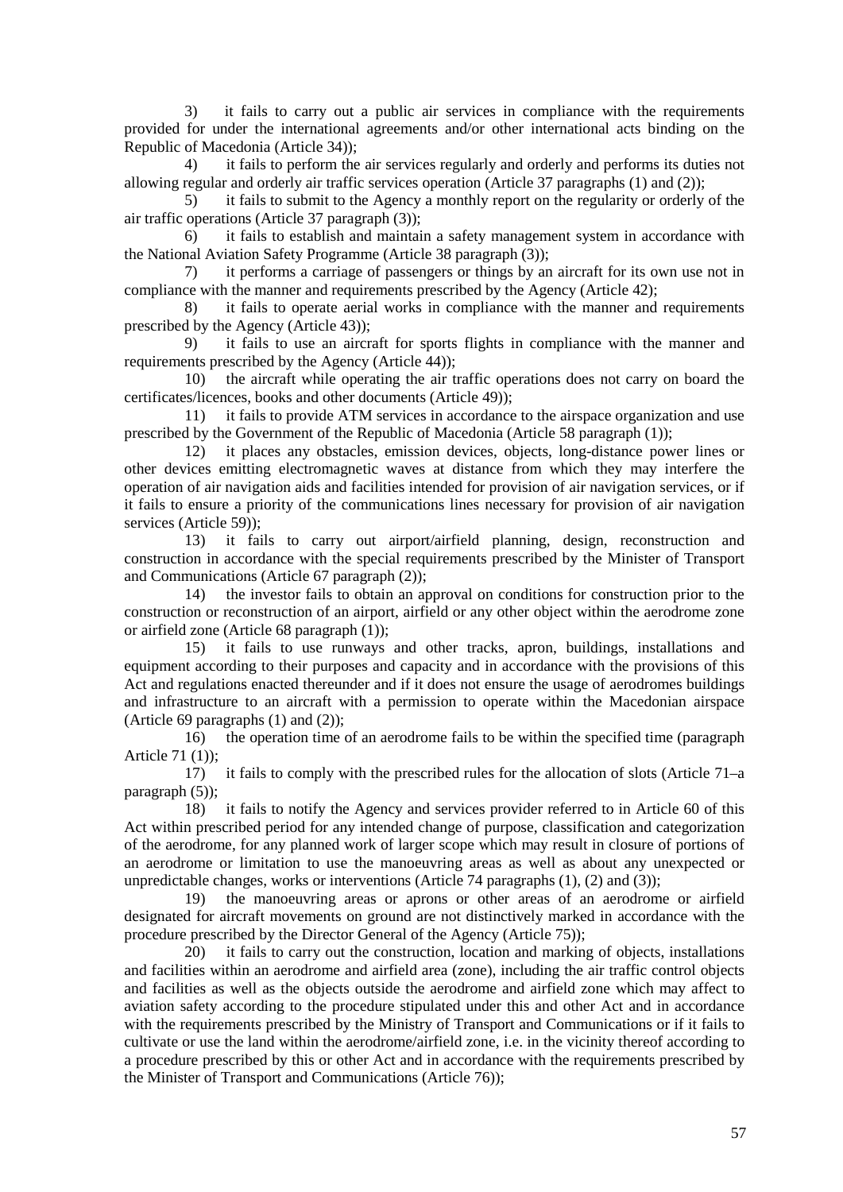3) it fails to carry out a public air services in compliance with the requirements provided for under the international agreements and/or other international acts binding on the Republic of Macedonia (Article 34));

4) it fails to perform the air services regularly and orderly and performs its duties not allowing regular and orderly air traffic services operation (Article 37 paragraphs (1) and (2));

5) it fails to submit to the Agency a monthly report on the regularity or orderly of the air traffic operations (Article 37 paragraph (3));

6) it fails to establish and maintain a safety management system in accordance with the National Aviation Safety Programme (Article 38 paragraph (3));

7) it performs a carriage of passengers or things by an aircraft for its own use not in compliance with the manner and requirements prescribed by the Agency (Article 42);

8) it fails to operate aerial works in compliance with the manner and requirements prescribed by the Agency (Article 43));

9) it fails to use an aircraft for sports flights in compliance with the manner and requirements prescribed by the Agency (Article 44));

10) the aircraft while operating the air traffic operations does not carry on board the certificates/licences, books and other documents (Article 49));

11) it fails to provide ATM services in accordance to the airspace organization and use prescribed by the Government of the Republic of Macedonia (Article 58 paragraph (1));

12) it places any obstacles, emission devices, objects, long-distance power lines or other devices emitting electromagnetic waves at distance from which they may interfere the operation of air navigation aids and facilities intended for provision of air navigation services, or if it fails to ensure a priority of the communications lines necessary for provision of air navigation services (Article 59));

13) it fails to carry out airport/airfield planning, design, reconstruction and construction in accordance with the special requirements prescribed by the Minister of Transport and Communications (Article 67 paragraph (2));

14) the investor fails to obtain an approval on conditions for construction prior to the construction or reconstruction of an airport, airfield or any other object within the aerodrome zone or airfield zone (Article 68 paragraph (1));

15) it fails to use runways and other tracks, apron, buildings, installations and equipment according to their purposes and capacity and in accordance with the provisions of this Act and regulations enacted thereunder and if it does not ensure the usage of aerodromes buildings and infrastructure to an aircraft with a permission to operate within the Macedonian airspace (Article 69 paragraphs (1) and (2));

16) the operation time of an aerodrome fails to be within the specified time (paragraph Article 71 (1));

17) it fails to comply with the prescribed rules for the allocation of slots (Article 71–a paragraph (5));

18) it fails to notify the Agency and services provider referred to in Article 60 of this Act within prescribed period for any intended change of purpose, classification and categorization of the aerodrome, for any planned work of larger scope which may result in closure of portions of an aerodrome or limitation to use the manoeuvring areas as well as about any unexpected or unpredictable changes, works or interventions (Article 74 paragraphs (1), (2) and (3));

19) the manoeuvring areas or aprons or other areas of an aerodrome or airfield designated for aircraft movements on ground are not distinctively marked in accordance with the procedure prescribed by the Director General of the Agency (Article 75));

20) it fails to carry out the construction, location and marking of objects, installations and facilities within an aerodrome and airfield area (zone), including the air traffic control objects and facilities as well as the objects outside the aerodrome and airfield zone which may affect to aviation safety according to the procedure stipulated under this and other Act and in accordance with the requirements prescribed by the Ministry of Transport and Communications or if it fails to cultivate or use the land within the aerodrome/airfield zone, i.e. in the vicinity thereof according to a procedure prescribed by this or other Act and in accordance with the requirements prescribed by the Minister of Transport and Communications (Article 76));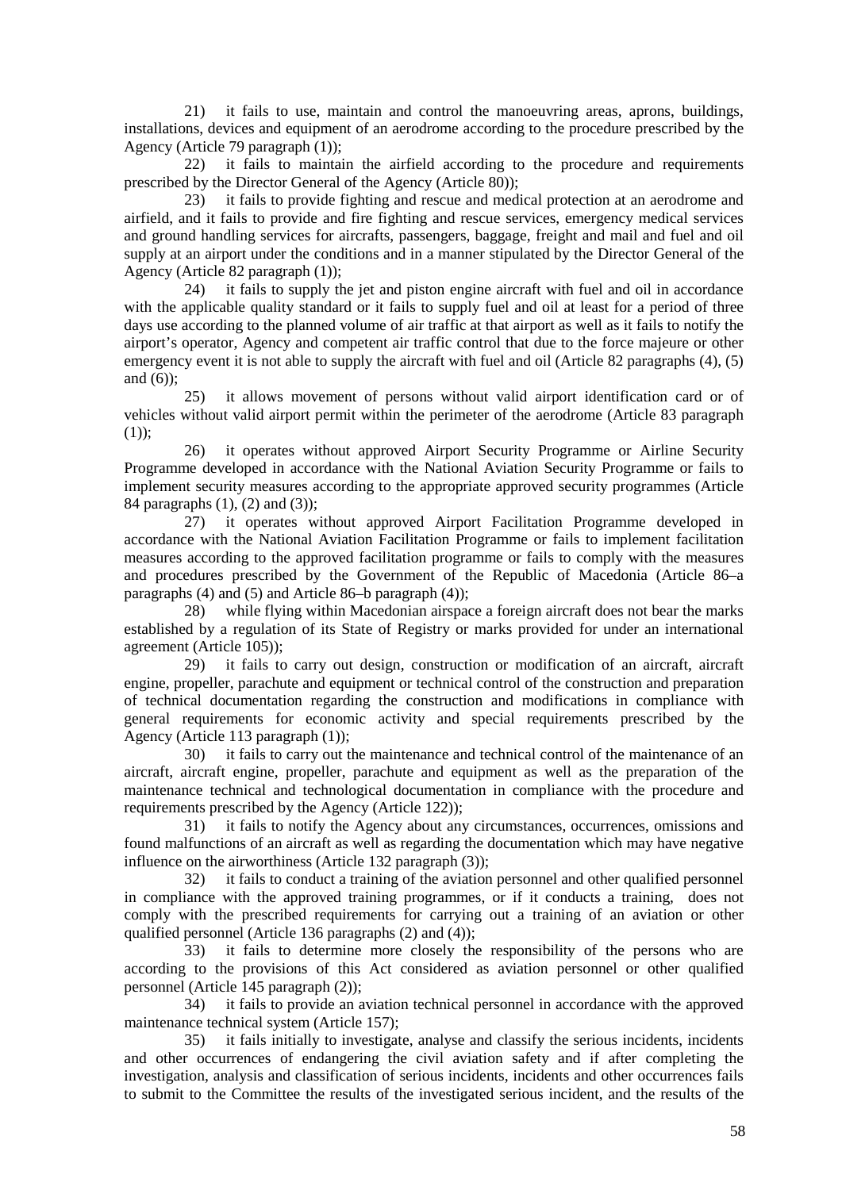21) it fails to use, maintain and control the manoeuvring areas, aprons, buildings, installations, devices and equipment of an aerodrome according to the procedure prescribed by the Agency (Article 79 paragraph (1));

22) it fails to maintain the airfield according to the procedure and requirements prescribed by the Director General of the Agency (Article 80));

23) it fails to provide fighting and rescue and medical protection at an aerodrome and airfield, and it fails to provide and fire fighting and rescue services, emergency medical services and ground handling services for aircrafts, passengers, baggage, freight and mail and fuel and oil supply at an airport under the conditions and in a manner stipulated by the Director General of the Agency (Article 82 paragraph (1));

24) it fails to supply the jet and piston engine aircraft with fuel and oil in accordance with the applicable quality standard or it fails to supply fuel and oil at least for a period of three days use according to the planned volume of air traffic at that airport as well as it fails to notify the airport's operator, Agency and competent air traffic control that due to the force majeure or other emergency event it is not able to supply the aircraft with fuel and oil (Article 82 paragraphs (4), (5) and (6));

25) it allows movement of persons without valid airport identification card or of vehicles without valid airport permit within the perimeter of the aerodrome (Article 83 paragraph (1));

26) it operates without approved Airport Security Programme or Airline Security Programme developed in accordance with the National Aviation Security Programme or fails to implement security measures according to the appropriate approved security programmes (Article 84 paragraphs (1), (2) and (3));

27) it operates without approved Airport Facilitation Programme developed in accordance with the National Aviation Facilitation Programme or fails to implement facilitation measures according to the approved facilitation programme or fails to comply with the measures and procedures prescribed by the Government of the Republic of Macedonia (Article 86–a paragraphs (4) and (5) and Article 86–b paragraph (4));

28) while flying within Macedonian airspace a foreign aircraft does not bear the marks established by a regulation of its State of Registry or marks provided for under an international agreement (Article 105));

29) it fails to carry out design, construction or modification of an aircraft, aircraft engine, propeller, parachute and equipment or technical control of the construction and preparation of technical documentation regarding the construction and modifications in compliance with general requirements for economic activity and special requirements prescribed by the Agency (Article 113 paragraph (1));

30) it fails to carry out the maintenance and technical control of the maintenance of an aircraft, aircraft engine, propeller, parachute and equipment as well as the preparation of the maintenance technical and technological documentation in compliance with the procedure and requirements prescribed by the Agency (Article 122));

31) it fails to notify the Agency about any circumstances, occurrences, omissions and found malfunctions of an aircraft as well as regarding the documentation which may have negative influence on the airworthiness (Article 132 paragraph (3));

32) it fails to conduct a training of the aviation personnel and other qualified personnel in compliance with the approved training programmes, or if it conducts a training, does not comply with the prescribed requirements for carrying out a training of an aviation or other qualified personnel (Article 136 paragraphs (2) and (4));

33) it fails to determine more closely the responsibility of the persons who are according to the provisions of this Act considered as aviation personnel or other qualified personnel (Article 145 paragraph (2));

34) it fails to provide an aviation technical personnel in accordance with the approved maintenance technical system (Article 157);

35) it fails initially to investigate, analyse and classify the serious incidents, incidents and other occurrences of endangering the civil aviation safety and if after completing the investigation, analysis and classification of serious incidents, incidents and other occurrences fails to submit to the Committee the results of the investigated serious incident, and the results of the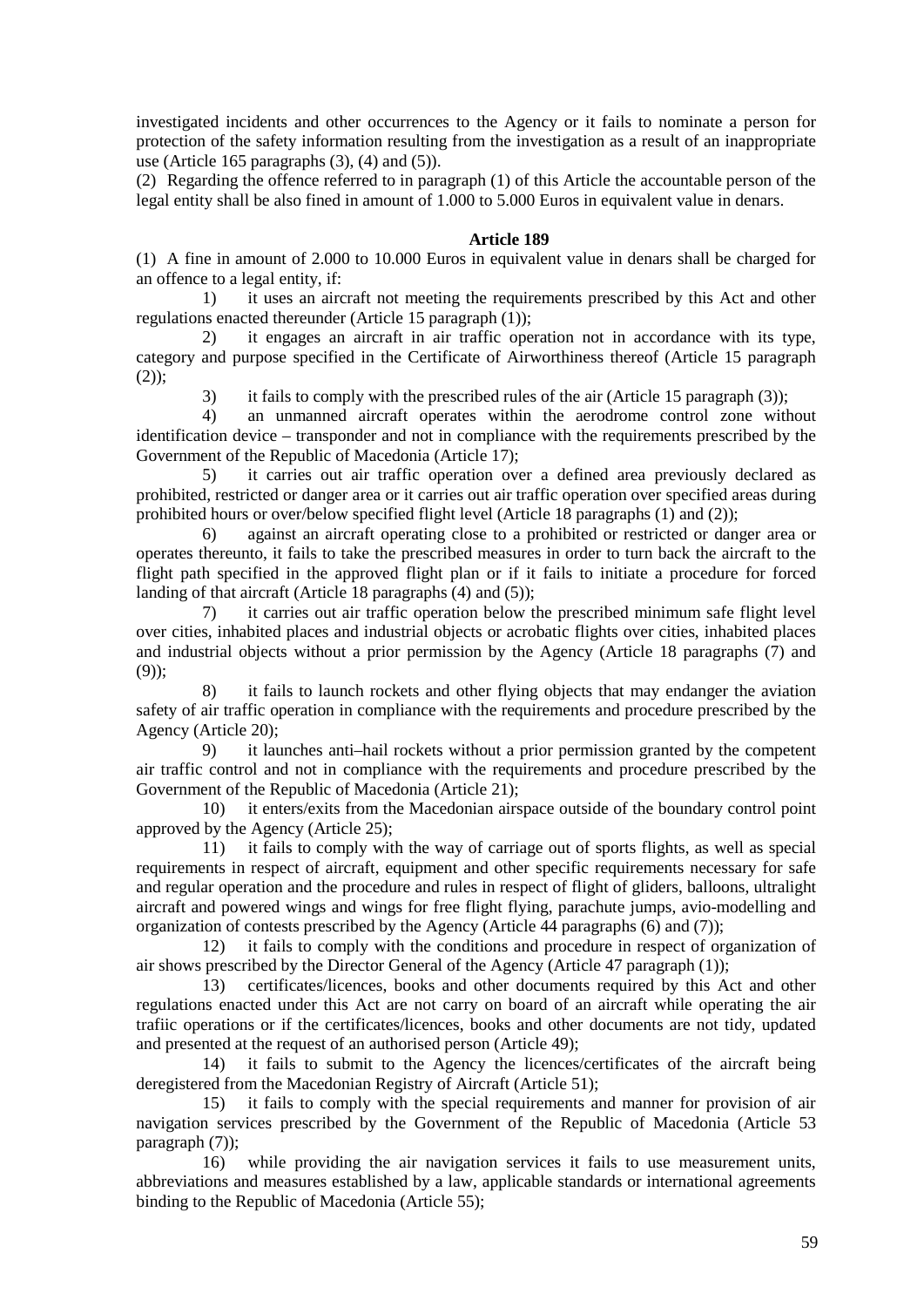investigated incidents and other occurrences to the Agency or it fails to nominate a person for protection of the safety information resulting from the investigation as a result of an inappropriate use (Article 165 paragraphs (3), (4) and (5)).

(2) Regarding the offence referred to in paragraph (1) of this Article the accountable person of the legal entity shall be also fined in amount of 1.000 to 5.000 Euros in equivalent value in denars.

**Article 189**

(1) A fine in amount of 2.000 to 10.000 Euros in equivalent value in denars shall be charged for an offence to a legal entity, if:

1) it uses an aircraft not meeting the requirements prescribed by this Act and other regulations enacted thereunder (Article 15 paragraph (1));

2) it engages an aircraft in air traffic operation not in accordance with its type, category and purpose specified in the Certificate of Airworthiness thereof (Article 15 paragraph (2));

3) it fails to comply with the prescribed rules of the air (Article 15 paragraph (3));

4) an unmanned aircraft operates within the aerodrome control zone without identification device – transponder and not in compliance with the requirements prescribed by the Government of the Republic of Macedonia (Article 17);

5) it carries out air traffic operation over a defined area previously declared as prohibited, restricted or danger area or it carries out air traffic operation over specified areas during prohibited hours or over/below specified flight level (Article 18 paragraphs (1) and (2));

6) against an aircraft operating close to a prohibited or restricted or danger area or operates thereunto, it fails to take the prescribed measures in order to turn back the aircraft to the flight path specified in the approved flight plan or if it fails to initiate a procedure for forced landing of that aircraft (Article 18 paragraphs (4) and (5));

7) it carries out air traffic operation below the prescribed minimum safe flight level over cities, inhabited places and industrial objects or acrobatic flights over cities, inhabited places and industrial objects without a prior permission by the Agency (Article 18 paragraphs (7) and (9));

8) it fails to launch rockets and other flying objects that may endanger the aviation safety of air traffic operation in compliance with the requirements and procedure prescribed by the Agency (Article 20);

9) it launches anti–hail rockets without a prior permission granted by the competent air traffic control and not in compliance with the requirements and procedure prescribed by the Government of the Republic of Macedonia (Article 21);

10) it enters/exits from the Macedonian airspace outside of the boundary control point approved by the Agency (Article 25);

11) it fails to comply with the way of carriage out of sports flights, as well as special requirements in respect of aircraft, equipment and other specific requirements necessary for safe and regular operation and the procedure and rules in respect of flight of gliders, balloons, ultralight aircraft and powered wings and wings for free flight flying, parachute jumps, avio-modelling and organization of contests prescribed by the Agency (Article 44 paragraphs (6) and (7));

12) it fails to comply with the conditions and procedure in respect of organization of air shows prescribed by the Director General of the Agency (Article 47 paragraph (1));

13) certificates/licences, books and other documents required by this Act and other regulations enacted under this Act are not carry on board of an aircraft while operating the air trafiic operations or if the certificates/licences, books and other documents are not tidy, updated and presented at the request of an authorised person (Article 49);

14) it fails to submit to the Agency the licences/certificates of the aircraft being deregistered from the Macedonian Registry of Aircraft (Article 51);

15) it fails to comply with the special requirements and manner for provision of air navigation services prescribed by the Government of the Republic of Macedonia (Article 53 paragraph (7));

16) while providing the air navigation services it fails to use measurement units, abbreviations and measures established by a law, applicable standards or international agreements binding to the Republic of Macedonia (Article 55);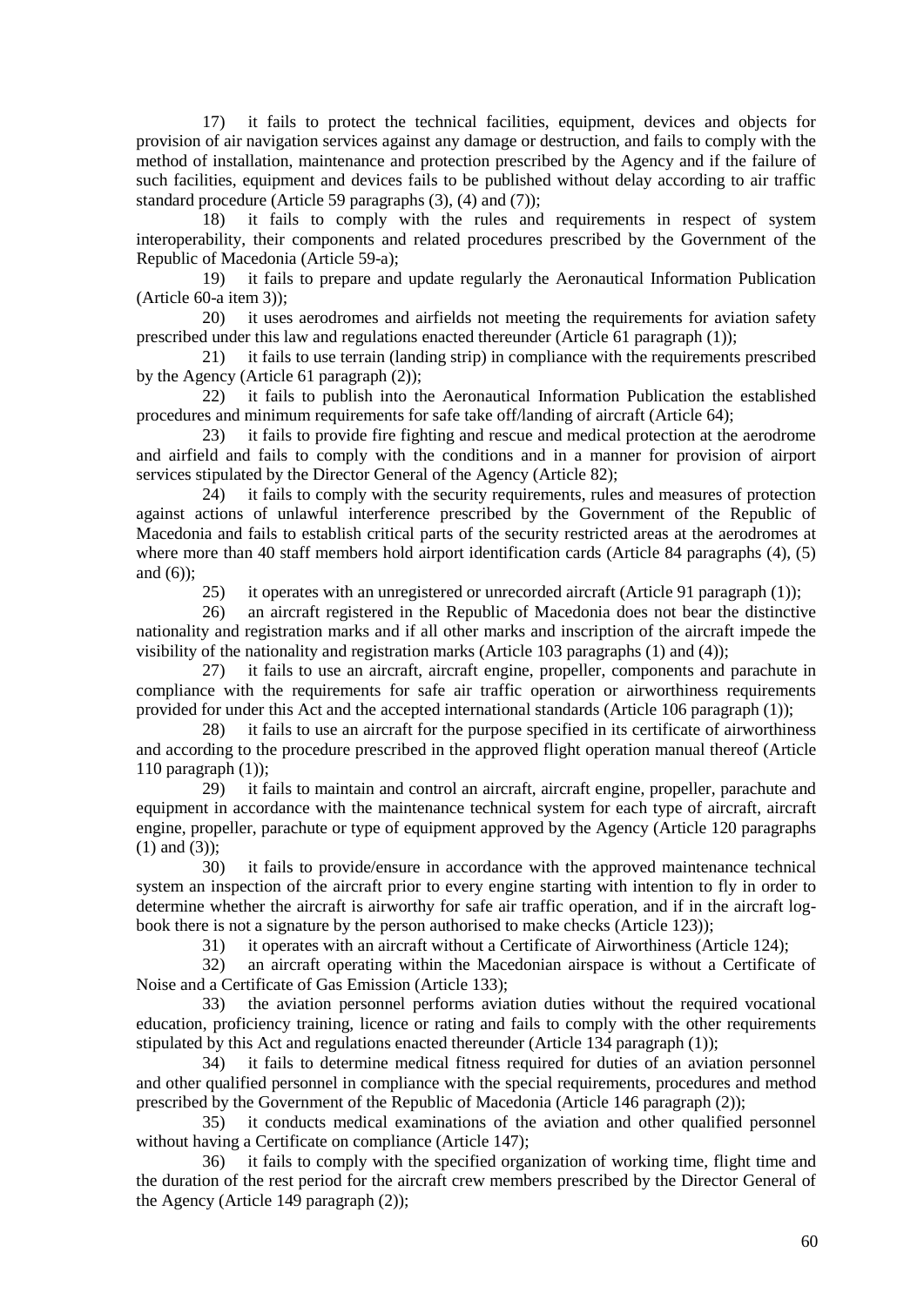17) it fails to protect the technical facilities, equipment, devices and objects for provision of air navigation services against any damage or destruction, and fails to comply with the method of installation, maintenance and protection prescribed by the Agency and if the failure of such facilities, equipment and devices fails to be published without delay according to air traffic standard procedure (Article 59 paragraphs (3), (4) and (7));

18) it fails to comply with the rules and requirements in respect of system interoperability, their components and related procedures prescribed by the Government of the Republic of Macedonia (Article 59-a);

19) it fails to prepare and update regularly the Aeronautical Information Publication (Article 60-a item 3));

20) it uses aerodromes and airfields not meeting the requirements for aviation safety prescribed under this law and regulations enacted thereunder (Article 61 paragraph (1));

21) it fails to use terrain (landing strip) in compliance with the requirements prescribed by the Agency (Article 61 paragraph (2));

22) it fails to publish into the Aeronautical Information Publication the established procedures and minimum requirements for safe take off/landing of aircraft (Article 64);

23) it fails to provide fire fighting and rescue and medical protection at the aerodrome and airfield and fails to comply with the conditions and in a manner for provision of airport services stipulated by the Director General of the Agency (Article 82);

24) it fails to comply with the security requirements, rules and measures of protection against actions of unlawful interference prescribed by the Government of the Republic of Macedonia and fails to establish critical parts of the security restricted areas at the aerodromes at where more than 40 staff members hold airport identification cards (Article 84 paragraphs (4), (5) and (6));

25) it operates with an unregistered or unrecorded aircraft (Article 91 paragraph (1));

26) an aircraft registered in the Republic of Macedonia does not bear the distinctive nationality and registration marks and if all other marks and inscription of the aircraft impede the visibility of the nationality and registration marks (Article 103 paragraphs (1) and (4));

27) it fails to use an aircraft, aircraft engine, propeller, components and parachute in compliance with the requirements for safe air traffic operation or airworthiness requirements provided for under this Act and the accepted international standards (Article 106 paragraph (1));

28) it fails to use an aircraft for the purpose specified in its certificate of airworthiness and according to the procedure prescribed in the approved flight operation manual thereof (Article 110 paragraph (1));

29) it fails to maintain and control an aircraft, aircraft engine, propeller, parachute and equipment in accordance with the maintenance technical system for each type of aircraft, aircraft engine, propeller, parachute or type of equipment approved by the Agency (Article 120 paragraphs (1) and (3));

30) it fails to provide/ensure in accordance with the approved maintenance technical system an inspection of the aircraft prior to every engine starting with intention to fly in order to determine whether the aircraft is airworthy for safe air traffic operation, and if in the aircraft log-book there is not a signature by the person authorised to make checks (Article 123));

31) it operates with an aircraft without a Certificate of Airworthiness (Article 124);

32) an aircraft operating within the Macedonian airspace is without a Certificate of Noise and a Certificate of Gas Emission (Article 133);

33) the aviation personnel performs aviation duties without the required vocational education, proficiency training, licence or rating and fails to comply with the other requirements stipulated by this Act and regulations enacted thereunder (Article 134 paragraph (1));

34) it fails to determine medical fitness required for duties of an aviation personnel and other qualified personnel in compliance with the special requirements, procedures and method prescribed by the Government of the Republic of Macedonia (Article 146 paragraph (2));

35) it conducts medical examinations of the aviation and other qualified personnel without having a Certificate on compliance (Article 147);

36) it fails to comply with the specified organization of working time, flight time and the duration of the rest period for the aircraft crew members prescribed by the Director General of the Agency (Article 149 paragraph (2));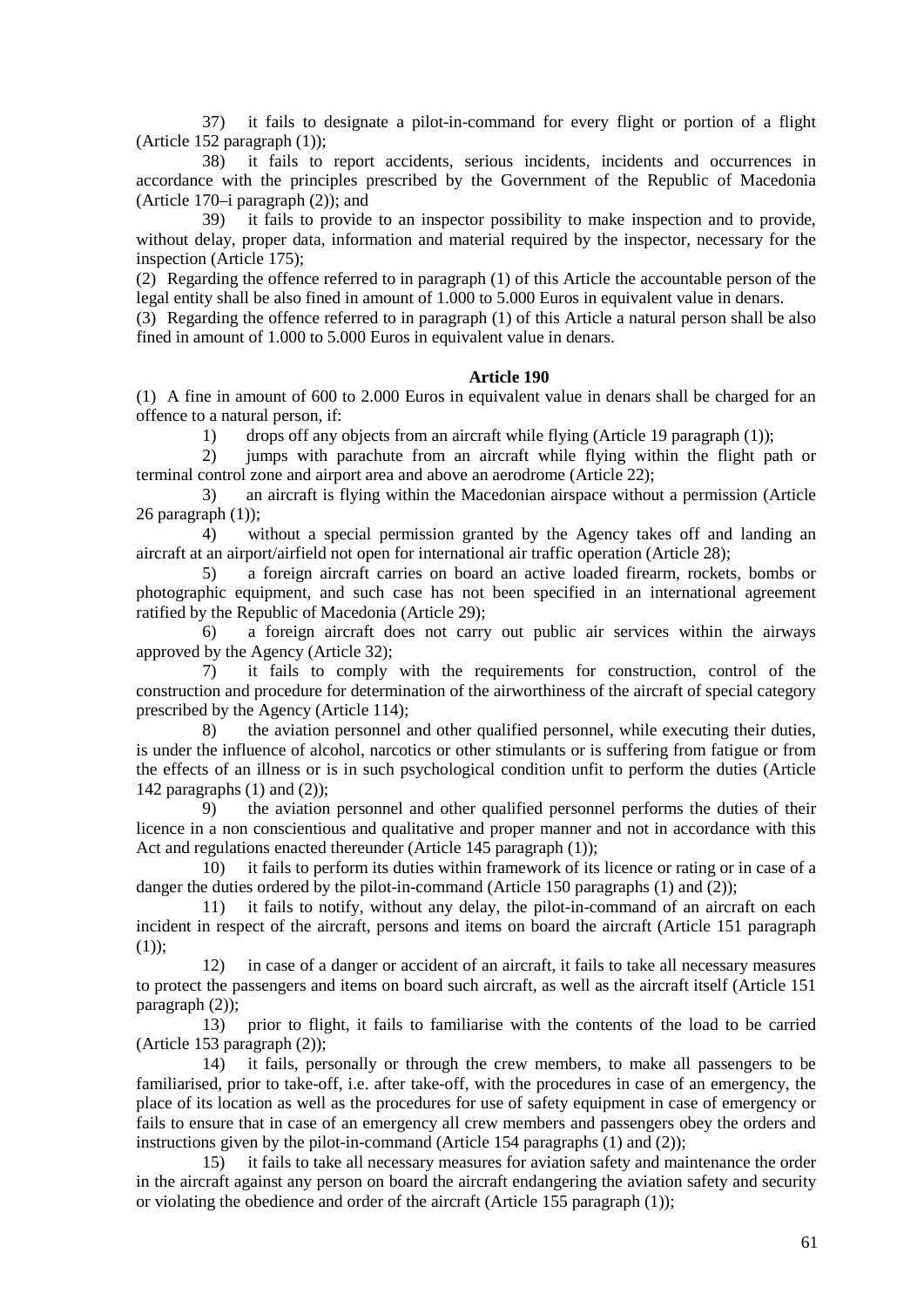37) it fails to designate a pilot-in-command for every flight or portion of a flight (Article 152 paragraph (1));

38) it fails to report accidents, serious incidents, incidents and occurrences in accordance with the principles prescribed by the Government of the Republic of Macedonia (Article 170–i paragraph (2)); and

39) it fails to provide to an inspector possibility to make inspection and to provide, without delay, proper data, information and material required by the inspector, necessary for the inspection (Article 175);

(2) Regarding the offence referred to in paragraph (1) of this Article the accountable person of the legal entity shall be also fined in amount of 1.000 to 5.000 Euros in equivalent value in denars.

(3) Regarding the offence referred to in paragraph (1) of this Article a natural person shall be also fined in amount of 1.000 to 5.000 Euros in equivalent value in denars.

**Article 190**

(1) A fine in amount of 600 to 2.000 Euros in equivalent value in denars shall be charged for an offence to a natural person, if:

1) drops off any objects from an aircraft while flying (Article 19 paragraph (1));

2) jumps with parachute from an aircraft while flying within the flight path or terminal control zone and airport area and above an aerodrome (Article 22);

3) an aircraft is flying within the Macedonian airspace without a permission (Article 26 paragraph (1));

4) without a special permission granted by the Agency takes off and landing an aircraft at an airport/airfield not open for international air traffic operation (Article 28);

5) a foreign aircraft carries on board an active loaded firearm, rockets, bombs or photographic equipment, and such case has not been specified in an international agreement ratified by the Republic of Macedonia (Article 29);

6) a foreign aircraft does not carry out public air services within the airways approved by the Agency (Article 32);

7) it fails to comply with the requirements for construction, control of the construction and procedure for determination of the airworthiness of the aircraft of special category prescribed by the Agency (Article 114);

8) the aviation personnel and other qualified personnel, while executing their duties, is under the influence of alcohol, narcotics or other stimulants or is suffering from fatigue or from the effects of an illness or is in such psychological condition unfit to perform the duties (Article 142 paragraphs (1) and (2));

9) the aviation personnel and other qualified personnel performs the duties of their licence in a non conscientious and qualitative and proper manner and not in accordance with this Act and regulations enacted thereunder (Article 145 paragraph (1));

10) it fails to perform its duties within framework of its licence or rating or in case of a danger the duties ordered by the pilot-in-command (Article 150 paragraphs (1) and (2));

11) it fails to notify, without any delay, the pilot-in-command of an aircraft on each incident in respect of the aircraft, persons and items on board the aircraft (Article 151 paragraph (1));

12) in case of a danger or accident of an aircraft, it fails to take all necessary measures to protect the passengers and items on board such aircraft, as well as the aircraft itself (Article 151 paragraph (2));

13) prior to flight, it fails to familiarise with the contents of the load to be carried (Article 153 paragraph (2));

14) it fails, personally or through the crew members, to make all passengers to be familiarised, prior to take-off, i.e. after take-off, with the procedures in case of an emergency, the place of its location as well as the procedures for use of safety equipment in case of emergency or fails to ensure that in case of an emergency all crew members and passengers obey the orders and instructions given by the pilot-in-command (Article 154 paragraphs (1) and (2));

15) it fails to take all necessary measures for aviation safety and maintenance the order in the aircraft against any person on board the aircraft endangering the aviation safety and security or violating the obedience and order of the aircraft (Article 155 paragraph (1));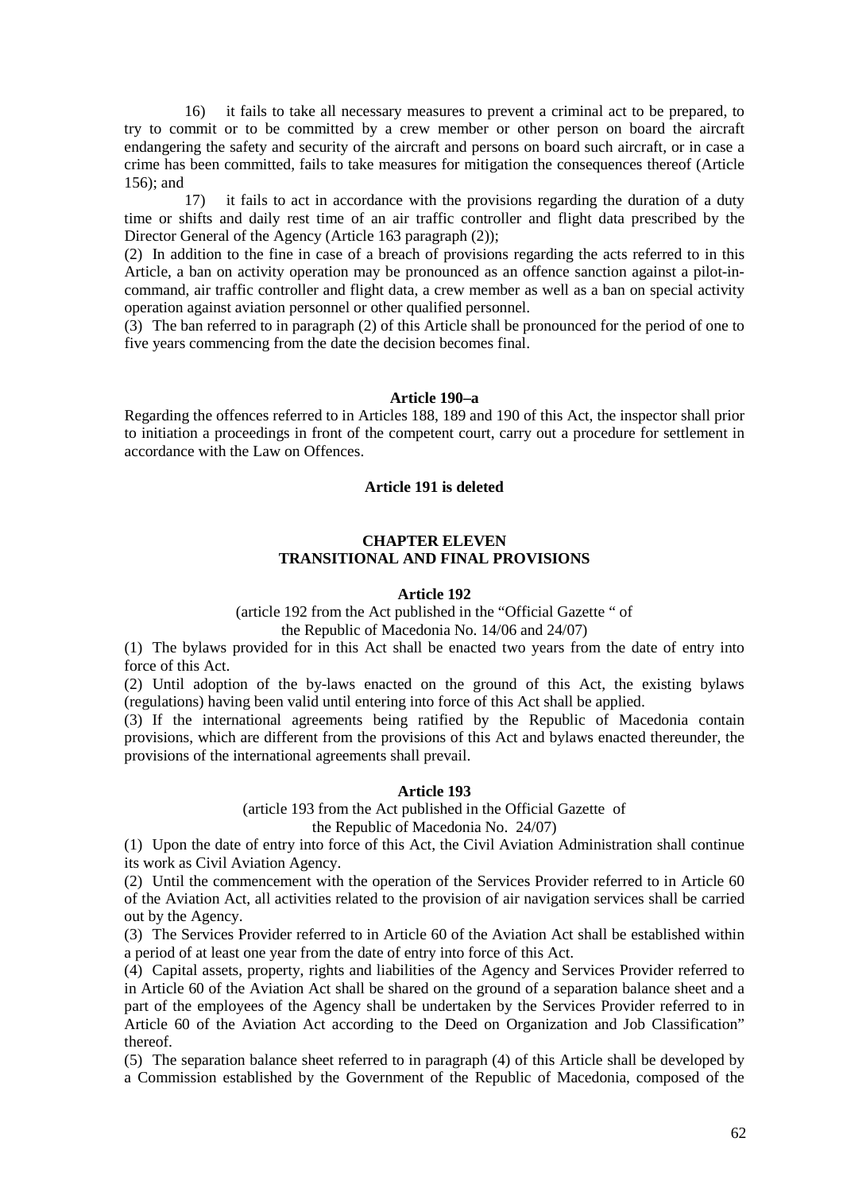16) it fails to take all necessary measures to prevent a criminal act to be prepared, to try to commit or to be committed by a crew member or other person on board the aircraft endangering the safety and security of the aircraft and persons on board such aircraft, or in case a crime has been committed, fails to take measures for mitigation the consequences thereof (Article 156); and

17) it fails to act in accordance with the provisions regarding the duration of a duty time or shifts and daily rest time of an air traffic controller and flight data prescribed by the Director General of the Agency (Article 163 paragraph (2));

(2) In addition to the fine in case of a breach of provisions regarding the acts referred to in this Article, a ban on activity operation may be pronounced as an offence sanction against a pilot-in-command, air traffic controller and flight data, a crew member as well as a ban on special activity operation against aviation personnel or other qualified personnel.

(3) The ban referred to in paragraph (2) of this Article shall be pronounced for the period of one to five years commencing from the date the decision becomes final.

**Article 190–a**

Regarding the offences referred to in Articles 188, 189 and 190 of this Act, the inspector shall prior to initiation a proceedings in front of the competent court, carry out a procedure for settlement in accordance with the Law on Offences.

**Article 191 is deleted**

## CHAPTER ELEVEN
## TRANSITIONAL AND FINAL PROVISIONS

**Article 192**

(article 192 from the Act published in the "Official Gazette " of the Republic of Macedonia No. 14/06 and 24/07)

(1) The bylaws provided for in this Act shall be enacted two years from the date of entry into force of this Act.

(2) Until adoption of the by-laws enacted on the ground of this Act, the existing bylaws (regulations) having been valid until entering into force of this Act shall be applied.

(3) If the international agreements being ratified by the Republic of Macedonia contain provisions, which are different from the provisions of this Act and bylaws enacted thereunder, the provisions of the international agreements shall prevail.

**Article 193**

(article 193 from the Act published in the Official Gazette of the Republic of Macedonia No. 24/07)

(1) Upon the date of entry into force of this Act, the Civil Aviation Administration shall continue its work as Civil Aviation Agency.

(2) Until the commencement with the operation of the Services Provider referred to in Article 60 of the Aviation Act, all activities related to the provision of air navigation services shall be carried out by the Agency.

(3) The Services Provider referred to in Article 60 of the Aviation Act shall be established within a period of at least one year from the date of entry into force of this Act.

(4) Capital assets, property, rights and liabilities of the Agency and Services Provider referred to in Article 60 of the Aviation Act shall be shared on the ground of a separation balance sheet and a part of the employees of the Agency shall be undertaken by the Services Provider referred to in Article 60 of the Aviation Act according to the Deed on Organization and Job Classification" thereof.

(5) The separation balance sheet referred to in paragraph (4) of this Article shall be developed by a Commission established by the Government of the Republic of Macedonia, composed of the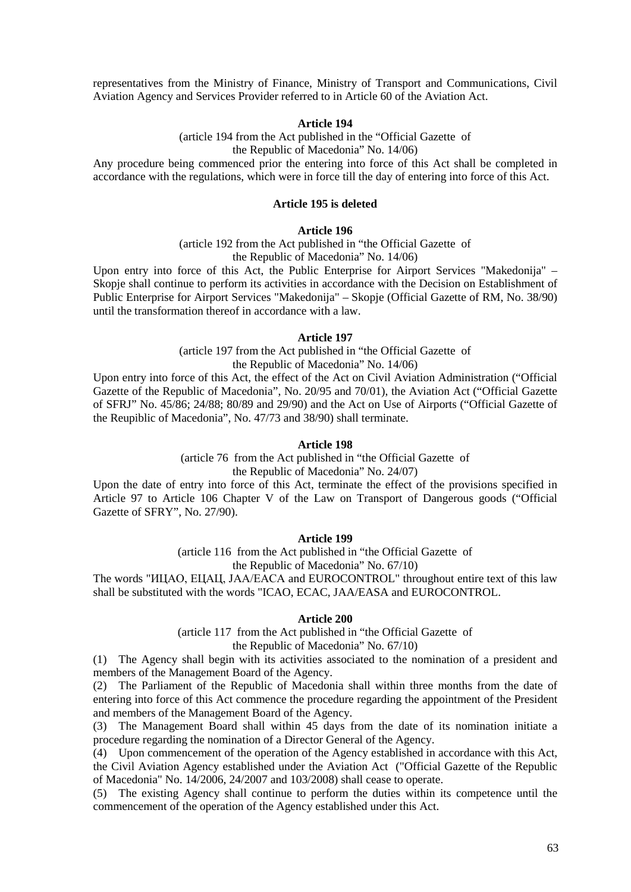representatives from the Ministry of Finance, Ministry of Transport and Communications, Civil Aviation Agency and Services Provider referred to in Article 60 of the Aviation Act.

**Article 194**

(article 194 from the Act published in the "Official Gazette of the Republic of Macedonia" No. 14/06)

Any procedure being commenced prior the entering into force of this Act shall be completed in accordance with the regulations, which were in force till the day of entering into force of this Act.

**Article 195 is deleted**

**Article 196**

(article 192 from the Act published in "the Official Gazette of the Republic of Macedonia" No. 14/06)

Upon entry into force of this Act, the Public Enterprise for Airport Services "Makedonija" – Skopje shall continue to perform its activities in accordance with the Decision on Establishment of Public Enterprise for Airport Services "Makedonija" – Skopje (Official Gazette of RM, No. 38/90) until the transformation thereof in accordance with a law.

**Article 197**

(article 197 from the Act published in "the Official Gazette of the Republic of Macedonia" No. 14/06)

Upon entry into force of this Act, the effect of the Act on Civil Aviation Administration ("Official Gazette of the Republic of Macedonia", No. 20/95 and 70/01), the Aviation Act ("Official Gazette of SFRJ" No. 45/86; 24/88; 80/89 and 29/90) and the Act on Use of Airports ("Official Gazette of the Reupiblic of Macedonia", No. 47/73 and 38/90) shall terminate.

**Article 198**

(article 76 from the Act published in "the Official Gazette of the Republic of Macedonia" No. 24/07)

Upon the date of entry into force of this Act, terminate the effect of the provisions specified in Article 97 to Article 106 Chapter V of the Law on Transport of Dangerous goods ("Official Gazette of SFRY", No. 27/90).

**Article 199**

(article 116 from the Act published in "the Official Gazette of the Republic of Macedonia" No. 67/10)

The words "ИЦАО, ЕЦАЦ, JAA/EACA and EUROCONTROL" throughout entire text of this law shall be substituted with the words "ICAO, ECAC, JAA/EASA and EUROCONTROL.

**Article 200**

(article 117 from the Act published in "the Official Gazette of the Republic of Macedonia" No. 67/10)

(1) The Agency shall begin with its activities associated to the nomination of a president and members of the Management Board of the Agency.

(2) The Parliament of the Republic of Macedonia shall within three months from the date of entering into force of this Act commence the procedure regarding the appointment of the President and members of the Management Board of the Agency.

(3) The Management Board shall within 45 days from the date of its nomination initiate a procedure regarding the nomination of a Director General of the Agency.

(4) Upon commencement of the operation of the Agency established in accordance with this Act, the Civil Aviation Agency established under the Aviation Act ("Official Gazette of the Republic of Macedonia" No. 14/2006, 24/2007 and 103/2008) shall cease to operate.

(5) The existing Agency shall continue to perform the duties within its competence until the commencement of the operation of the Agency established under this Act.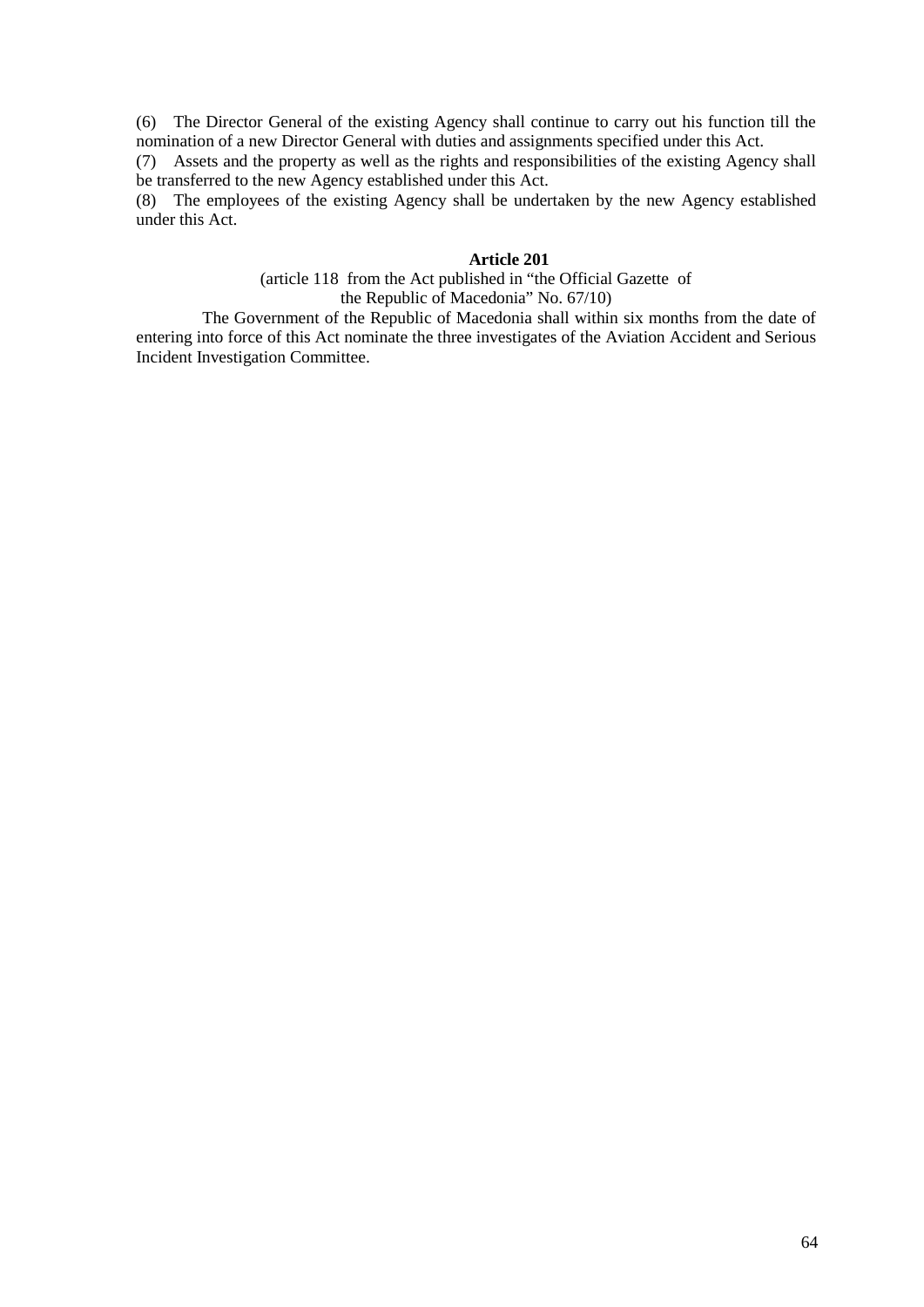(6) The Director General of the existing Agency shall continue to carry out his function till the nomination of a new Director General with duties and assignments specified under this Act.

(7) Assets and the property as well as the rights and responsibilities of the existing Agency shall be transferred to the new Agency established under this Act.

(8) The employees of the existing Agency shall be undertaken by the new Agency established under this Act.

**Article 201**

(article 118 from the Act published in "the Official Gazette of the Republic of Macedonia" No. 67/10)

The Government of the Republic of Macedonia shall within six months from the date of entering into force of this Act nominate the three investigates of the Aviation Accident and Serious Incident Investigation Committee.